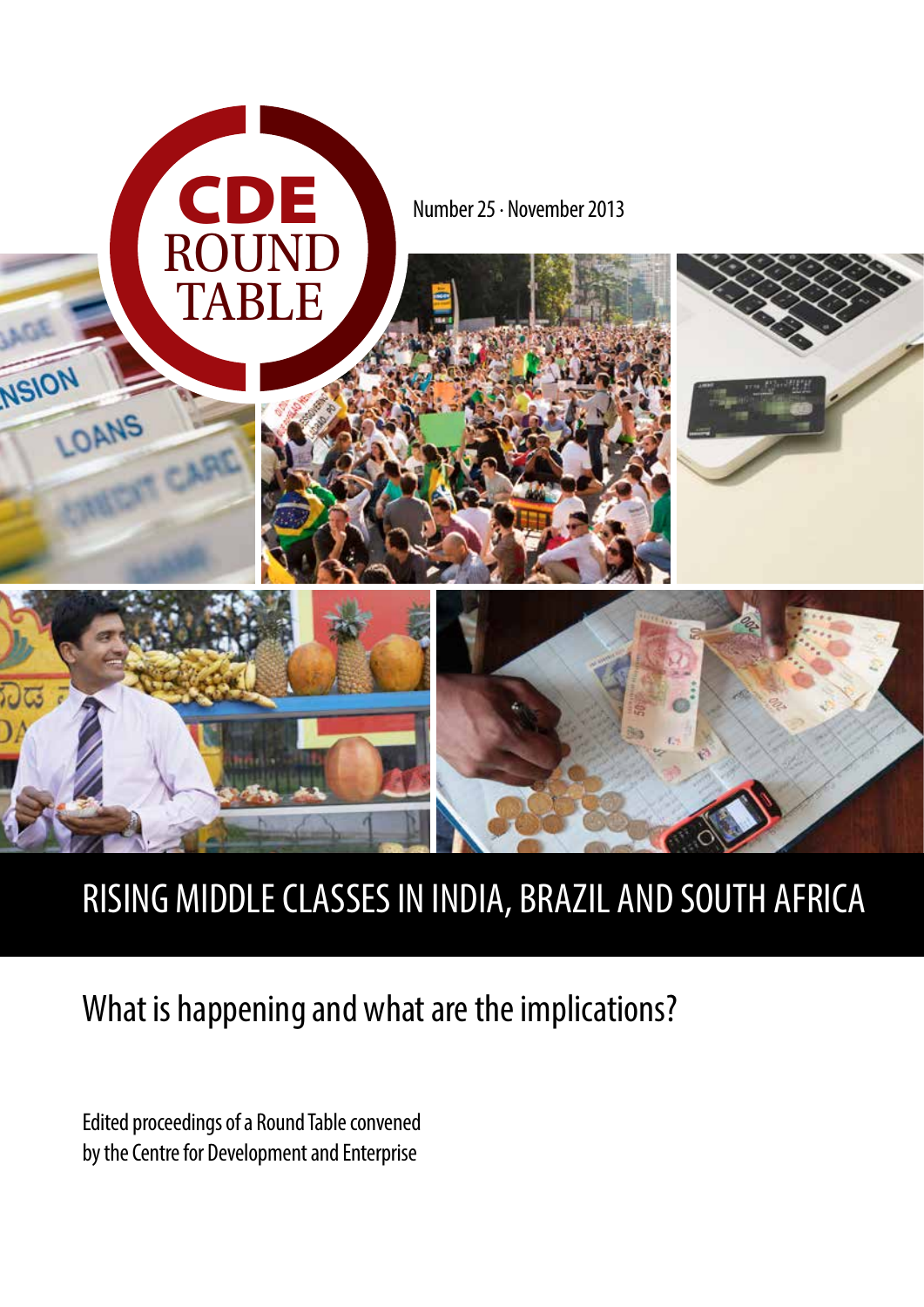# CDE ROUND TABLE

Number 25 · November 2013

# RISING MIDDLE CLASSES IN INDIA, BRAZIL AND SOUTH AFRICA

## What is happening and what are the implications?

Edited proceedings of a Round Table convened by the Centre for Development and Enterprise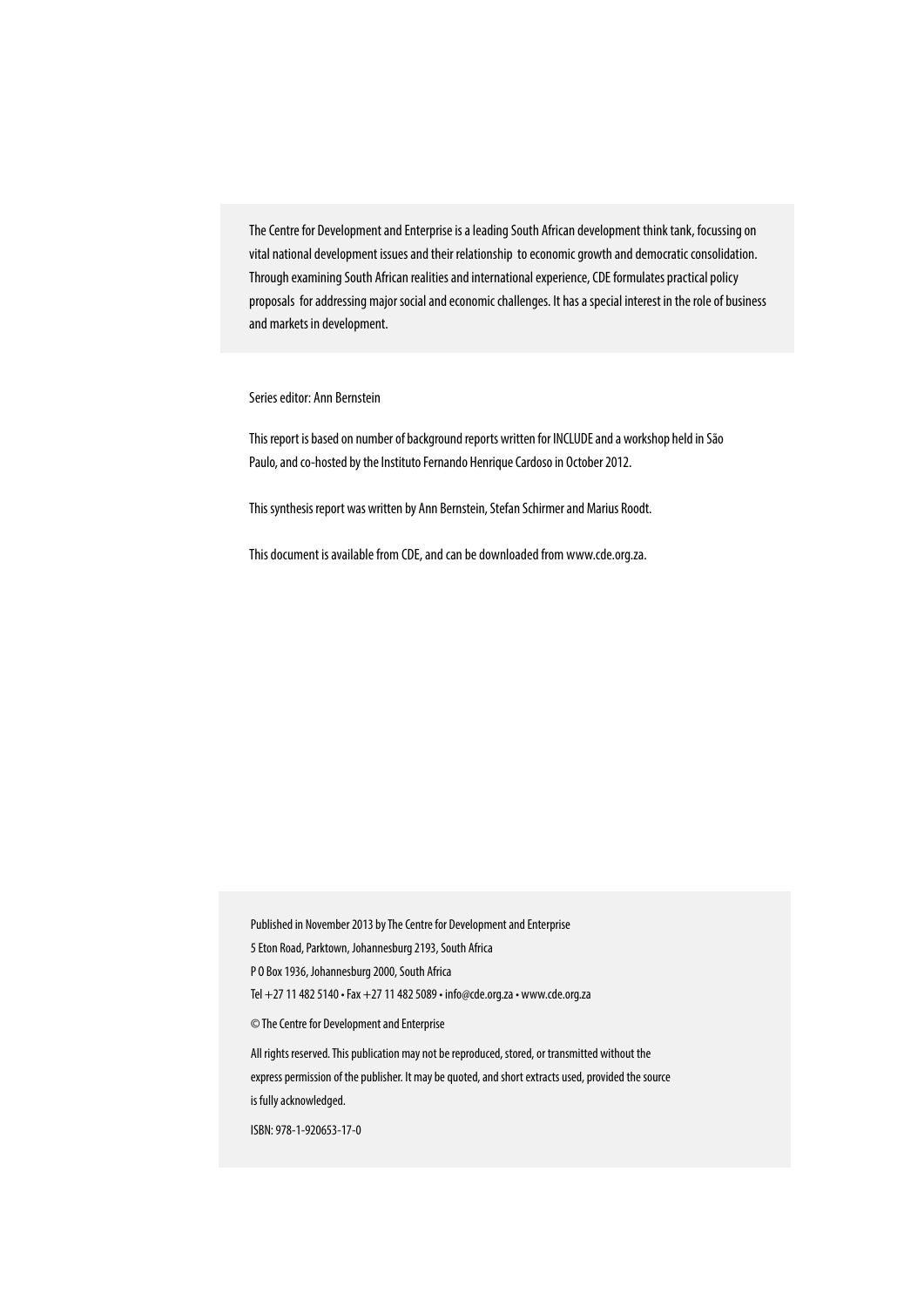The Centre for Development and Enterprise is a leading South African development think tank, focussing on vital national development issues and their relationship to economic growth and democratic consolidation. Through examining South African realities and international experience, CDE formulates practical policy proposals for addressing major social and economic challenges. It has a special interest in the role of business and markets in development.

Series editor: Ann Bernstein

This report is based on number of background reports written for INCLUDE and a workshop held in São Paulo, and co-hosted by the Instituto Fernando Henrique Cardoso in October 2012.

This synthesis report was written by Ann Bernstein, Stefan Schirmer and Marius Roodt.

This document is available from CDE, and can be downloaded from www.cde.org.za.

Published in November 2013 by The Centre for Development and Enterprise
5 Eton Road, Parktown, Johannesburg 2193, South Africa
P O Box 1936, Johannesburg 2000, South Africa
Tel +27 11 482 5140 • Fax +27 11 482 5089 • info@cde.org.za • www.cde.org.za

© The Centre for Development and Enterprise

All rights reserved. This publication may not be reproduced, stored, or transmitted without the express permission of the publisher. It may be quoted, and short extracts used, provided the source is fully acknowledged.

ISBN: 978-1-920653-17-0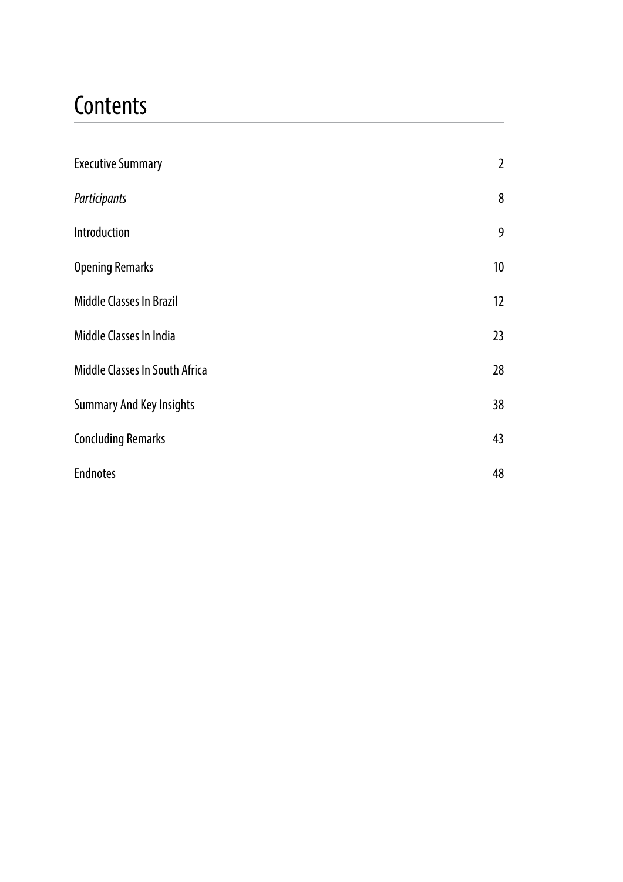# Contents

| | |
|---|---|
| Executive Summary | 2 |
| *Participants* | 8 |
| Introduction | 9 |
| Opening Remarks | 10 |
| Middle Classes In Brazil | 12 |
| Middle Classes In India | 23 |
| Middle Classes In South Africa | 28 |
| Summary And Key Insights | 38 |
| Concluding Remarks | 43 |
| Endnotes | 48 |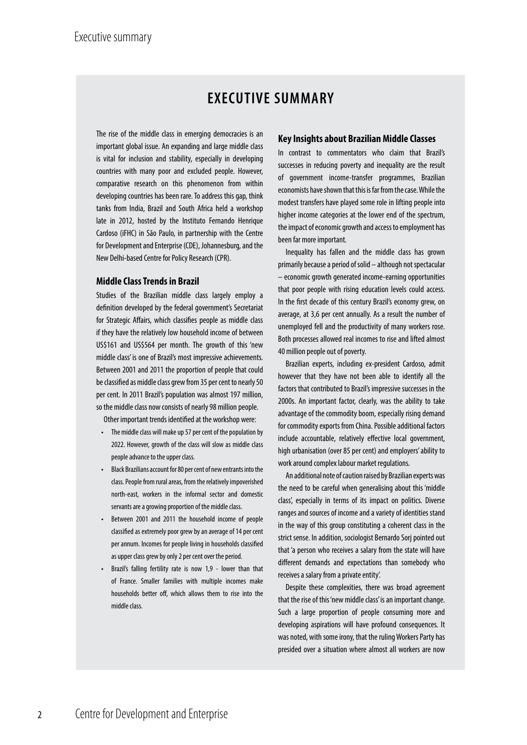# EXECUTIVE SUMMARY

The rise of the middle class in emerging democracies is an important global issue. An expanding and large middle class is vital for inclusion and stability, especially in developing countries with many poor and excluded people. However, comparative research on this phenomenon from within developing countries has been rare. To address this gap, think tanks from India, Brazil and South Africa held a workshop late in 2012, hosted by the Instituto Fernando Henrique Cardoso (iFHC) in São Paulo, in partnership with the Centre for Development and Enterprise (CDE), Johannesburg, and the New Delhi-based Centre for Policy Research (CPR).

### Middle Class Trends in Brazil

Studies of the Brazilian middle class largely employ a definition developed by the federal government's Secretariat for Strategic Affairs, which classifies people as middle class if they have the relatively low household income of between US$161 and US$564 per month. The growth of this 'new middle class' is one of Brazil's most impressive achievements. Between 2001 and 2011 the proportion of people that could be classified as middle class grew from 35 per cent to nearly 50 per cent. In 2011 Brazil's population was almost 197 million, so the middle class now consists of nearly 98 million people.

Other important trends identified at the workshop were:

- The middle class will make up 57 per cent of the population by 2022. However, growth of the class will slow as middle class people advance to the upper class.
- Black Brazilians account for 80 per cent of new entrants into the class. People from rural areas, from the relatively impoverished north-east, workers in the informal sector and domestic servants are a growing proportion of the middle class.
- Between 2001 and 2011 the household income of people classified as extremely poor grew by an average of 14 per cent per annum. Incomes for people living in households classified as upper class grew by only 2 per cent over the period.
- Brazil's falling fertility rate is now 1,9 - lower than that of France. Smaller families with multiple incomes make households better off, which allows them to rise into the middle class.

### Key Insights about Brazilian Middle Classes

In contrast to commentators who claim that Brazil's successes in reducing poverty and inequality are the result of government income-transfer programmes, Brazilian economists have shown that this is far from the case. While the modest transfers have played some role in lifting people into higher income categories at the lower end of the spectrum, the impact of economic growth and access to employment has been far more important.

Inequality has fallen and the middle class has grown primarily because a period of solid – although not spectacular – economic growth generated income-earning opportunities that poor people with rising education levels could access. In the first decade of this century Brazil's economy grew, on average, at 3,6 per cent annually. As a result the number of unemployed fell and the productivity of many workers rose. Both processes allowed real incomes to rise and lifted almost 40 million people out of poverty.

Brazilian experts, including ex-president Cardoso, admit however that they have not been able to identify all the factors that contributed to Brazil's impressive successes in the 2000s. An important factor, clearly, was the ability to take advantage of the commodity boom, especially rising demand for commodity exports from China. Possible additional factors include accountable, relatively effective local government, high urbanisation (over 85 per cent) and employers' ability to work around complex labour market regulations.

An additional note of caution raised by Brazilian experts was the need to be careful when generalising about this 'middle class', especially in terms of its impact on politics. Diverse ranges and sources of income and a variety of identities stand in the way of this group constituting a coherent class in the strict sense. In addition, sociologist Bernardo Sorj pointed out that 'a person who receives a salary from the state will have different demands and expectations than somebody who receives a salary from a private entity'.

Despite these complexities, there was broad agreement that the rise of this 'new middle class' is an important change. Such a large proportion of people consuming more and developing aspirations will have profound consequences. It was noted, with some irony, that the ruling Workers Party has presided over a situation where almost all workers are now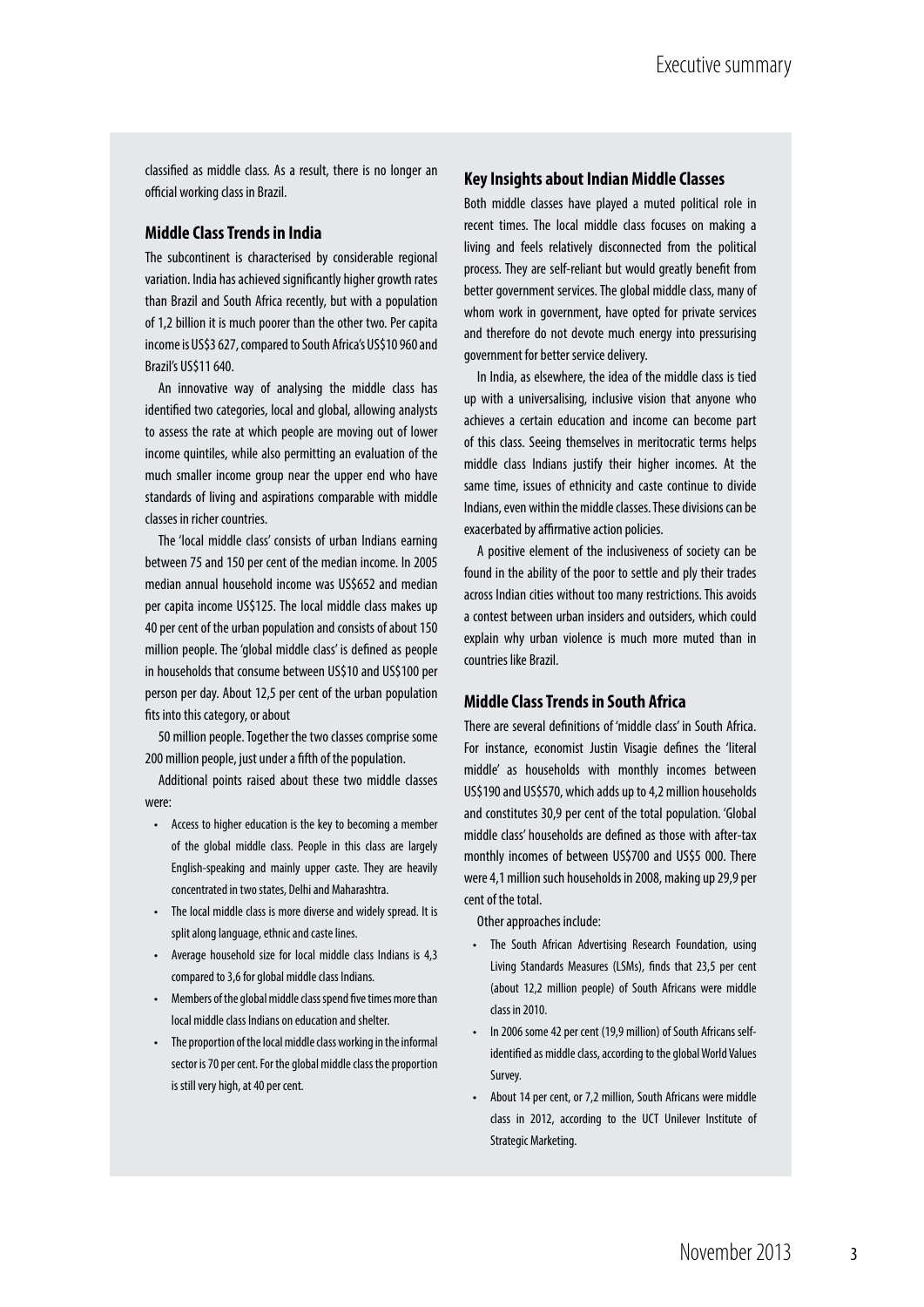classified as middle class. As a result, there is no longer an official working class in Brazil.

### Middle Class Trends in India

The subcontinent is characterised by considerable regional variation. India has achieved significantly higher growth rates than Brazil and South Africa recently, but with a population of 1,2 billion it is much poorer than the other two. Per capita income is US$3 627, compared to South Africa's US$10 960 and Brazil's US$11 640.

An innovative way of analysing the middle class has identified two categories, local and global, allowing analysts to assess the rate at which people are moving out of lower income quintiles, while also permitting an evaluation of the much smaller income group near the upper end who have standards of living and aspirations comparable with middle classes in richer countries.

The 'local middle class' consists of urban Indians earning between 75 and 150 per cent of the median income. In 2005 median annual household income was US$652 and median per capita income US$125. The local middle class makes up 40 per cent of the urban population and consists of about 150 million people. The 'global middle class' is defined as people in households that consume between US$10 and US$100 per person per day. About 12,5 per cent of the urban population fits into this category, or about 50 million people. Together the two classes comprise some 200 million people, just under a fifth of the population.

Additional points raised about these two middle classes were:

- Access to higher education is the key to becoming a member of the global middle class. People in this class are largely English-speaking and mainly upper caste. They are heavily concentrated in two states, Delhi and Maharashtra.
- The local middle class is more diverse and widely spread. It is split along language, ethnic and caste lines.
- Average household size for local middle class Indians is 4,3 compared to 3,6 for global middle class Indians.
- Members of the global middle class spend five times more than local middle class Indians on education and shelter.
- The proportion of the local middle class working in the informal sector is 70 per cent. For the global middle class the proportion is still very high, at 40 per cent.

### Key Insights about Indian Middle Classes

Both middle classes have played a muted political role in recent times. The local middle class focuses on making a living and feels relatively disconnected from the political process. They are self-reliant but would greatly benefit from better government services. The global middle class, many of whom work in government, have opted for private services and therefore do not devote much energy into pressurising government for better service delivery.

In India, as elsewhere, the idea of the middle class is tied up with a universalising, inclusive vision that anyone who achieves a certain education and income can become part of this class. Seeing themselves in meritocratic terms helps middle class Indians justify their higher incomes. At the same time, issues of ethnicity and caste continue to divide Indians, even within the middle classes. These divisions can be exacerbated by affirmative action policies.

A positive element of the inclusiveness of society can be found in the ability of the poor to settle and ply their trades across Indian cities without too many restrictions. This avoids a contest between urban insiders and outsiders, which could explain why urban violence is much more muted than in countries like Brazil.

### Middle Class Trends in South Africa

There are several definitions of 'middle class' in South Africa. For instance, economist Justin Visagie defines the 'literal middle' as households with monthly incomes between US$190 and US$570, which adds up to 4,2 million households and constitutes 30,9 per cent of the total population. 'Global middle class' households are defined as those with after-tax monthly incomes of between US$700 and US$5 000. There were 4,1 million such households in 2008, making up 29,9 per cent of the total.

Other approaches include:

- The South African Advertising Research Foundation, using Living Standards Measures (LSMs), finds that 23,5 per cent (about 12,2 million people) of South Africans were middle class in 2010.
- In 2006 some 42 per cent (19,9 million) of South Africans self-identified as middle class, according to the global World Values Survey.
- About 14 per cent, or 7,2 million, South Africans were middle class in 2012, according to the UCT Unilever Institute of Strategic Marketing.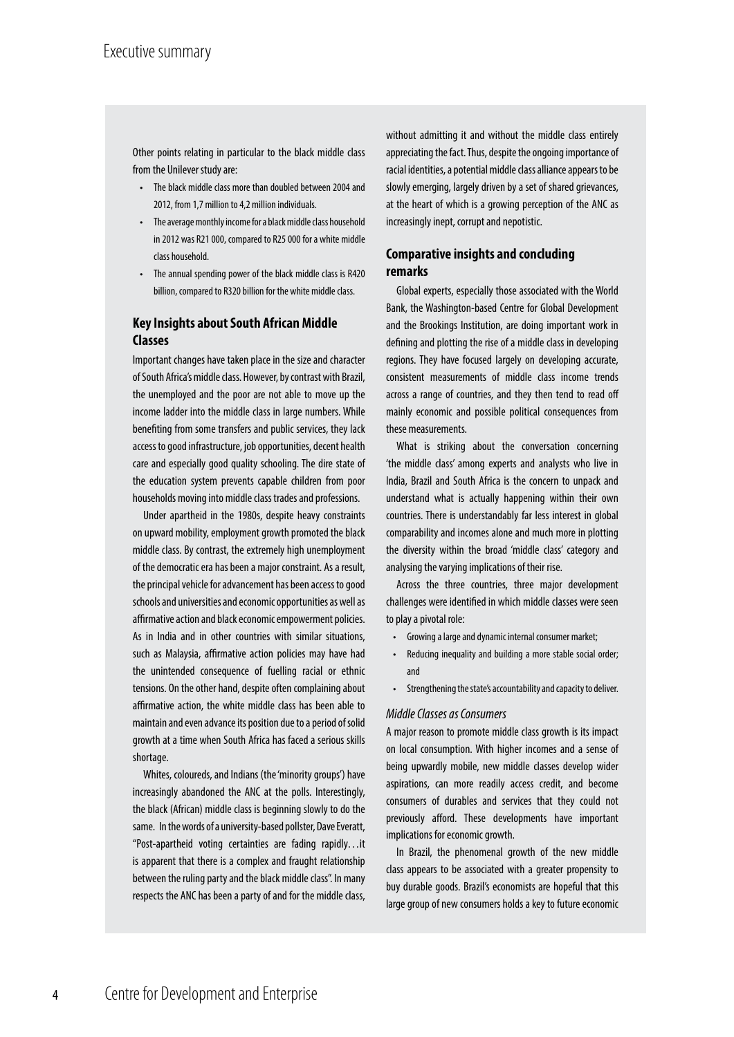Other points relating in particular to the black middle class from the Unilever study are:

- The black middle class more than doubled between 2004 and 2012, from 1,7 million to 4,2 million individuals.
- The average monthly income for a black middle class household in 2012 was R21 000, compared to R25 000 for a white middle class household.
- The annual spending power of the black middle class is R420 billion, compared to R320 billion for the white middle class.

## Key Insights about South African Middle Classes

Important changes have taken place in the size and character of South Africa's middle class. However, by contrast with Brazil, the unemployed and the poor are not able to move up the income ladder into the middle class in large numbers. While benefiting from some transfers and public services, they lack access to good infrastructure, job opportunities, decent health care and especially good quality schooling. The dire state of the education system prevents capable children from poor households moving into middle class trades and professions.

Under apartheid in the 1980s, despite heavy constraints on upward mobility, employment growth promoted the black middle class. By contrast, the extremely high unemployment of the democratic era has been a major constraint. As a result, the principal vehicle for advancement has been access to good schools and universities and economic opportunities as well as affirmative action and black economic empowerment policies. As in India and in other countries with similar situations, such as Malaysia, affirmative action policies may have had the unintended consequence of fuelling racial or ethnic tensions. On the other hand, despite often complaining about affirmative action, the white middle class has been able to maintain and even advance its position due to a period of solid growth at a time when South Africa has faced a serious skills shortage.

Whites, coloureds, and Indians (the 'minority groups') have increasingly abandoned the ANC at the polls. Interestingly, the black (African) middle class is beginning slowly to do the same. In the words of a university-based pollster, Dave Everatt, "Post-apartheid voting certainties are fading rapidly…it is apparent that there is a complex and fraught relationship between the ruling party and the black middle class". In many respects the ANC has been a party of and for the middle class, without admitting it and without the middle class entirely appreciating the fact. Thus, despite the ongoing importance of racial identities, a potential middle class alliance appears to be slowly emerging, largely driven by a set of shared grievances, at the heart of which is a growing perception of the ANC as increasingly inept, corrupt and nepotistic.

## Comparative insights and concluding remarks

Global experts, especially those associated with the World Bank, the Washington-based Centre for Global Development and the Brookings Institution, are doing important work in defining and plotting the rise of a middle class in developing regions. They have focused largely on developing accurate, consistent measurements of middle class income trends across a range of countries, and they then tend to read off mainly economic and possible political consequences from these measurements.

What is striking about the conversation concerning 'the middle class' among experts and analysts who live in India, Brazil and South Africa is the concern to unpack and understand what is actually happening within their own countries. There is understandably far less interest in global comparability and incomes alone and much more in plotting the diversity within the broad 'middle class' category and analysing the varying implications of their rise.

Across the three countries, three major development challenges were identified in which middle classes were seen to play a pivotal role:

- Growing a large and dynamic internal consumer market;
- Reducing inequality and building a more stable social order; and
- Strengthening the state's accountability and capacity to deliver.

### *Middle Classes as Consumers*

A major reason to promote middle class growth is its impact on local consumption. With higher incomes and a sense of being upwardly mobile, new middle classes develop wider aspirations, can more readily access credit, and become consumers of durables and services that they could not previously afford. These developments have important implications for economic growth.

In Brazil, the phenomenal growth of the new middle class appears to be associated with a greater propensity to buy durable goods. Brazil's economists are hopeful that this large group of new consumers holds a key to future economic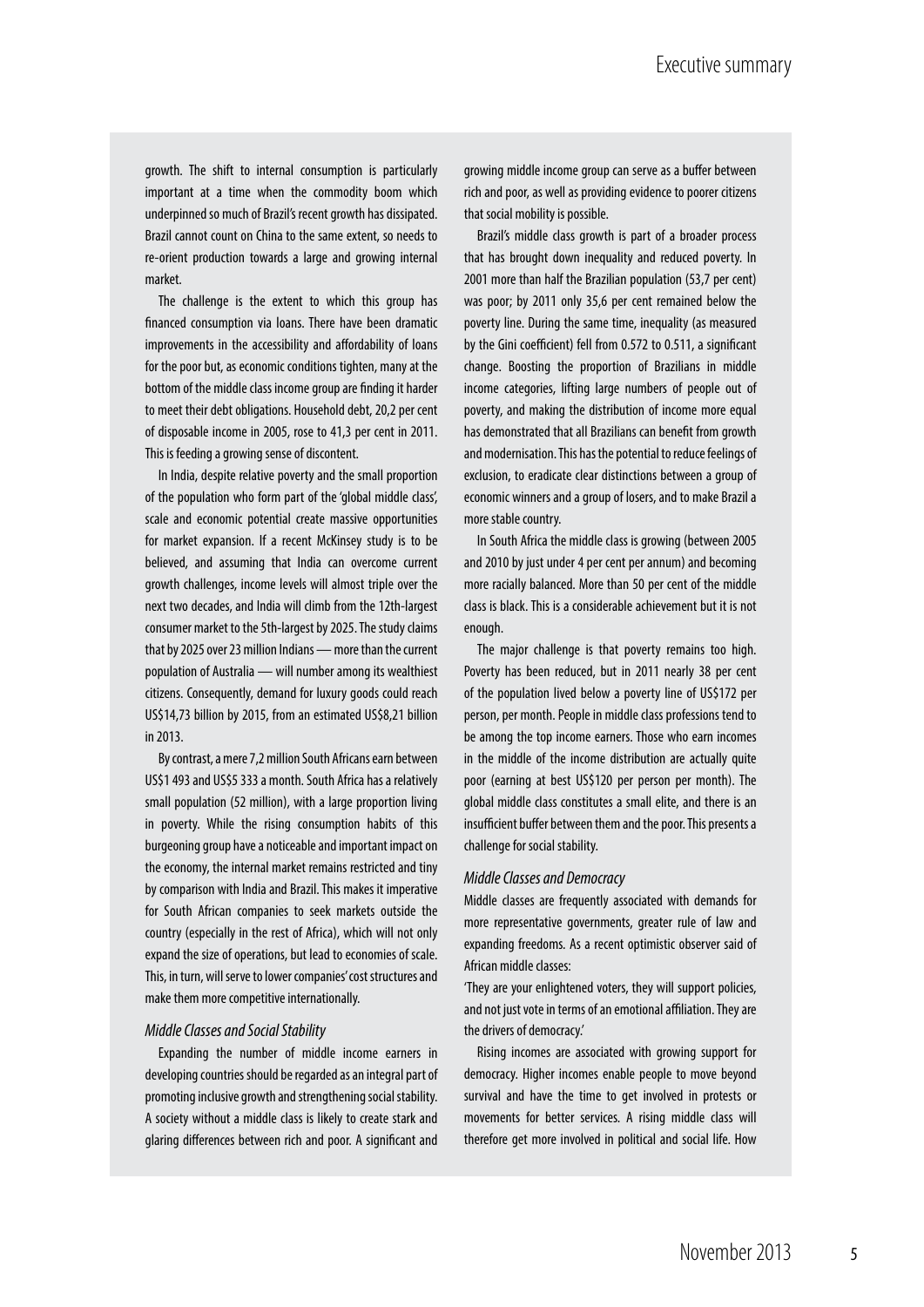growth. The shift to internal consumption is particularly important at a time when the commodity boom which underpinned so much of Brazil's recent growth has dissipated. Brazil cannot count on China to the same extent, so needs to re-orient production towards a large and growing internal market.

The challenge is the extent to which this group has financed consumption via loans. There have been dramatic improvements in the accessibility and affordability of loans for the poor but, as economic conditions tighten, many at the bottom of the middle class income group are finding it harder to meet their debt obligations. Household debt, 20,2 per cent of disposable income in 2005, rose to 41,3 per cent in 2011. This is feeding a growing sense of discontent.

In India, despite relative poverty and the small proportion of the population who form part of the 'global middle class', scale and economic potential create massive opportunities for market expansion. If a recent McKinsey study is to be believed, and assuming that India can overcome current growth challenges, income levels will almost triple over the next two decades, and India will climb from the 12th-largest consumer market to the 5th-largest by 2025. The study claims that by 2025 over 23 million Indians — more than the current population of Australia — will number among its wealthiest citizens. Consequently, demand for luxury goods could reach US$14,73 billion by 2015, from an estimated US$8,21 billion in 2013.

By contrast, a mere 7,2 million South Africans earn between US$1 493 and US$5 333 a month. South Africa has a relatively small population (52 million), with a large proportion living in poverty. While the rising consumption habits of this burgeoning group have a noticeable and important impact on the economy, the internal market remains restricted and tiny by comparison with India and Brazil. This makes it imperative for South African companies to seek markets outside the country (especially in the rest of Africa), which will not only expand the size of operations, but lead to economies of scale. This, in turn, will serve to lower companies' cost structures and make them more competitive internationally.

*Middle Classes and Social Stability*

Expanding the number of middle income earners in developing countries should be regarded as an integral part of promoting inclusive growth and strengthening social stability. A society without a middle class is likely to create stark and glaring differences between rich and poor. A significant and growing middle income group can serve as a buffer between rich and poor, as well as providing evidence to poorer citizens that social mobility is possible.

Brazil's middle class growth is part of a broader process that has brought down inequality and reduced poverty. In 2001 more than half the Brazilian population (53,7 per cent) was poor; by 2011 only 35,6 per cent remained below the poverty line. During the same time, inequality (as measured by the Gini coefficient) fell from 0.572 to 0.511, a significant change. Boosting the proportion of Brazilians in middle income categories, lifting large numbers of people out of poverty, and making the distribution of income more equal has demonstrated that all Brazilians can benefit from growth and modernisation. This has the potential to reduce feelings of exclusion, to eradicate clear distinctions between a group of economic winners and a group of losers, and to make Brazil a more stable country.

In South Africa the middle class is growing (between 2005 and 2010 by just under 4 per cent per annum) and becoming more racially balanced. More than 50 per cent of the middle class is black. This is a considerable achievement but it is not enough.

The major challenge is that poverty remains too high. Poverty has been reduced, but in 2011 nearly 38 per cent of the population lived below a poverty line of US$172 per person, per month. People in middle class professions tend to be among the top income earners. Those who earn incomes in the middle of the income distribution are actually quite poor (earning at best US$120 per person per month). The global middle class constitutes a small elite, and there is an insufficient buffer between them and the poor. This presents a challenge for social stability.

*Middle Classes and Democracy*

Middle classes are frequently associated with demands for more representative governments, greater rule of law and expanding freedoms. As a recent optimistic observer said of African middle classes:

'They are your enlightened voters, they will support policies, and not just vote in terms of an emotional affiliation. They are the drivers of democracy.'

Rising incomes are associated with growing support for democracy. Higher incomes enable people to move beyond survival and have the time to get involved in protests or movements for better services. A rising middle class will therefore get more involved in political and social life. How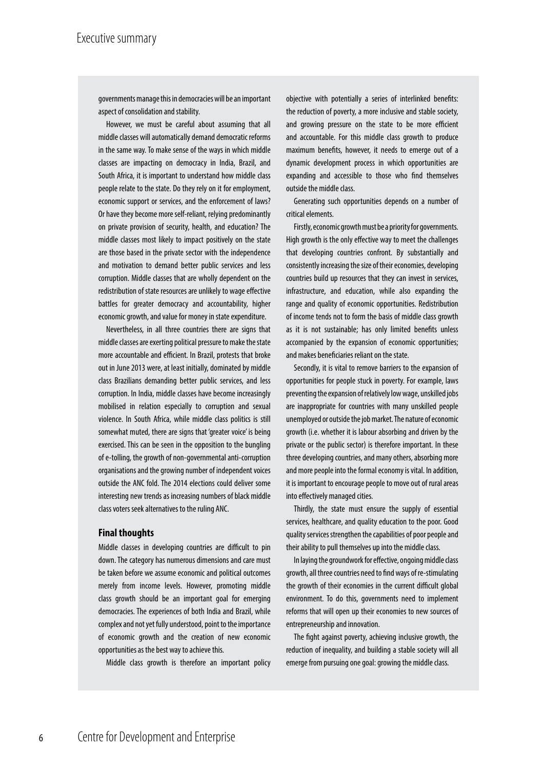governments manage this in democracies will be an important aspect of consolidation and stability.

However, we must be careful about assuming that all middle classes will automatically demand democratic reforms in the same way. To make sense of the ways in which middle classes are impacting on democracy in India, Brazil, and South Africa, it is important to understand how middle class people relate to the state. Do they rely on it for employment, economic support or services, and the enforcement of laws? Or have they become more self-reliant, relying predominantly on private provision of security, health, and education? The middle classes most likely to impact positively on the state are those based in the private sector with the independence and motivation to demand better public services and less corruption. Middle classes that are wholly dependent on the redistribution of state resources are unlikely to wage effective battles for greater democracy and accountability, higher economic growth, and value for money in state expenditure.

Nevertheless, in all three countries there are signs that middle classes are exerting political pressure to make the state more accountable and efficient. In Brazil, protests that broke out in June 2013 were, at least initially, dominated by middle class Brazilians demanding better public services, and less corruption. In India, middle classes have become increasingly mobilised in relation especially to corruption and sexual violence. In South Africa, while middle class politics is still somewhat muted, there are signs that 'greater voice' is being exercised. This can be seen in the opposition to the bungling of e-tolling, the growth of non-governmental anti-corruption organisations and the growing number of independent voices outside the ANC fold. The 2014 elections could deliver some interesting new trends as increasing numbers of black middle class voters seek alternatives to the ruling ANC.

### Final thoughts

Middle classes in developing countries are difficult to pin down. The category has numerous dimensions and care must be taken before we assume economic and political outcomes merely from income levels. However, promoting middle class growth should be an important goal for emerging democracies. The experiences of both India and Brazil, while complex and not yet fully understood, point to the importance of economic growth and the creation of new economic opportunities as the best way to achieve this.

Middle class growth is therefore an important policy objective with potentially a series of interlinked benefits: the reduction of poverty, a more inclusive and stable society, and growing pressure on the state to be more efficient and accountable. For this middle class growth to produce maximum benefits, however, it needs to emerge out of a dynamic development process in which opportunities are expanding and accessible to those who find themselves outside the middle class.

Generating such opportunities depends on a number of critical elements.

Firstly, economic growth must be a priority for governments. High growth is the only effective way to meet the challenges that developing countries confront. By substantially and consistently increasing the size of their economies, developing countries build up resources that they can invest in services, infrastructure, and education, while also expanding the range and quality of economic opportunities. Redistribution of income tends not to form the basis of middle class growth as it is not sustainable; has only limited benefits unless accompanied by the expansion of economic opportunities; and makes beneficiaries reliant on the state.

Secondly, it is vital to remove barriers to the expansion of opportunities for people stuck in poverty. For example, laws preventing the expansion of relatively low wage, unskilled jobs are inappropriate for countries with many unskilled people unemployed or outside the job market. The nature of economic growth (i.e. whether it is labour absorbing and driven by the private or the public sector) is therefore important. In these three developing countries, and many others, absorbing more and more people into the formal economy is vital. In addition, it is important to encourage people to move out of rural areas into effectively managed cities.

Thirdly, the state must ensure the supply of essential services, healthcare, and quality education to the poor. Good quality services strengthen the capabilities of poor people and their ability to pull themselves up into the middle class.

In laying the groundwork for effective, ongoing middle class growth, all three countries need to find ways of re-stimulating the growth of their economies in the current difficult global environment. To do this, governments need to implement reforms that will open up their economies to new sources of entrepreneurship and innovation.

The fight against poverty, achieving inclusive growth, the reduction of inequality, and building a stable society will all emerge from pursuing one goal: growing the middle class.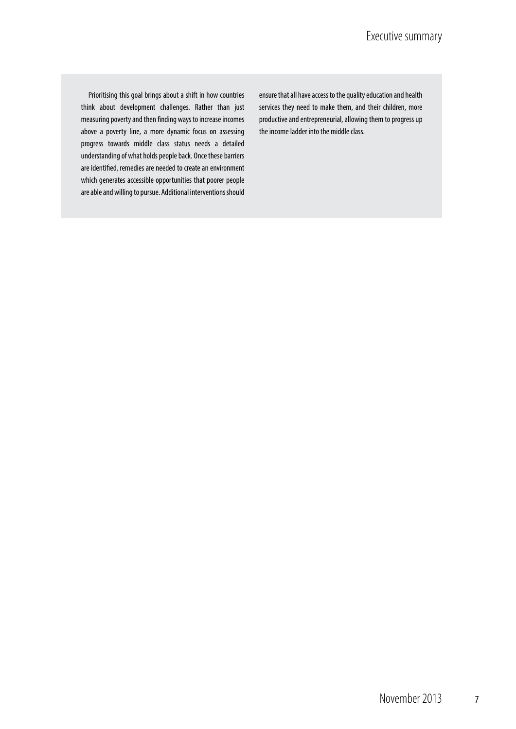Prioritising this goal brings about a shift in how countries think about development challenges. Rather than just measuring poverty and then finding ways to increase incomes above a poverty line, a more dynamic focus on assessing progress towards middle class status needs a detailed understanding of what holds people back. Once these barriers are identified, remedies are needed to create an environment which generates accessible opportunities that poorer people are able and willing to pursue. Additional interventions should ensure that all have access to the quality education and health services they need to make them, and their children, more productive and entrepreneurial, allowing them to progress up the income ladder into the middle class.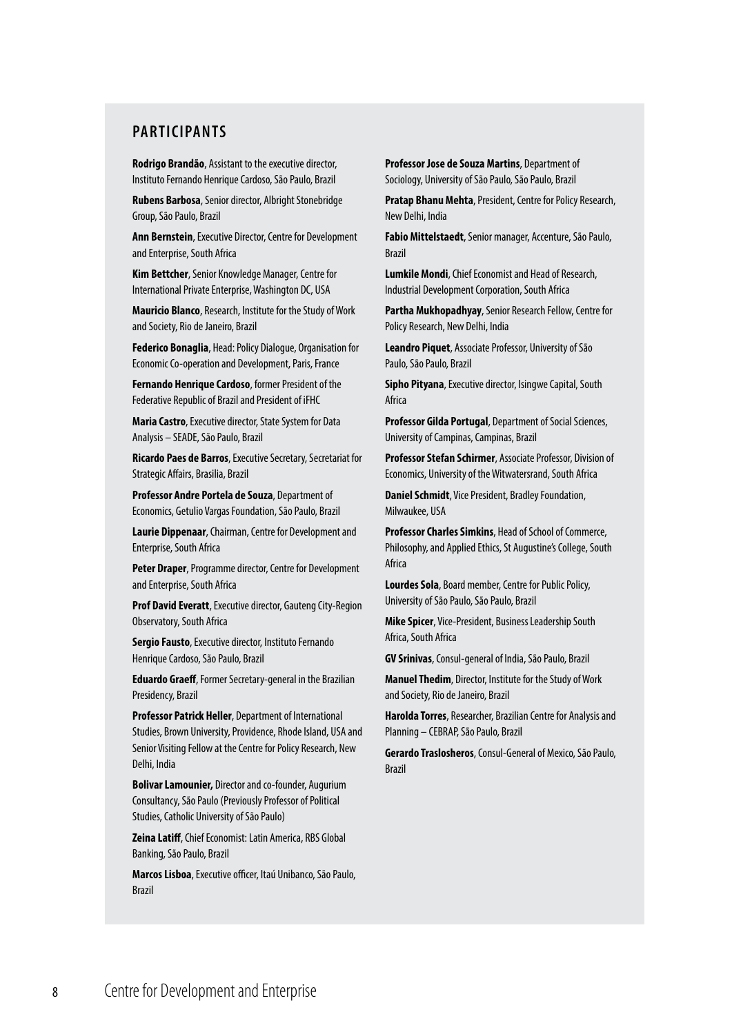## PARTICIPANTS

**Rodrigo Brandão**, Assistant to the executive director, Instituto Fernando Henrique Cardoso, São Paulo, Brazil

**Rubens Barbosa**, Senior director, Albright Stonebridge Group, São Paulo, Brazil

**Ann Bernstein**, Executive Director, Centre for Development and Enterprise, South Africa

**Kim Bettcher**, Senior Knowledge Manager, Centre for International Private Enterprise, Washington DC, USA

**Mauricio Blanco**, Research, Institute for the Study of Work and Society, Rio de Janeiro, Brazil

**Federico Bonaglia**, Head: Policy Dialogue, Organisation for Economic Co-operation and Development, Paris, France

**Fernando Henrique Cardoso**, former President of the Federative Republic of Brazil and President of iFHC

**Maria Castro**, Executive director, State System for Data Analysis – SEADE, São Paulo, Brazil

**Ricardo Paes de Barros**, Executive Secretary, Secretariat for Strategic Affairs, Brasilia, Brazil

**Professor Andre Portela de Souza**, Department of Economics, Getulio Vargas Foundation, São Paulo, Brazil

**Laurie Dippenaar**, Chairman, Centre for Development and Enterprise, South Africa

**Peter Draper**, Programme director, Centre for Development and Enterprise, South Africa

**Prof David Everatt**, Executive director, Gauteng City-Region Observatory, South Africa

**Sergio Fausto**, Executive director, Instituto Fernando Henrique Cardoso, São Paulo, Brazil

**Eduardo Graeff**, Former Secretary-general in the Brazilian Presidency, Brazil

**Professor Patrick Heller**, Department of International Studies, Brown University, Providence, Rhode Island, USA and Senior Visiting Fellow at the Centre for Policy Research, New Delhi, India

**Bolivar Lamounier,** Director and co-founder, Augurium Consultancy, São Paulo (Previously Professor of Political Studies, Catholic University of São Paulo)

**Zeina Latiff**, Chief Economist: Latin America, RBS Global Banking, São Paulo, Brazil

**Marcos Lisboa**, Executive officer, Itaú Unibanco, São Paulo, Brazil

**Professor Jose de Souza Martins**, Department of Sociology, University of São Paulo, São Paulo, Brazil

**Pratap Bhanu Mehta**, President, Centre for Policy Research, New Delhi, India

**Fabio Mittelstaedt**, Senior manager, Accenture, São Paulo, Brazil

**Lumkile Mondi**, Chief Economist and Head of Research, Industrial Development Corporation, South Africa

**Partha Mukhopadhyay**, Senior Research Fellow, Centre for Policy Research, New Delhi, India

**Leandro Piquet**, Associate Professor, University of São Paulo, São Paulo, Brazil

**Sipho Pityana**, Executive director, Isingwe Capital, South Africa

**Professor Gilda Portugal**, Department of Social Sciences, University of Campinas, Campinas, Brazil

**Professor Stefan Schirmer**, Associate Professor, Division of Economics, University of the Witwatersrand, South Africa

**Daniel Schmidt**, Vice President, Bradley Foundation, Milwaukee, USA

**Professor Charles Simkins**, Head of School of Commerce, Philosophy, and Applied Ethics, St Augustine's College, South Africa

**Lourdes Sola**, Board member, Centre for Public Policy, University of São Paulo, São Paulo, Brazil

**Mike Spicer**, Vice-President, Business Leadership South Africa, South Africa

**GV Srinivas**, Consul-general of India, São Paulo, Brazil

**Manuel Thedim**, Director, Institute for the Study of Work and Society, Rio de Janeiro, Brazil

**Harolda Torres**, Researcher, Brazilian Centre for Analysis and Planning – CEBRAP, São Paulo, Brazil

**Gerardo Traslosheros**, Consul-General of Mexico, São Paulo, Brazil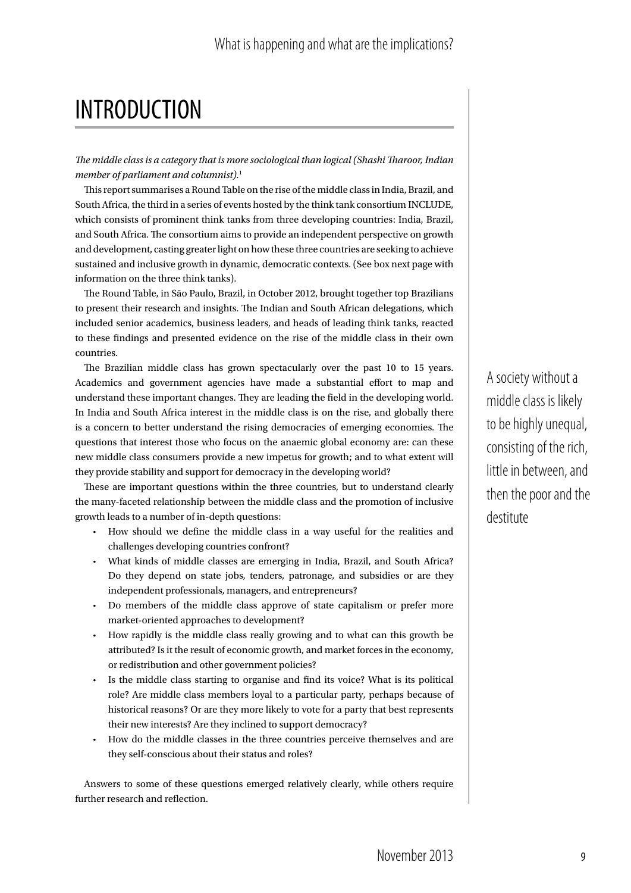// INTRODUCTION

*The middle class is a category that is more sociological than logical (Shashi Tharoor, Indian member of parliament and columnist).*[1]

This report summarises a Round Table on the rise of the middle class in India, Brazil, and South Africa, the third in a series of events hosted by the think tank consortium INCLUDE, which consists of prominent think tanks from three developing countries: India, Brazil, and South Africa. The consortium aims to provide an independent perspective on growth and development, casting greater light on how these three countries are seeking to achieve sustained and inclusive growth in dynamic, democratic contexts. (See box next page with information on the three think tanks).

The Round Table, in São Paulo, Brazil, in October 2012, brought together top Brazilians to present their research and insights. The Indian and South African delegations, which included senior academics, business leaders, and heads of leading think tanks, reacted to these findings and presented evidence on the rise of the middle class in their own countries.

The Brazilian middle class has grown spectacularly over the past 10 to 15 years. Academics and government agencies have made a substantial effort to map and understand these important changes. They are leading the field in the developing world. In India and South Africa interest in the middle class is on the rise, and globally there is a concern to better understand the rising democracies of emerging economies. The questions that interest those who focus on the anaemic global economy are: can these new middle class consumers provide a new impetus for growth; and to what extent will they provide stability and support for democracy in the developing world?

> A society without a middle class is likely to be highly unequal, consisting of the rich, little in between, and then the poor and the destitute

These are important questions within the three countries, but to understand clearly the many-faceted relationship between the middle class and the promotion of inclusive growth leads to a number of in-depth questions:

- How should we define the middle class in a way useful for the realities and challenges developing countries confront?
- What kinds of middle classes are emerging in India, Brazil, and South Africa? Do they depend on state jobs, tenders, patronage, and subsidies or are they independent professionals, managers, and entrepreneurs?
- Do members of the middle class approve of state capitalism or prefer more market-oriented approaches to development?
- How rapidly is the middle class really growing and to what can this growth be attributed? Is it the result of economic growth, and market forces in the economy, or redistribution and other government policies?
- Is the middle class starting to organise and find its voice? What is its political role? Are middle class members loyal to a particular party, perhaps because of historical reasons? Or are they more likely to vote for a party that best represents their new interests? Are they inclined to support democracy?
- How do the middle classes in the three countries perceive themselves and are they self-conscious about their status and roles?

Answers to some of these questions emerged relatively clearly, while others require further research and reflection.

# INTRODUCTION

*The middle class is a category that is more sociological than logical (Shashi Tharoor, Indian member of parliament and columnist).*[1]

This report summarises a Round Table on the rise of the middle class in India, Brazil, and South Africa, the third in a series of events hosted by the think tank consortium INCLUDE, which consists of prominent think tanks from three developing countries: India, Brazil, and South Africa. The consortium aims to provide an independent perspective on growth and development, casting greater light on how these three countries are seeking to achieve sustained and inclusive growth in dynamic, democratic contexts. (See box next page with information on the three think tanks).

The Round Table, in São Paulo, Brazil, in October 2012, brought together top Brazilians to present their research and insights. The Indian and South African delegations, which included senior academics, business leaders, and heads of leading think tanks, reacted to these findings and presented evidence on the rise of the middle class in their own countries.

The Brazilian middle class has grown spectacularly over the past 10 to 15 years. Academics and government agencies have made a substantial effort to map and understand these important changes. They are leading the field in the developing world. In India and South Africa interest in the middle class is on the rise, and globally there is a concern to better understand the rising democracies of emerging economies. The questions that interest those who focus on the anaemic global economy are: can these new middle class consumers provide a new impetus for growth; and to what extent will they provide stability and support for democracy in the developing world?

> A society without a middle class is likely to be highly unequal, consisting of the rich, little in between, and then the poor and the destitute

These are important questions within the three countries, but to understand clearly the many-faceted relationship between the middle class and the promotion of inclusive growth leads to a number of in-depth questions:

- How should we define the middle class in a way useful for the realities and challenges developing countries confront?
- What kinds of middle classes are emerging in India, Brazil, and South Africa? Do they depend on state jobs, tenders, patronage, and subsidies or are they independent professionals, managers, and entrepreneurs?
- Do members of the middle class approve of state capitalism or prefer more market-oriented approaches to development?
- How rapidly is the middle class really growing and to what can this growth be attributed? Is it the result of economic growth, and market forces in the economy, or redistribution and other government policies?
- Is the middle class starting to organise and find its voice? What is its political role? Are middle class members loyal to a particular party, perhaps because of historical reasons? Or are they more likely to vote for a party that best represents their new interests? Are they inclined to support democracy?
- How do the middle classes in the three countries perceive themselves and are they self-conscious about their status and roles?

Answers to some of these questions emerged relatively clearly, while others require further research and reflection.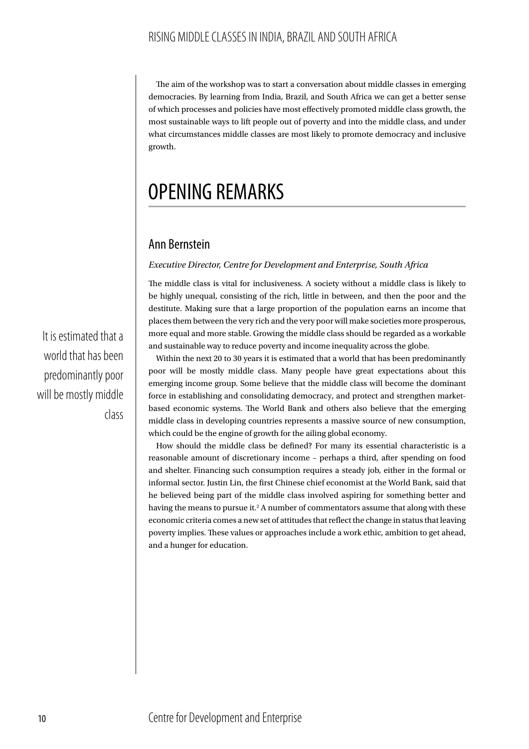The aim of the workshop was to start a conversation about middle classes in emerging democracies. By learning from India, Brazil, and South Africa we can get a better sense of which processes and policies have most effectively promoted middle class growth, the most sustainable ways to lift people out of poverty and into the middle class, and under what circumstances middle classes are most likely to promote democracy and inclusive growth.

# OPENING REMARKS

## Ann Bernstein

*Executive Director, Centre for Development and Enterprise, South Africa*

The middle class is vital for inclusiveness. A society without a middle class is likely to be highly unequal, consisting of the rich, little in between, and then the poor and the destitute. Making sure that a large proportion of the population earns an income that places them between the very rich and the very poor will make societies more prosperous, more equal and more stable. Growing the middle class should be regarded as a workable and sustainable way to reduce poverty and income inequality across the globe.

> It is estimated that a world that has been predominantly poor will be mostly middle class

Within the next 20 to 30 years it is estimated that a world that has been predominantly poor will be mostly middle class. Many people have great expectations about this emerging income group. Some believe that the middle class will become the dominant force in establishing and consolidating democracy, and protect and strengthen market-based economic systems. The World Bank and others also believe that the emerging middle class in developing countries represents a massive source of new consumption, which could be the engine of growth for the ailing global economy.

How should the middle class be defined? For many its essential characteristic is a reasonable amount of discretionary income – perhaps a third, after spending on food and shelter. Financing such consumption requires a steady job, either in the formal or informal sector. Justin Lin, the first Chinese chief economist at the World Bank, said that he believed being part of the middle class involved aspiring for something better and having the means to pursue it.[2] A number of commentators assume that along with these economic criteria comes a new set of attitudes that reflect the change in status that leaving poverty implies. These values or approaches include a work ethic, ambition to get ahead, and a hunger for education.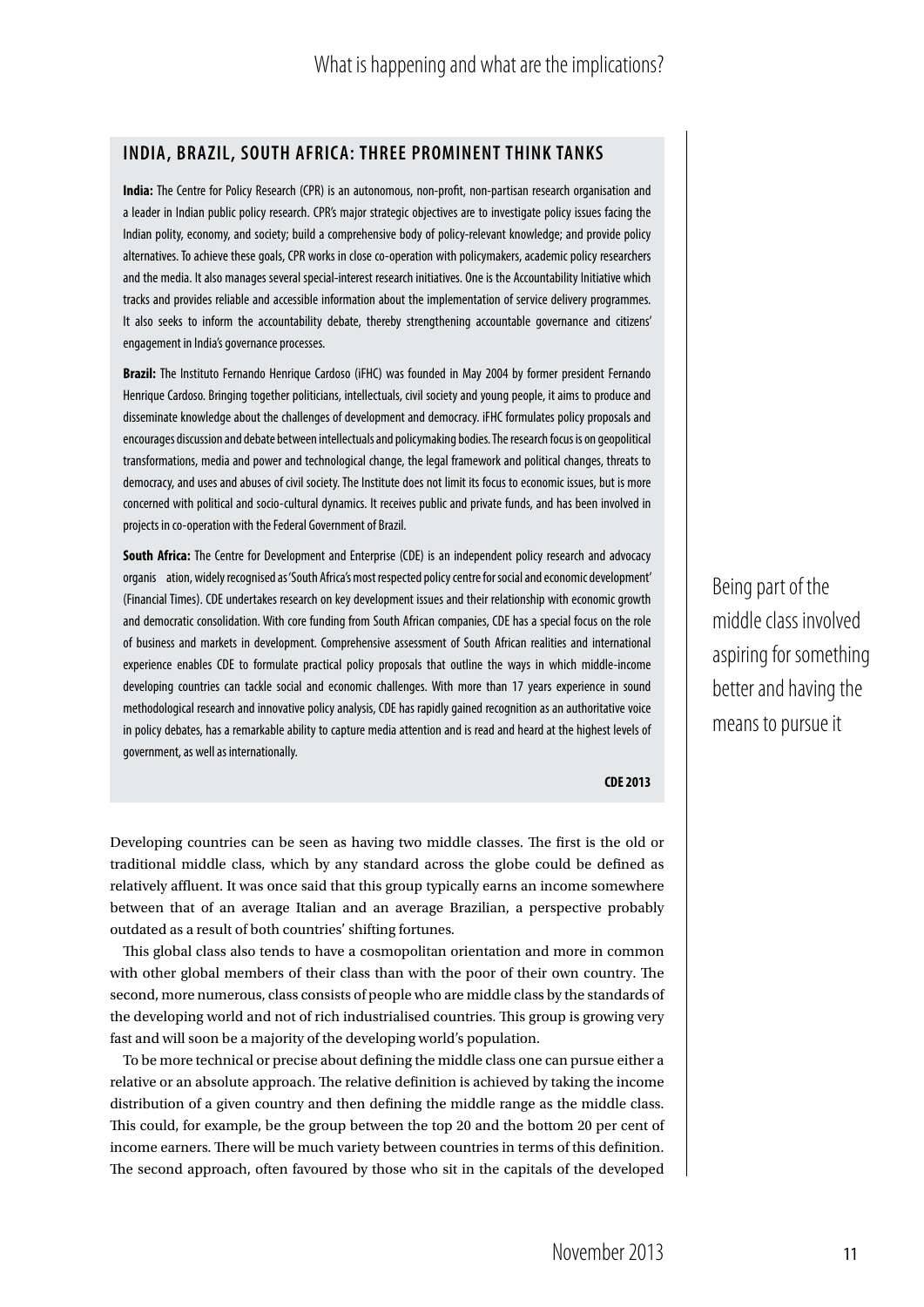## INDIA, BRAZIL, SOUTH AFRICA: THREE PROMINENT THINK TANKS

**India:** The Centre for Policy Research (CPR) is an autonomous, non-profit, non-partisan research organisation and a leader in Indian public policy research. CPR's major strategic objectives are to investigate policy issues facing the Indian polity, economy, and society; build a comprehensive body of policy-relevant knowledge; and provide policy alternatives. To achieve these goals, CPR works in close co-operation with policymakers, academic policy researchers and the media. It also manages several special-interest research initiatives. One is the Accountability Initiative which tracks and provides reliable and accessible information about the implementation of service delivery programmes. It also seeks to inform the accountability debate, thereby strengthening accountable governance and citizens' engagement in India's governance processes.

**Brazil:** The Instituto Fernando Henrique Cardoso (iFHC) was founded in May 2004 by former president Fernando Henrique Cardoso. Bringing together politicians, intellectuals, civil society and young people, it aims to produce and disseminate knowledge about the challenges of development and democracy. iFHC formulates policy proposals and encourages discussion and debate between intellectuals and policymaking bodies. The research focus is on geopolitical transformations, media and power and technological change, the legal framework and political changes, threats to democracy, and uses and abuses of civil society. The Institute does not limit its focus to economic issues, but is more concerned with political and socio-cultural dynamics. It receives public and private funds, and has been involved in projects in co-operation with the Federal Government of Brazil.

**South Africa:** The Centre for Development and Enterprise (CDE) is an independent policy research and advocacy organis ation, widely recognised as 'South Africa's most respected policy centre for social and economic development' (Financial Times). CDE undertakes research on key development issues and their relationship with economic growth and democratic consolidation. With core funding from South African companies, CDE has a special focus on the role of business and markets in development. Comprehensive assessment of South African realities and international experience enables CDE to formulate practical policy proposals that outline the ways in which middle-income developing countries can tackle social and economic challenges. With more than 17 years experience in sound methodological research and innovative policy analysis, CDE has rapidly gained recognition as an authoritative voice in policy debates, has a remarkable ability to capture media attention and is read and heard at the highest levels of government, as well as internationally.

**CDE 2013**

Developing countries can be seen as having two middle classes. The first is the old or traditional middle class, which by any standard across the globe could be defined as relatively affluent. It was once said that this group typically earns an income somewhere between that of an average Italian and an average Brazilian, a perspective probably outdated as a result of both countries' shifting fortunes.

This global class also tends to have a cosmopolitan orientation and more in common with other global members of their class than with the poor of their own country. The second, more numerous, class consists of people who are middle class by the standards of the developing world and not of rich industrialised countries. This group is growing very fast and will soon be a majority of the developing world's population.

To be more technical or precise about defining the middle class one can pursue either a relative or an absolute approach. The relative definition is achieved by taking the income distribution of a given country and then defining the middle range as the middle class. This could, for example, be the group between the top 20 and the bottom 20 per cent of income earners. There will be much variety between countries in terms of this definition. The second approach, often favoured by those who sit in the capitals of the developed

Being part of the middle class involved aspiring for something better and having the means to pursue it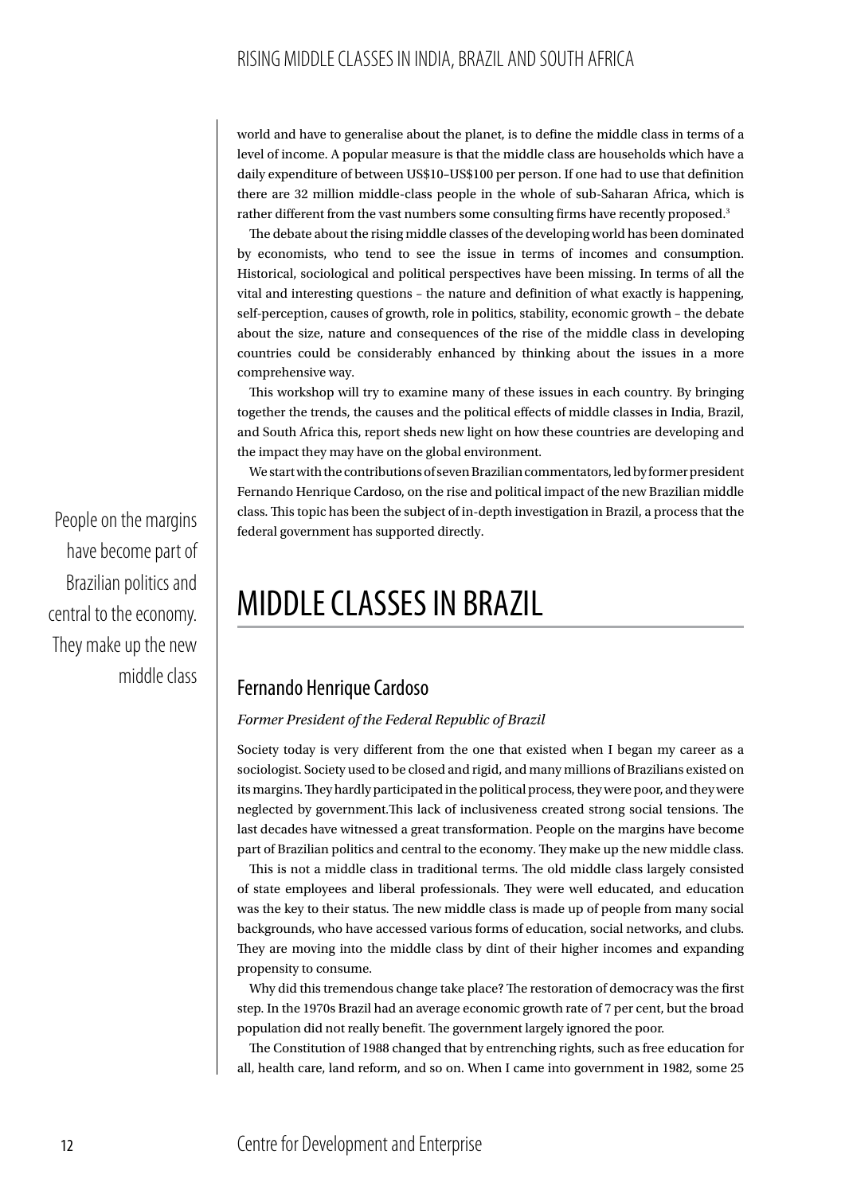world and have to generalise about the planet, is to define the middle class in terms of a level of income. A popular measure is that the middle class are households which have a daily expenditure of between US$10–US$100 per person. If one had to use that definition there are 32 million middle-class people in the whole of sub-Saharan Africa, which is rather different from the vast numbers some consulting firms have recently proposed.[3]

The debate about the rising middle classes of the developing world has been dominated by economists, who tend to see the issue in terms of incomes and consumption. Historical, sociological and political perspectives have been missing. In terms of all the vital and interesting questions – the nature and definition of what exactly is happening, self-perception, causes of growth, role in politics, stability, economic growth – the debate about the size, nature and consequences of the rise of the middle class in developing countries could be considerably enhanced by thinking about the issues in a more comprehensive way.

This workshop will try to examine many of these issues in each country. By bringing together the trends, the causes and the political effects of middle classes in India, Brazil, and South Africa this, report sheds new light on how these countries are developing and the impact they may have on the global environment.

We start with the contributions of seven Brazilian commentators, led by former president Fernando Henrique Cardoso, on the rise and political impact of the new Brazilian middle class. This topic has been the subject of in-depth investigation in Brazil, a process that the federal government has supported directly.

# MIDDLE CLASSES IN BRAZIL

> People on the margins have become part of Brazilian politics and central to the economy. They make up the new middle class

## Fernando Henrique Cardoso

*Former President of the Federal Republic of Brazil*

Society today is very different from the one that existed when I began my career as a sociologist. Society used to be closed and rigid, and many millions of Brazilians existed on its margins. They hardly participated in the political process, they were poor, and they were neglected by government.This lack of inclusiveness created strong social tensions. The last decades have witnessed a great transformation. People on the margins have become part of Brazilian politics and central to the economy. They make up the new middle class.

This is not a middle class in traditional terms. The old middle class largely consisted of state employees and liberal professionals. They were well educated, and education was the key to their status. The new middle class is made up of people from many social backgrounds, who have accessed various forms of education, social networks, and clubs. They are moving into the middle class by dint of their higher incomes and expanding propensity to consume.

Why did this tremendous change take place? The restoration of democracy was the first step. In the 1970s Brazil had an average economic growth rate of 7 per cent, but the broad population did not really benefit. The government largely ignored the poor.

The Constitution of 1988 changed that by entrenching rights, such as free education for all, health care, land reform, and so on. When I came into government in 1982, some 25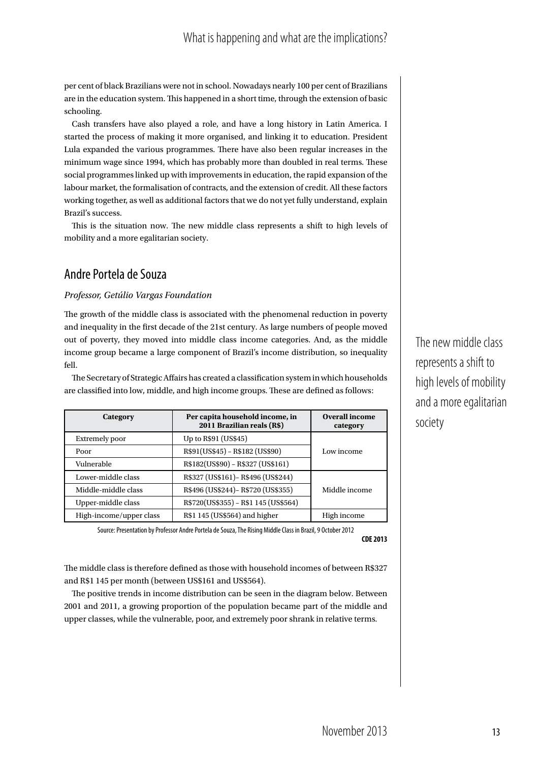per cent of black Brazilians were not in school. Nowadays nearly 100 per cent of Brazilians are in the education system. This happened in a short time, through the extension of basic schooling.

Cash transfers have also played a role, and have a long history in Latin America. I started the process of making it more organised, and linking it to education. President Lula expanded the various programmes. There have also been regular increases in the minimum wage since 1994, which has probably more than doubled in real terms. These social programmes linked up with improvements in education, the rapid expansion of the labour market, the formalisation of contracts, and the extension of credit. All these factors working together, as well as additional factors that we do not yet fully understand, explain Brazil's success.

This is the situation now. The new middle class represents a shift to high levels of mobility and a more egalitarian society.

## Andre Portela de Souza

*Professor, Getúlio Vargas Foundation*

The growth of the middle class is associated with the phenomenal reduction in poverty and inequality in the first decade of the 21st century. As large numbers of people moved out of poverty, they moved into middle class income categories. And, as the middle income group became a large component of Brazil's income distribution, so inequality fell.

The Secretary of Strategic Affairs has created a classification system in which households are classified into low, middle, and high income groups. These are defined as follows:

| Category | Per capita household income, in 2011 Brazilian reals (R$) | Overall income category |
|---|---|---|
| Extremely poor | Up to R$91 (US$45) | Low income |
| Poor | R$91(US$45) – R$182 (US$90) | |
| Vulnerable | R$182(US$90) – R$327 (US$161) | |
| Lower-middle class | R$327 (US$161)– R$496 (US$244) | Middle income |
| Middle-middle class | R$496 (US$244)– R$720 (US$355) | |
| Upper-middle class | R$720(US$355) – R$1 145 (US$564) | |
| High-income/upper class | R$1 145 (US$564) and higher | High income |

Source: Presentation by Professor Andre Portela de Souza, The Rising Middle Class in Brazil, 9 October 2012

**CDE 2013**

The middle class is therefore defined as those with household incomes of between R$327 and R$1 145 per month (between US$161 and US$564).

The positive trends in income distribution can be seen in the diagram below. Between 2001 and 2011, a growing proportion of the population became part of the middle and upper classes, while the vulnerable, poor, and extremely poor shrank in relative terms.

The new middle class represents a shift to high levels of mobility and a more egalitarian society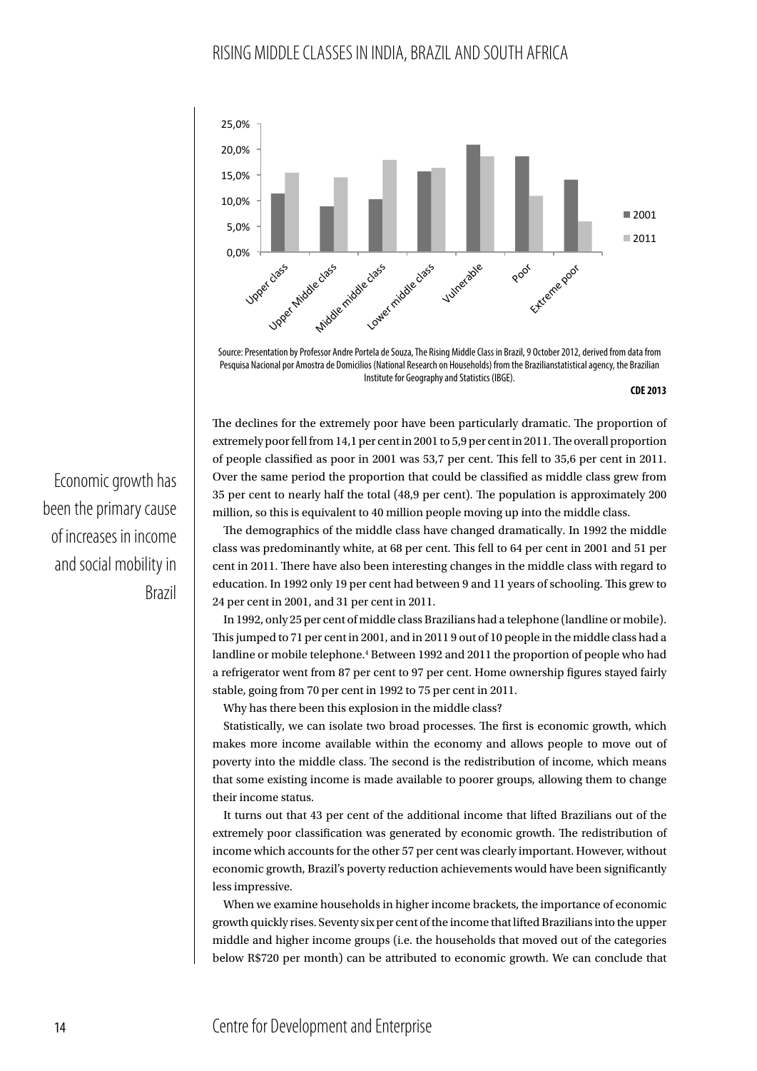Source: Presentation by Professor Andre Portela de Souza, The Rising Middle Class in Brazil, 9 October 2012, derived from data from Pesquisa Nacional por Amostra de Domicilios (National Research on Households) from the Brazilianstatistical agency, the Brazilian Institute for Geography and Statistics (IBGE).

**CDE 2013**

Economic growth has been the primary cause of increases in income and social mobility in Brazil

The declines for the extremely poor have been particularly dramatic. The proportion of extremely poor fell from 14,1 per cent in 2001 to 5,9 per cent in 2011. The overall proportion of people classified as poor in 2001 was 53,7 per cent. This fell to 35,6 per cent in 2011. Over the same period the proportion that could be classified as middle class grew from 35 per cent to nearly half the total (48,9 per cent). The population is approximately 200 million, so this is equivalent to 40 million people moving up into the middle class.

The demographics of the middle class have changed dramatically. In 1992 the middle class was predominantly white, at 68 per cent. This fell to 64 per cent in 2001 and 51 per cent in 2011. There have also been interesting changes in the middle class with regard to education. In 1992 only 19 per cent had between 9 and 11 years of schooling. This grew to 24 per cent in 2001, and 31 per cent in 2011.

In 1992, only 25 per cent of middle class Brazilians had a telephone (landline or mobile). This jumped to 71 per cent in 2001, and in 2011 9 out of 10 people in the middle class had a landline or mobile telephone.[4] Between 1992 and 2011 the proportion of people who had a refrigerator went from 87 per cent to 97 per cent. Home ownership figures stayed fairly stable, going from 70 per cent in 1992 to 75 per cent in 2011.

Why has there been this explosion in the middle class?

Statistically, we can isolate two broad processes. The first is economic growth, which makes more income available within the economy and allows people to move out of poverty into the middle class. The second is the redistribution of income, which means that some existing income is made available to poorer groups, allowing them to change their income status.

It turns out that 43 per cent of the additional income that lifted Brazilians out of the extremely poor classification was generated by economic growth. The redistribution of income which accounts for the other 57 per cent was clearly important. However, without economic growth, Brazil's poverty reduction achievements would have been significantly less impressive.

When we examine households in higher income brackets, the importance of economic growth quickly rises. Seventy six per cent of the income that lifted Brazilians into the upper middle and higher income groups (i.e. the households that moved out of the categories below R$720 per month) can be attributed to economic growth. We can conclude that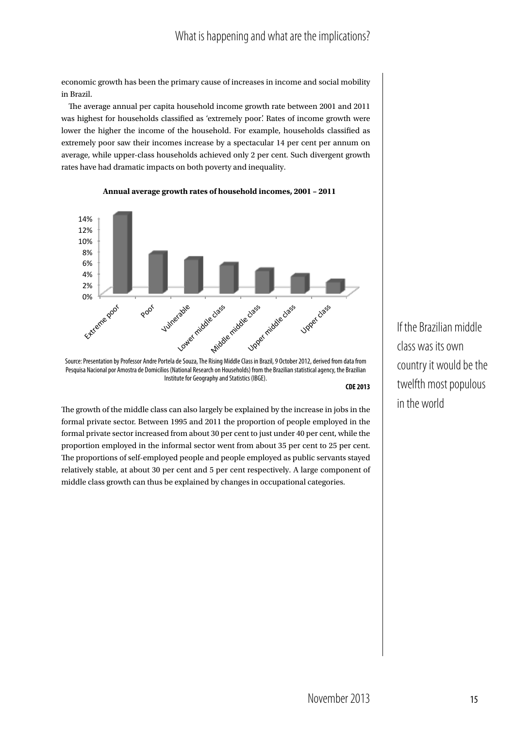economic growth has been the primary cause of increases in income and social mobility in Brazil.

The average annual per capita household income growth rate between 2001 and 2011 was highest for households classified as 'extremely poor'. Rates of income growth were lower the higher the income of the household. For example, households classified as extremely poor saw their incomes increase by a spectacular 14 per cent per annum on average, while upper-class households achieved only 2 per cent. Such divergent growth rates have had dramatic impacts on both poverty and inequality.

**Annual average growth rates of household incomes, 2001 – 2011**

Source: Presentation by Professor Andre Portela de Souza, The Rising Middle Class in Brazil, 9 October 2012, derived from data from Pesquisa Nacional por Amostra de Domicilios (National Research on Households) from the Brazilian statistical agency, the Brazilian Institute for Geography and Statistics (IBGE).

**CDE 2013**

If the Brazilian middle class was its own country it would be the twelfth most populous in the world

The growth of the middle class can also largely be explained by the increase in jobs in the formal private sector. Between 1995 and 2011 the proportion of people employed in the formal private sector increased from about 30 per cent to just under 40 per cent, while the proportion employed in the informal sector went from about 35 per cent to 25 per cent. The proportions of self-employed people and people employed as public servants stayed relatively stable, at about 30 per cent and 5 per cent respectively. A large component of middle class growth can thus be explained by changes in occupational categories.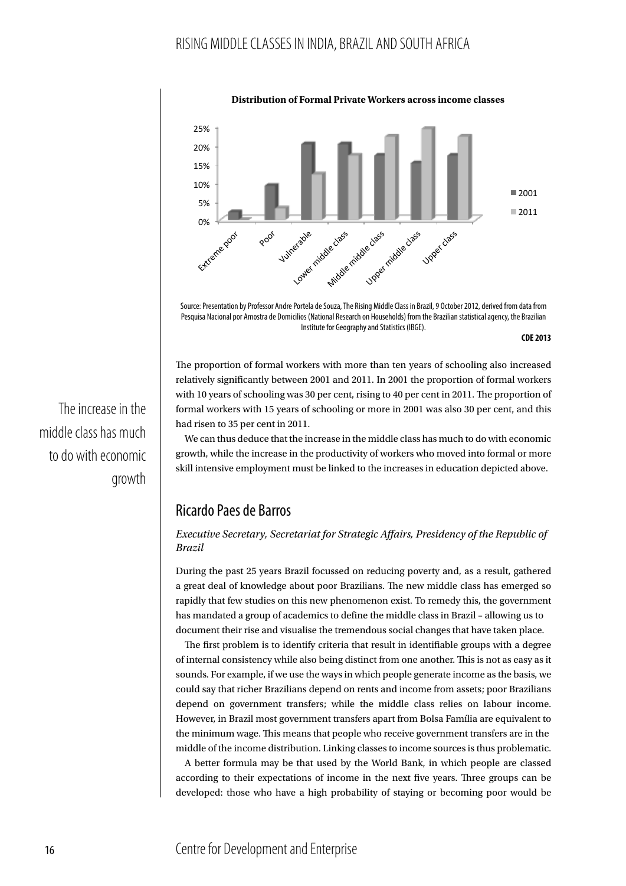**Distribution of Formal Private Workers across income classes**

Source: Presentation by Professor Andre Portela de Souza, The Rising Middle Class in Brazil, 9 October 2012, derived from data from Pesquisa Nacional por Amostra de Domicilios (National Research on Households) from the Brazilian statistical agency, the Brazilian Institute for Geography and Statistics (IBGE).

**CDE 2013**

The proportion of formal workers with more than ten years of schooling also increased relatively significantly between 2001 and 2011. In 2001 the proportion of formal workers with 10 years of schooling was 30 per cent, rising to 40 per cent in 2011. The proportion of formal workers with 15 years of schooling or more in 2001 was also 30 per cent, and this had risen to 35 per cent in 2011.

We can thus deduce that the increase in the middle class has much to do with economic growth, while the increase in the productivity of workers who moved into formal or more skill intensive employment must be linked to the increases in education depicted above.

The increase in the middle class has much to do with economic growth

## Ricardo Paes de Barros

*Executive Secretary, Secretariat for Strategic Affairs, Presidency of the Republic of Brazil*

During the past 25 years Brazil focussed on reducing poverty and, as a result, gathered a great deal of knowledge about poor Brazilians. The new middle class has emerged so rapidly that few studies on this new phenomenon exist. To remedy this, the government has mandated a group of academics to define the middle class in Brazil – allowing us to document their rise and visualise the tremendous social changes that have taken place.

The first problem is to identify criteria that result in identifiable groups with a degree of internal consistency while also being distinct from one another. This is not as easy as it sounds. For example, if we use the ways in which people generate income as the basis, we could say that richer Brazilians depend on rents and income from assets; poor Brazilians depend on government transfers; while the middle class relies on labour income. However, in Brazil most government transfers apart from Bolsa Família are equivalent to the minimum wage. This means that people who receive government transfers are in the middle of the income distribution. Linking classes to income sources is thus problematic.

A better formula may be that used by the World Bank, in which people are classed according to their expectations of income in the next five years. Three groups can be developed: those who have a high probability of staying or becoming poor would be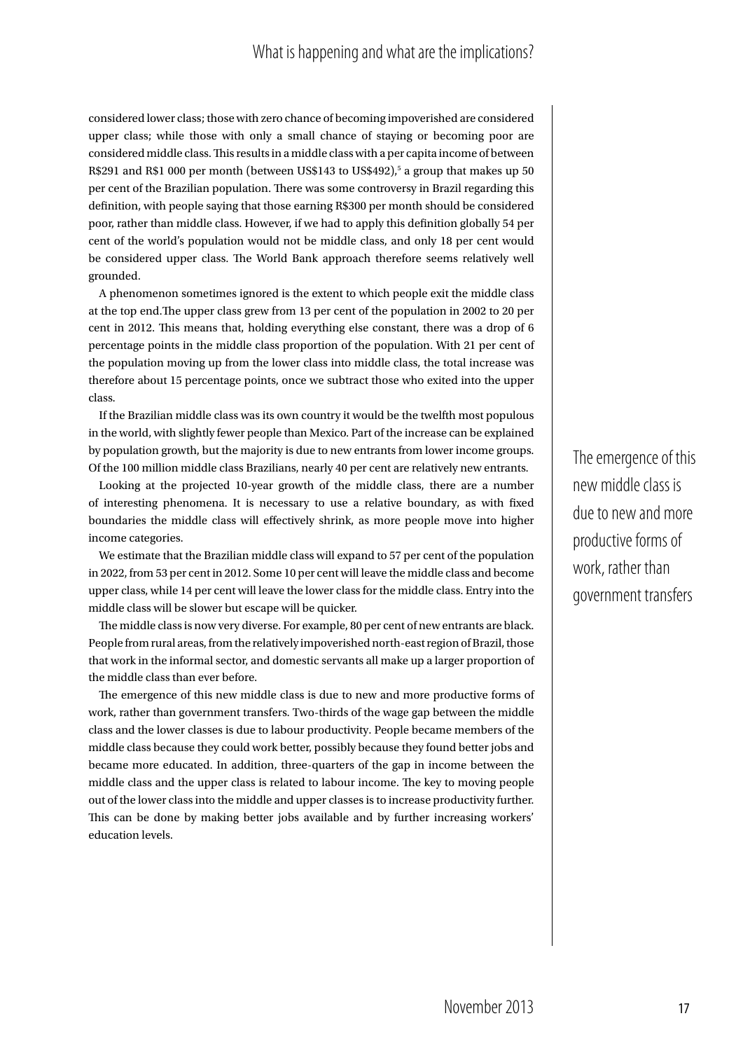considered lower class; those with zero chance of becoming impoverished are considered upper class; while those with only a small chance of staying or becoming poor are considered middle class. This results in a middle class with a per capita income of between R$291 and R$1 000 per month (between US$143 to US$492),[5] a group that makes up 50 per cent of the Brazilian population. There was some controversy in Brazil regarding this definition, with people saying that those earning R$300 per month should be considered poor, rather than middle class. However, if we had to apply this definition globally 54 per cent of the world's population would not be middle class, and only 18 per cent would be considered upper class. The World Bank approach therefore seems relatively well grounded.

A phenomenon sometimes ignored is the extent to which people exit the middle class at the top end.The upper class grew from 13 per cent of the population in 2002 to 20 per cent in 2012. This means that, holding everything else constant, there was a drop of 6 percentage points in the middle class proportion of the population. With 21 per cent of the population moving up from the lower class into middle class, the total increase was therefore about 15 percentage points, once we subtract those who exited into the upper class.

If the Brazilian middle class was its own country it would be the twelfth most populous in the world, with slightly fewer people than Mexico. Part of the increase can be explained by population growth, but the majority is due to new entrants from lower income groups. Of the 100 million middle class Brazilians, nearly 40 per cent are relatively new entrants.

Looking at the projected 10-year growth of the middle class, there are a number of interesting phenomena. It is necessary to use a relative boundary, as with fixed boundaries the middle class will effectively shrink, as more people move into higher income categories.

We estimate that the Brazilian middle class will expand to 57 per cent of the population in 2022, from 53 per cent in 2012. Some 10 per cent will leave the middle class and become upper class, while 14 per cent will leave the lower class for the middle class. Entry into the middle class will be slower but escape will be quicker.

The middle class is now very diverse. For example, 80 per cent of new entrants are black. People from rural areas, from the relatively impoverished north-east region of Brazil, those that work in the informal sector, and domestic servants all make up a larger proportion of the middle class than ever before.

The emergence of this new middle class is due to new and more productive forms of work, rather than government transfers. Two-thirds of the wage gap between the middle class and the lower classes is due to labour productivity. People became members of the middle class because they could work better, possibly because they found better jobs and became more educated. In addition, three-quarters of the gap in income between the middle class and the upper class is related to labour income. The key to moving people out of the lower class into the middle and upper classes is to increase productivity further. This can be done by making better jobs available and by further increasing workers' education levels.

> The emergence of this new middle class is due to new and more productive forms of work, rather than government transfers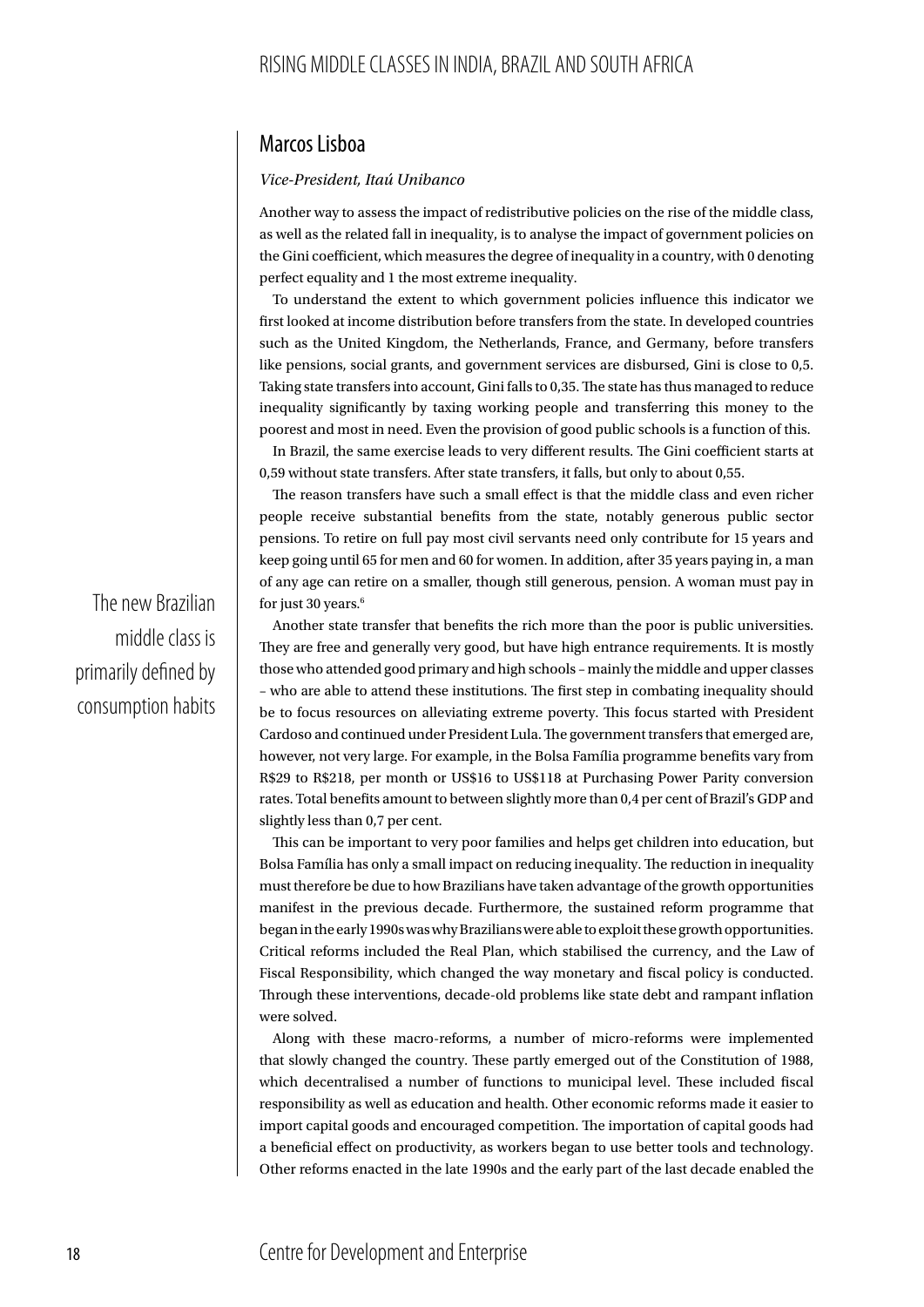## Marcos Lisboa

*Vice-President, Itaú Unibanco*

Another way to assess the impact of redistributive policies on the rise of the middle class, as well as the related fall in inequality, is to analyse the impact of government policies on the Gini coefficient, which measures the degree of inequality in a country, with 0 denoting perfect equality and 1 the most extreme inequality.

To understand the extent to which government policies influence this indicator we first looked at income distribution before transfers from the state. In developed countries such as the United Kingdom, the Netherlands, France, and Germany, before transfers like pensions, social grants, and government services are disbursed, Gini is close to 0,5. Taking state transfers into account, Gini falls to 0,35. The state has thus managed to reduce inequality significantly by taxing working people and transferring this money to the poorest and most in need. Even the provision of good public schools is a function of this.

In Brazil, the same exercise leads to very different results. The Gini coefficient starts at 0,59 without state transfers. After state transfers, it falls, but only to about 0,55.

The reason transfers have such a small effect is that the middle class and even richer people receive substantial benefits from the state, notably generous public sector pensions. To retire on full pay most civil servants need only contribute for 15 years and keep going until 65 for men and 60 for women. In addition, after 35 years paying in, a man of any age can retire on a smaller, though still generous, pension. A woman must pay in for just 30 years.[6]

> The new Brazilian middle class is primarily defined by consumption habits

Another state transfer that benefits the rich more than the poor is public universities. They are free and generally very good, but have high entrance requirements. It is mostly those who attended good primary and high schools – mainly the middle and upper classes – who are able to attend these institutions. The first step in combating inequality should be to focus resources on alleviating extreme poverty. This focus started with President Cardoso and continued under President Lula. The government transfers that emerged are, however, not very large. For example, in the Bolsa Família programme benefits vary from R$29 to R$218, per month or US$16 to US$118 at Purchasing Power Parity conversion rates. Total benefits amount to between slightly more than 0,4 per cent of Brazil's GDP and slightly less than 0,7 per cent.

This can be important to very poor families and helps get children into education, but Bolsa Família has only a small impact on reducing inequality. The reduction in inequality must therefore be due to how Brazilians have taken advantage of the growth opportunities manifest in the previous decade. Furthermore, the sustained reform programme that began in the early 1990s was why Brazilians were able to exploit these growth opportunities. Critical reforms included the Real Plan, which stabilised the currency, and the Law of Fiscal Responsibility, which changed the way monetary and fiscal policy is conducted. Through these interventions, decade-old problems like state debt and rampant inflation were solved.

Along with these macro-reforms, a number of micro-reforms were implemented that slowly changed the country. These partly emerged out of the Constitution of 1988, which decentralised a number of functions to municipal level. These included fiscal responsibility as well as education and health. Other economic reforms made it easier to import capital goods and encouraged competition. The importation of capital goods had a beneficial effect on productivity, as workers began to use better tools and technology. Other reforms enacted in the late 1990s and the early part of the last decade enabled the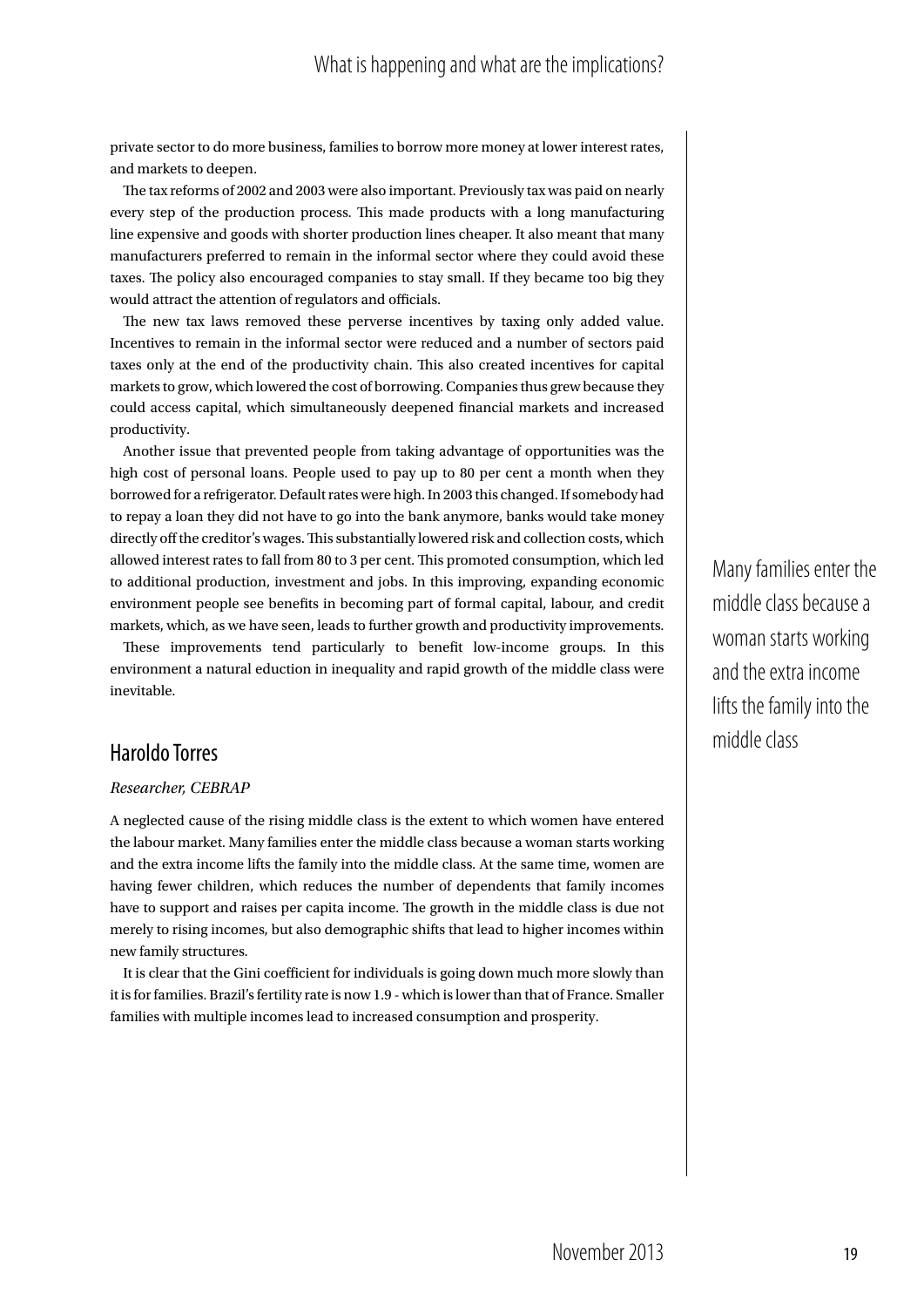private sector to do more business, families to borrow more money at lower interest rates, and markets to deepen.

The tax reforms of 2002 and 2003 were also important. Previously tax was paid on nearly every step of the production process. This made products with a long manufacturing line expensive and goods with shorter production lines cheaper. It also meant that many manufacturers preferred to remain in the informal sector where they could avoid these taxes. The policy also encouraged companies to stay small. If they became too big they would attract the attention of regulators and officials.

The new tax laws removed these perverse incentives by taxing only added value. Incentives to remain in the informal sector were reduced and a number of sectors paid taxes only at the end of the productivity chain. This also created incentives for capital markets to grow, which lowered the cost of borrowing. Companies thus grew because they could access capital, which simultaneously deepened financial markets and increased productivity.

Another issue that prevented people from taking advantage of opportunities was the high cost of personal loans. People used to pay up to 80 per cent a month when they borrowed for a refrigerator. Default rates were high. In 2003 this changed. If somebody had to repay a loan they did not have to go into the bank anymore, banks would take money directly off the creditor's wages. This substantially lowered risk and collection costs, which allowed interest rates to fall from 80 to 3 per cent. This promoted consumption, which led to additional production, investment and jobs. In this improving, expanding economic environment people see benefits in becoming part of formal capital, labour, and credit markets, which, as we have seen, leads to further growth and productivity improvements.

These improvements tend particularly to benefit low-income groups. In this environment a natural eduction in inequality and rapid growth of the middle class were inevitable.

## Haroldo Torres

*Researcher, CEBRAP*

A neglected cause of the rising middle class is the extent to which women have entered the labour market. Many families enter the middle class because a woman starts working and the extra income lifts the family into the middle class. At the same time, women are having fewer children, which reduces the number of dependents that family incomes have to support and raises per capita income. The growth in the middle class is due not merely to rising incomes, but also demographic shifts that lead to higher incomes within new family structures.

It is clear that the Gini coefficient for individuals is going down much more slowly than it is for families. Brazil's fertility rate is now 1.9 - which is lower than that of France. Smaller families with multiple incomes lead to increased consumption and prosperity.

Many families enter the middle class because a woman starts working and the extra income lifts the family into the middle class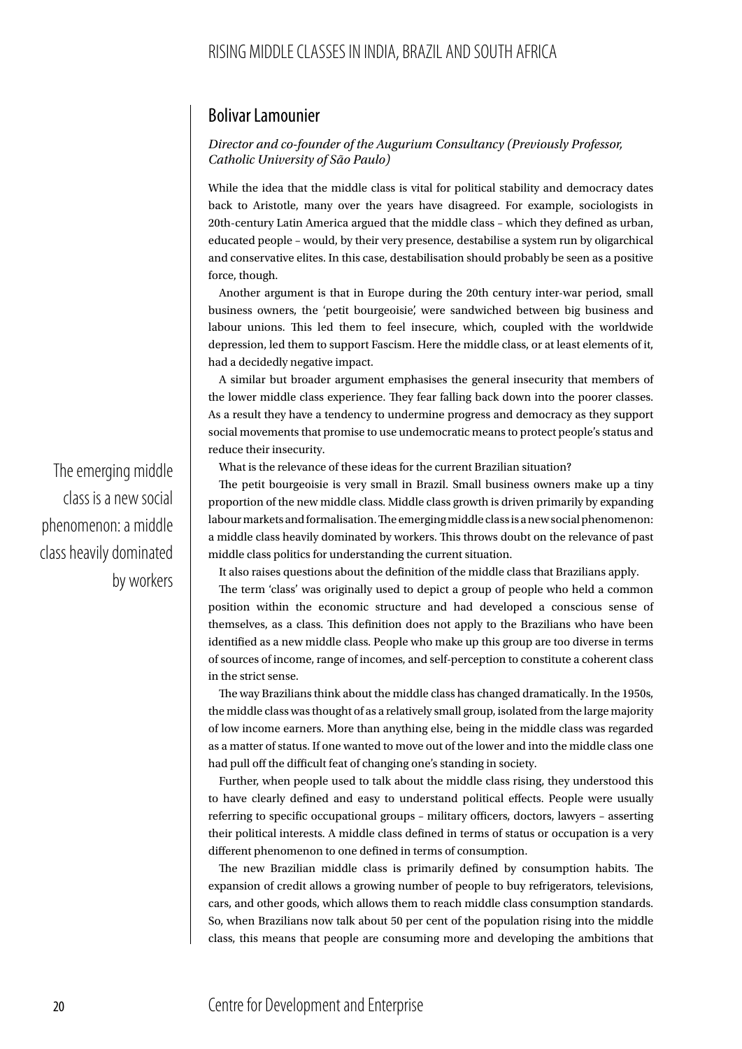## Bolivar Lamounier

*Director and co-founder of the Augurium Consultancy (Previously Professor, Catholic University of São Paulo)*

While the idea that the middle class is vital for political stability and democracy dates back to Aristotle, many over the years have disagreed. For example, sociologists in 20th-century Latin America argued that the middle class – which they defined as urban, educated people – would, by their very presence, destabilise a system run by oligarchical and conservative elites. In this case, destabilisation should probably be seen as a positive force, though.

Another argument is that in Europe during the 20th century inter-war period, small business owners, the 'petit bourgeoisie', were sandwiched between big business and labour unions. This led them to feel insecure, which, coupled with the worldwide depression, led them to support Fascism. Here the middle class, or at least elements of it, had a decidedly negative impact.

A similar but broader argument emphasises the general insecurity that members of the lower middle class experience. They fear falling back down into the poorer classes. As a result they have a tendency to undermine progress and democracy as they support social movements that promise to use undemocratic means to protect people's status and reduce their insecurity.

What is the relevance of these ideas for the current Brazilian situation?

The petit bourgeoisie is very small in Brazil. Small business owners make up a tiny proportion of the new middle class. Middle class growth is driven primarily by expanding labour markets and formalisation. The emerging middle class is a new social phenomenon: a middle class heavily dominated by workers. This throws doubt on the relevance of past middle class politics for understanding the current situation.

> The emerging middle class is a new social phenomenon: a middle class heavily dominated by workers

It also raises questions about the definition of the middle class that Brazilians apply.

The term 'class' was originally used to depict a group of people who held a common position within the economic structure and had developed a conscious sense of themselves, as a class. This definition does not apply to the Brazilians who have been identified as a new middle class. People who make up this group are too diverse in terms of sources of income, range of incomes, and self-perception to constitute a coherent class in the strict sense.

The way Brazilians think about the middle class has changed dramatically. In the 1950s, the middle class was thought of as a relatively small group, isolated from the large majority of low income earners. More than anything else, being in the middle class was regarded as a matter of status. If one wanted to move out of the lower and into the middle class one had pull off the difficult feat of changing one's standing in society.

Further, when people used to talk about the middle class rising, they understood this to have clearly defined and easy to understand political effects. People were usually referring to specific occupational groups – military officers, doctors, lawyers – asserting their political interests. A middle class defined in terms of status or occupation is a very different phenomenon to one defined in terms of consumption.

The new Brazilian middle class is primarily defined by consumption habits. The expansion of credit allows a growing number of people to buy refrigerators, televisions, cars, and other goods, which allows them to reach middle class consumption standards. So, when Brazilians now talk about 50 per cent of the population rising into the middle class, this means that people are consuming more and developing the ambitions that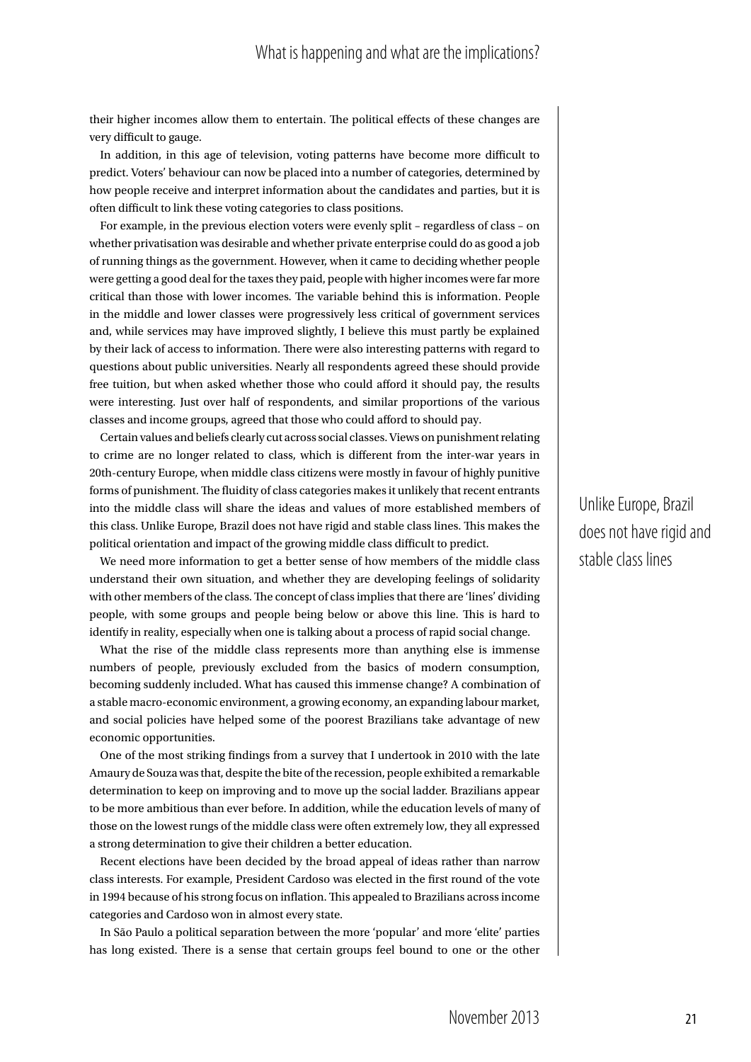their higher incomes allow them to entertain. The political effects of these changes are very difficult to gauge.

In addition, in this age of television, voting patterns have become more difficult to predict. Voters' behaviour can now be placed into a number of categories, determined by how people receive and interpret information about the candidates and parties, but it is often difficult to link these voting categories to class positions.

For example, in the previous election voters were evenly split – regardless of class – on whether privatisation was desirable and whether private enterprise could do as good a job of running things as the government. However, when it came to deciding whether people were getting a good deal for the taxes they paid, people with higher incomes were far more critical than those with lower incomes. The variable behind this is information. People in the middle and lower classes were progressively less critical of government services and, while services may have improved slightly, I believe this must partly be explained by their lack of access to information. There were also interesting patterns with regard to questions about public universities. Nearly all respondents agreed these should provide free tuition, but when asked whether those who could afford it should pay, the results were interesting. Just over half of respondents, and similar proportions of the various classes and income groups, agreed that those who could afford to should pay.

Certain values and beliefs clearly cut across social classes. Views on punishment relating to crime are no longer related to class, which is different from the inter-war years in 20th-century Europe, when middle class citizens were mostly in favour of highly punitive forms of punishment. The fluidity of class categories makes it unlikely that recent entrants into the middle class will share the ideas and values of more established members of this class. Unlike Europe, Brazil does not have rigid and stable class lines. This makes the political orientation and impact of the growing middle class difficult to predict.

> Unlike Europe, Brazil does not have rigid and stable class lines

We need more information to get a better sense of how members of the middle class understand their own situation, and whether they are developing feelings of solidarity with other members of the class. The concept of class implies that there are 'lines' dividing people, with some groups and people being below or above this line. This is hard to identify in reality, especially when one is talking about a process of rapid social change.

What the rise of the middle class represents more than anything else is immense numbers of people, previously excluded from the basics of modern consumption, becoming suddenly included. What has caused this immense change? A combination of a stable macro-economic environment, a growing economy, an expanding labour market, and social policies have helped some of the poorest Brazilians take advantage of new economic opportunities.

One of the most striking findings from a survey that I undertook in 2010 with the late Amaury de Souza was that, despite the bite of the recession, people exhibited a remarkable determination to keep on improving and to move up the social ladder. Brazilians appear to be more ambitious than ever before. In addition, while the education levels of many of those on the lowest rungs of the middle class were often extremely low, they all expressed a strong determination to give their children a better education.

Recent elections have been decided by the broad appeal of ideas rather than narrow class interests. For example, President Cardoso was elected in the first round of the vote in 1994 because of his strong focus on inflation. This appealed to Brazilians across income categories and Cardoso won in almost every state.

In São Paulo a political separation between the more 'popular' and more 'elite' parties has long existed. There is a sense that certain groups feel bound to one or the other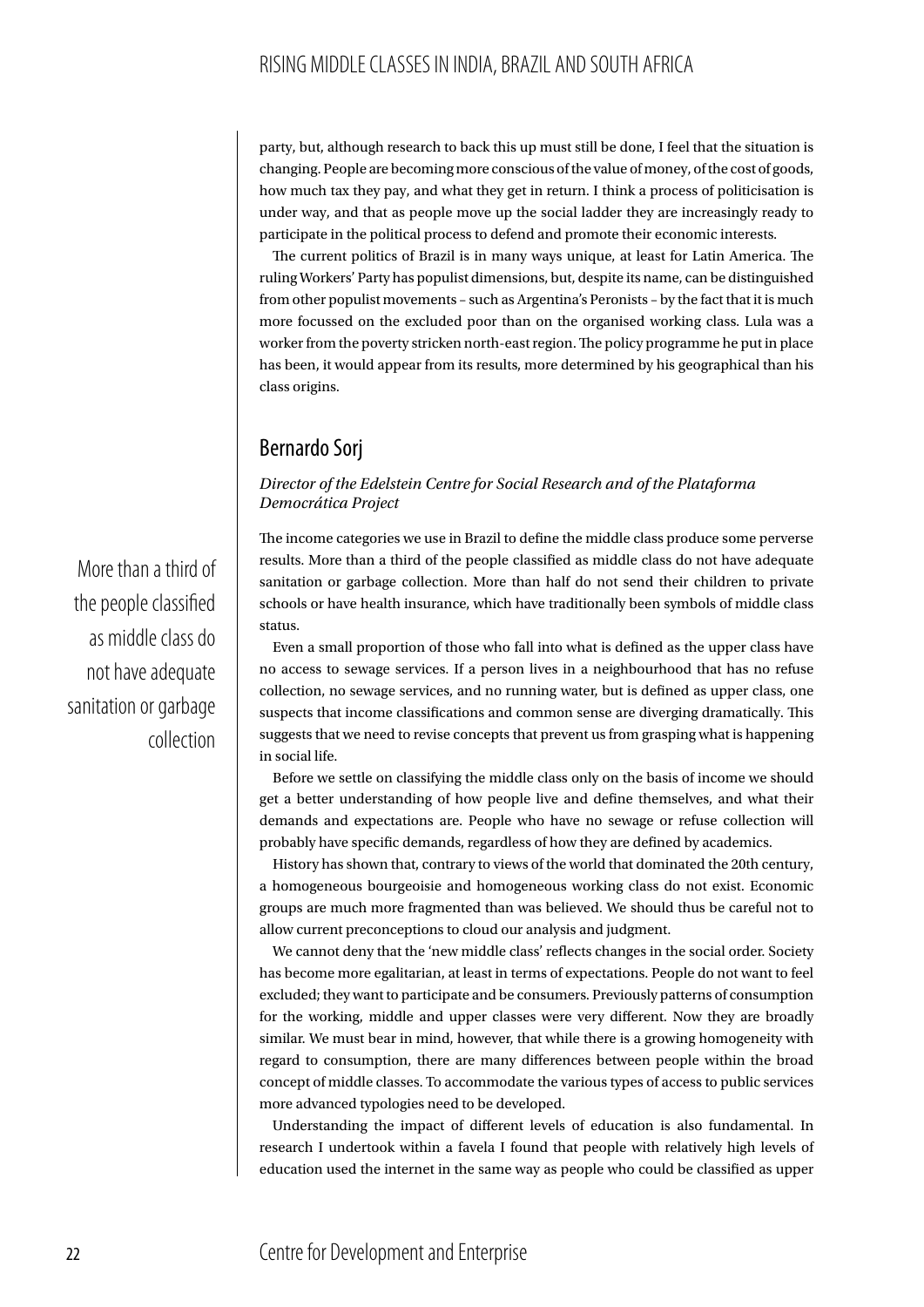party, but, although research to back this up must still be done, I feel that the situation is changing. People are becoming more conscious of the value of money, of the cost of goods, how much tax they pay, and what they get in return. I think a process of politicisation is under way, and that as people move up the social ladder they are increasingly ready to participate in the political process to defend and promote their economic interests.

The current politics of Brazil is in many ways unique, at least for Latin America. The ruling Workers' Party has populist dimensions, but, despite its name, can be distinguished from other populist movements – such as Argentina's Peronists – by the fact that it is much more focussed on the excluded poor than on the organised working class. Lula was a worker from the poverty stricken north-east region. The policy programme he put in place has been, it would appear from its results, more determined by his geographical than his class origins.

## Bernardo Sorj

*Director of the Edelstein Centre for Social Research and of the Plataforma Democrática Project*

The income categories we use in Brazil to define the middle class produce some perverse results. More than a third of the people classified as middle class do not have adequate sanitation or garbage collection. More than half do not send their children to private schools or have health insurance, which have traditionally been symbols of middle class status.

> More than a third of the people classified as middle class do not have adequate sanitation or garbage collection

Even a small proportion of those who fall into what is defined as the upper class have no access to sewage services. If a person lives in a neighbourhood that has no refuse collection, no sewage services, and no running water, but is defined as upper class, one suspects that income classifications and common sense are diverging dramatically. This suggests that we need to revise concepts that prevent us from grasping what is happening in social life.

Before we settle on classifying the middle class only on the basis of income we should get a better understanding of how people live and define themselves, and what their demands and expectations are. People who have no sewage or refuse collection will probably have specific demands, regardless of how they are defined by academics.

History has shown that, contrary to views of the world that dominated the 20th century, a homogeneous bourgeoisie and homogeneous working class do not exist. Economic groups are much more fragmented than was believed. We should thus be careful not to allow current preconceptions to cloud our analysis and judgment.

We cannot deny that the 'new middle class' reflects changes in the social order. Society has become more egalitarian, at least in terms of expectations. People do not want to feel excluded; they want to participate and be consumers. Previously patterns of consumption for the working, middle and upper classes were very different. Now they are broadly similar. We must bear in mind, however, that while there is a growing homogeneity with regard to consumption, there are many differences between people within the broad concept of middle classes. To accommodate the various types of access to public services more advanced typologies need to be developed.

Understanding the impact of different levels of education is also fundamental. In research I undertook within a favela I found that people with relatively high levels of education used the internet in the same way as people who could be classified as upper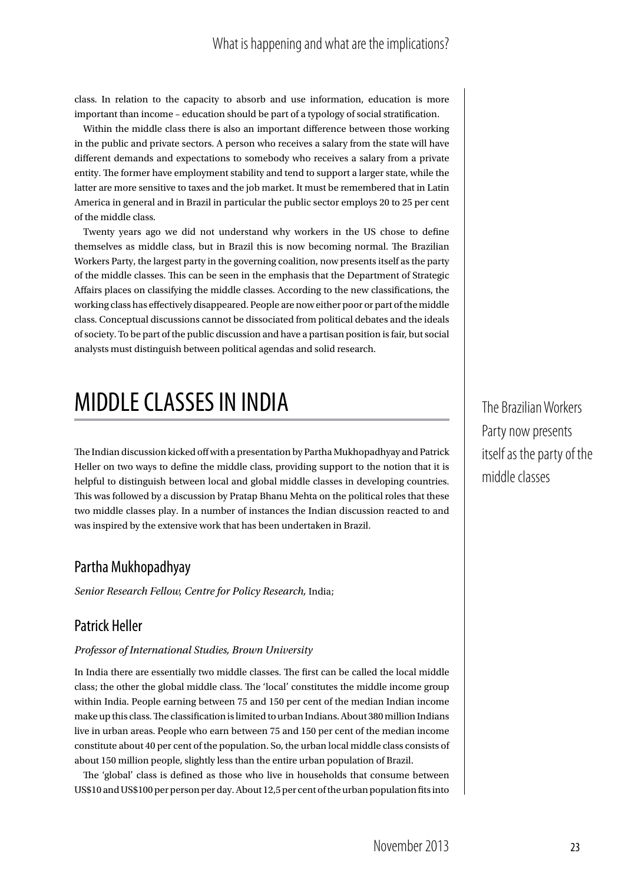class. In relation to the capacity to absorb and use information, education is more important than income – education should be part of a typology of social stratification.

Within the middle class there is also an important difference between those working in the public and private sectors. A person who receives a salary from the state will have different demands and expectations to somebody who receives a salary from a private entity. The former have employment stability and tend to support a larger state, while the latter are more sensitive to taxes and the job market. It must be remembered that in Latin America in general and in Brazil in particular the public sector employs 20 to 25 per cent of the middle class.

Twenty years ago we did not understand why workers in the US chose to define themselves as middle class, but in Brazil this is now becoming normal. The Brazilian Workers Party, the largest party in the governing coalition, now presents itself as the party of the middle classes. This can be seen in the emphasis that the Department of Strategic Affairs places on classifying the middle classes. According to the new classifications, the working class has effectively disappeared. People are now either poor or part of the middle class. Conceptual discussions cannot be dissociated from political debates and the ideals of society. To be part of the public discussion and have a partisan position is fair, but social analysts must distinguish between political agendas and solid research.

# MIDDLE CLASSES IN INDIA

The Indian discussion kicked off with a presentation by Partha Mukhopadhyay and Patrick Heller on two ways to define the middle class, providing support to the notion that it is helpful to distinguish between local and global middle classes in developing countries. This was followed by a discussion by Pratap Bhanu Mehta on the political roles that these two middle classes play. In a number of instances the Indian discussion reacted to and was inspired by the extensive work that has been undertaken in Brazil.

> The Brazilian Workers Party now presents itself as the party of the middle classes

## Partha Mukhopadhyay

*Senior Research Fellow, Centre for Policy Research,* India;

## Patrick Heller

*Professor of International Studies, Brown University*

In India there are essentially two middle classes. The first can be called the local middle class; the other the global middle class. The 'local' constitutes the middle income group within India. People earning between 75 and 150 per cent of the median Indian income make up this class. The classification is limited to urban Indians. About 380 million Indians live in urban areas. People who earn between 75 and 150 per cent of the median income constitute about 40 per cent of the population. So, the urban local middle class consists of about 150 million people, slightly less than the entire urban population of Brazil.

The 'global' class is defined as those who live in households that consume between US$10 and US$100 per person per day. About 12,5 per cent of the urban population fits into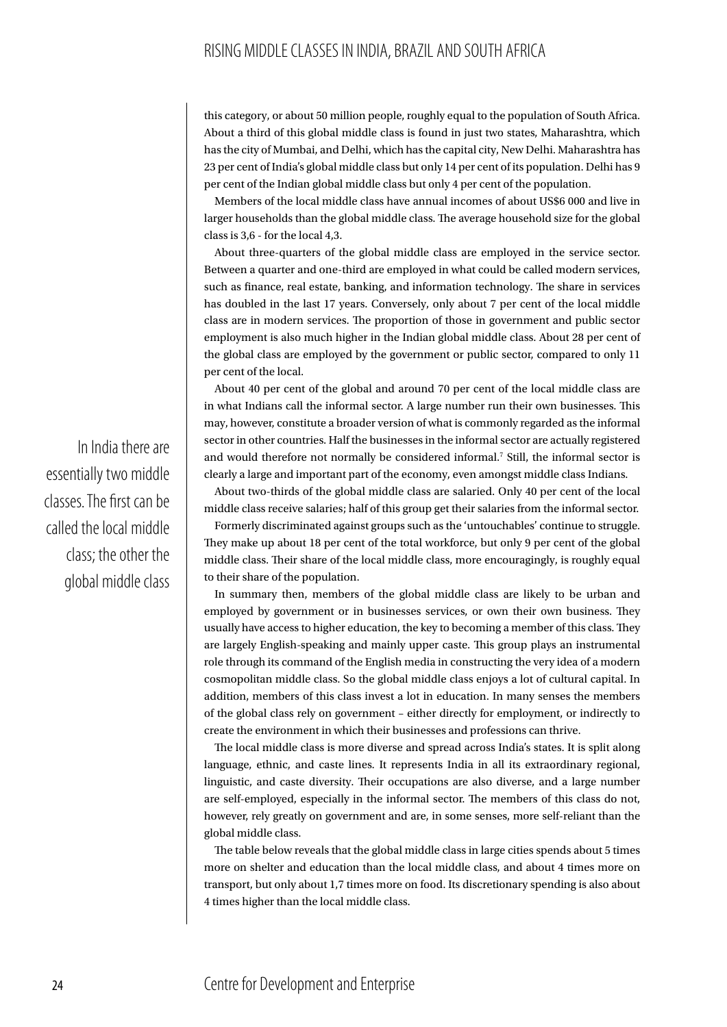this category, or about 50 million people, roughly equal to the population of South Africa. About a third of this global middle class is found in just two states, Maharashtra, which has the city of Mumbai, and Delhi, which has the capital city, New Delhi. Maharashtra has 23 per cent of India's global middle class but only 14 per cent of its population. Delhi has 9 per cent of the Indian global middle class but only 4 per cent of the population.

Members of the local middle class have annual incomes of about US$6 000 and live in larger households than the global middle class. The average household size for the global class is 3,6 - for the local 4,3.

About three-quarters of the global middle class are employed in the service sector. Between a quarter and one-third are employed in what could be called modern services, such as finance, real estate, banking, and information technology. The share in services has doubled in the last 17 years. Conversely, only about 7 per cent of the local middle class are in modern services. The proportion of those in government and public sector employment is also much higher in the Indian global middle class. About 28 per cent of the global class are employed by the government or public sector, compared to only 11 per cent of the local.

About 40 per cent of the global and around 70 per cent of the local middle class are in what Indians call the informal sector. A large number run their own businesses. This may, however, constitute a broader version of what is commonly regarded as the informal sector in other countries. Half the businesses in the informal sector are actually registered and would therefore not normally be considered informal.[7] Still, the informal sector is clearly a large and important part of the economy, even amongst middle class Indians.

> In India there are essentially two middle classes. The first can be called the local middle class; the other the global middle class

About two-thirds of the global middle class are salaried. Only 40 per cent of the local middle class receive salaries; half of this group get their salaries from the informal sector.

Formerly discriminated against groups such as the 'untouchables' continue to struggle. They make up about 18 per cent of the total workforce, but only 9 per cent of the global middle class. Their share of the local middle class, more encouragingly, is roughly equal to their share of the population.

In summary then, members of the global middle class are likely to be urban and employed by government or in businesses services, or own their own business. They usually have access to higher education, the key to becoming a member of this class. They are largely English-speaking and mainly upper caste. This group plays an instrumental role through its command of the English media in constructing the very idea of a modern cosmopolitan middle class. So the global middle class enjoys a lot of cultural capital. In addition, members of this class invest a lot in education. In many senses the members of the global class rely on government – either directly for employment, or indirectly to create the environment in which their businesses and professions can thrive.

The local middle class is more diverse and spread across India's states. It is split along language, ethnic, and caste lines. It represents India in all its extraordinary regional, linguistic, and caste diversity. Their occupations are also diverse, and a large number are self-employed, especially in the informal sector. The members of this class do not, however, rely greatly on government and are, in some senses, more self-reliant than the global middle class.

The table below reveals that the global middle class in large cities spends about 5 times more on shelter and education than the local middle class, and about 4 times more on transport, but only about 1,7 times more on food. Its discretionary spending is also about 4 times higher than the local middle class.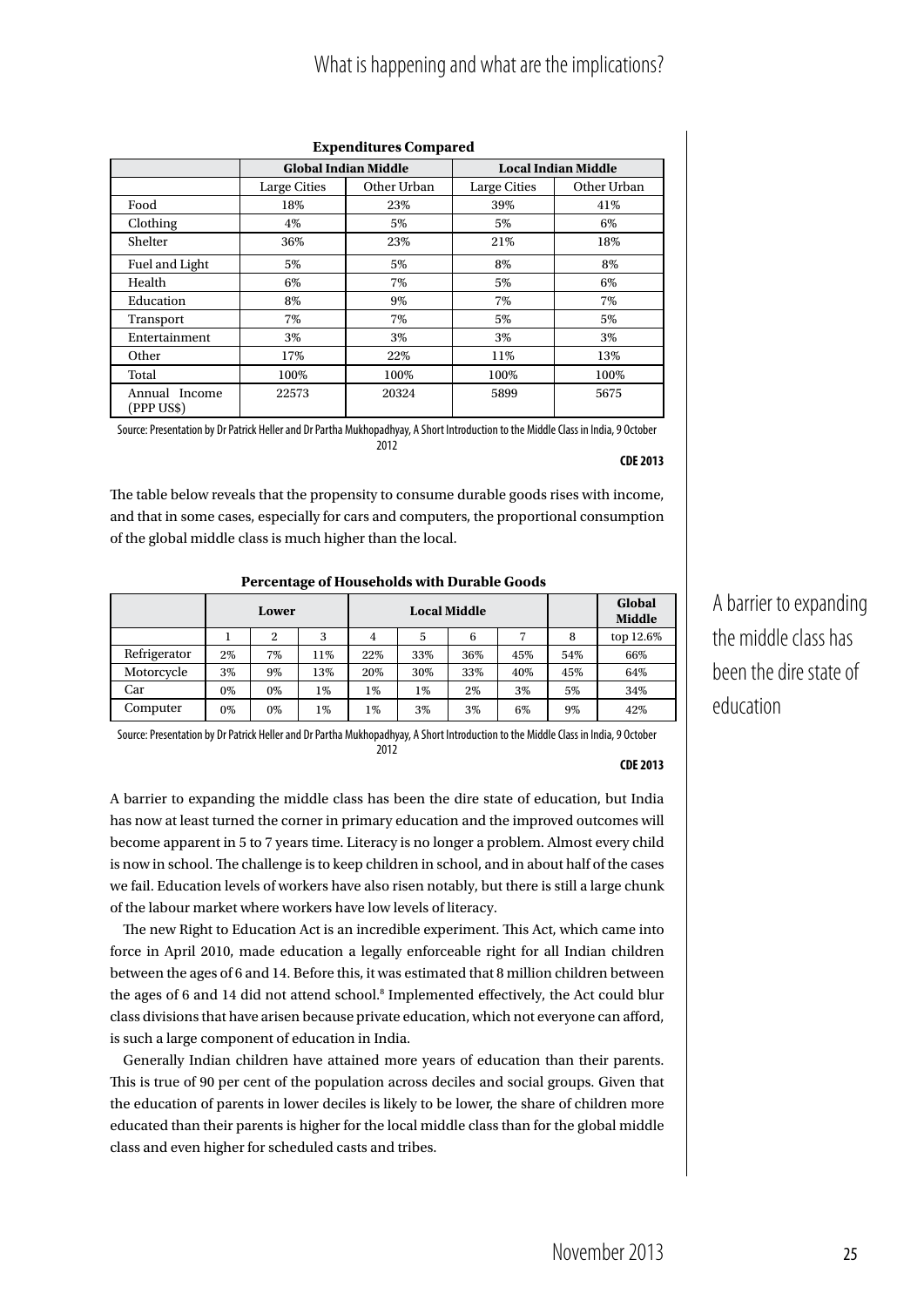**Expenditures Compared**

| | Global Indian Middle | | Local Indian Middle | |
|---|---|---|---|---|
| | Large Cities | Other Urban | Large Cities | Other Urban |
| Food | 18% | 23% | 39% | 41% |
| Clothing | 4% | 5% | 5% | 6% |
| Shelter | 36% | 23% | 21% | 18% |
| Fuel and Light | 5% | 5% | 8% | 8% |
| Health | 6% | 7% | 5% | 6% |
| Education | 8% | 9% | 7% | 7% |
| Transport | 7% | 7% | 5% | 5% |
| Entertainment | 3% | 3% | 3% | 3% |
| Other | 17% | 22% | 11% | 13% |
| Total | 100% | 100% | 100% | 100% |
| Annual Income (PPP US$) | 22573 | 20324 | 5899 | 5675 |

Source: Presentation by Dr Patrick Heller and Dr Partha Mukhopadhyay, A Short Introduction to the Middle Class in India, 9 October 2012

**CDE 2013**

The table below reveals that the propensity to consume durable goods rises with income, and that in some cases, especially for cars and computers, the proportional consumption of the global middle class is much higher than the local.

**Percentage of Households with Durable Goods**

| | Lower | | | Local Middle | | | | | Global Middle |
|---|---|---|---|---|---|---|---|---|---|
| | 1 | 2 | 3 | 4 | 5 | 6 | 7 | 8 | top 12.6% |
| Refrigerator | 2% | 7% | 11% | 22% | 33% | 36% | 45% | 54% | 66% |
| Motorcycle | 3% | 9% | 13% | 20% | 30% | 33% | 40% | 45% | 64% |
| Car | 0% | 0% | 1% | 1% | 1% | 2% | 3% | 5% | 34% |
| Computer | 0% | 0% | 1% | 1% | 3% | 3% | 6% | 9% | 42% |

Source: Presentation by Dr Patrick Heller and Dr Partha Mukhopadhyay, A Short Introduction to the Middle Class in India, 9 October 2012

**CDE 2013**

A barrier to expanding the middle class has been the dire state of education

A barrier to expanding the middle class has been the dire state of education, but India has now at least turned the corner in primary education and the improved outcomes will become apparent in 5 to 7 years time. Literacy is no longer a problem. Almost every child is now in school. The challenge is to keep children in school, and in about half of the cases we fail. Education levels of workers have also risen notably, but there is still a large chunk of the labour market where workers have low levels of literacy.

The new Right to Education Act is an incredible experiment. This Act, which came into force in April 2010, made education a legally enforceable right for all Indian children between the ages of 6 and 14. Before this, it was estimated that 8 million children between the ages of 6 and 14 did not attend school.[8] Implemented effectively, the Act could blur class divisions that have arisen because private education, which not everyone can afford, is such a large component of education in India.

Generally Indian children have attained more years of education than their parents. This is true of 90 per cent of the population across deciles and social groups. Given that the education of parents in lower deciles is likely to be lower, the share of children more educated than their parents is higher for the local middle class than for the global middle class and even higher for scheduled casts and tribes.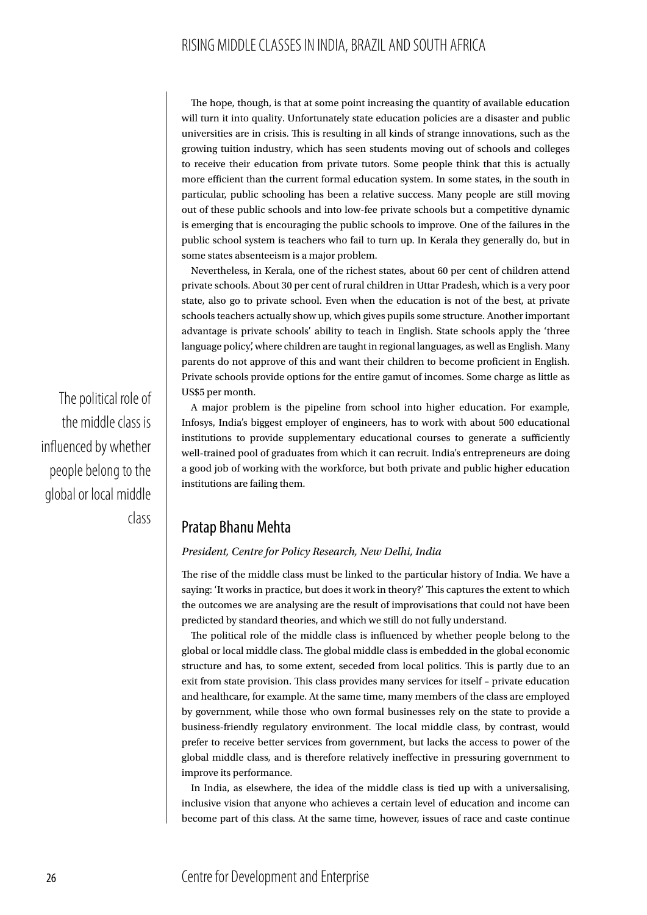The hope, though, is that at some point increasing the quantity of available education will turn it into quality. Unfortunately state education policies are a disaster and public universities are in crisis. This is resulting in all kinds of strange innovations, such as the growing tuition industry, which has seen students moving out of schools and colleges to receive their education from private tutors. Some people think that this is actually more efficient than the current formal education system. In some states, in the south in particular, public schooling has been a relative success. Many people are still moving out of these public schools and into low-fee private schools but a competitive dynamic is emerging that is encouraging the public schools to improve. One of the failures in the public school system is teachers who fail to turn up. In Kerala they generally do, but in some states absenteeism is a major problem.

Nevertheless, in Kerala, one of the richest states, about 60 per cent of children attend private schools. About 30 per cent of rural children in Uttar Pradesh, which is a very poor state, also go to private school. Even when the education is not of the best, at private schools teachers actually show up, which gives pupils some structure. Another important advantage is private schools' ability to teach in English. State schools apply the 'three language policy', where children are taught in regional languages, as well as English. Many parents do not approve of this and want their children to become proficient in English. Private schools provide options for the entire gamut of incomes. Some charge as little as US$5 per month.

A major problem is the pipeline from school into higher education. For example, Infosys, India's biggest employer of engineers, has to work with about 500 educational institutions to provide supplementary educational courses to generate a sufficiently well-trained pool of graduates from which it can recruit. India's entrepreneurs are doing a good job of working with the workforce, but both private and public higher education institutions are failing them.

> The political role of the middle class is influenced by whether people belong to the global or local middle class

## Pratap Bhanu Mehta

*President, Centre for Policy Research, New Delhi, India*

The rise of the middle class must be linked to the particular history of India. We have a saying: 'It works in practice, but does it work in theory?' This captures the extent to which the outcomes we are analysing are the result of improvisations that could not have been predicted by standard theories, and which we still do not fully understand.

The political role of the middle class is influenced by whether people belong to the global or local middle class. The global middle class is embedded in the global economic structure and has, to some extent, seceded from local politics. This is partly due to an exit from state provision. This class provides many services for itself – private education and healthcare, for example. At the same time, many members of the class are employed by government, while those who own formal businesses rely on the state to provide a business-friendly regulatory environment. The local middle class, by contrast, would prefer to receive better services from government, but lacks the access to power of the global middle class, and is therefore relatively ineffective in pressuring government to improve its performance.

In India, as elsewhere, the idea of the middle class is tied up with a universalising, inclusive vision that anyone who achieves a certain level of education and income can become part of this class. At the same time, however, issues of race and caste continue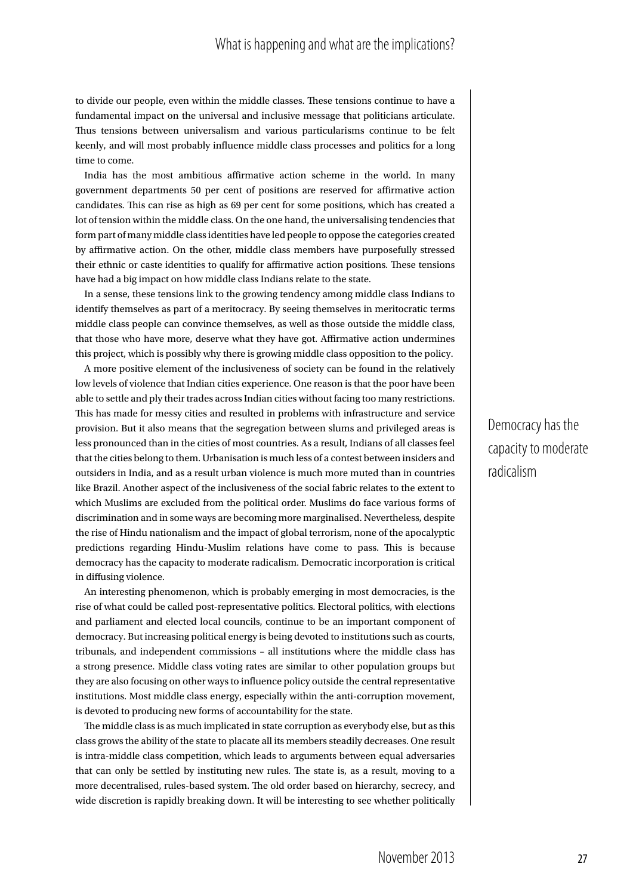to divide our people, even within the middle classes. These tensions continue to have a fundamental impact on the universal and inclusive message that politicians articulate. Thus tensions between universalism and various particularisms continue to be felt keenly, and will most probably influence middle class processes and politics for a long time to come.

India has the most ambitious affirmative action scheme in the world. In many government departments 50 per cent of positions are reserved for affirmative action candidates. This can rise as high as 69 per cent for some positions, which has created a lot of tension within the middle class. On the one hand, the universalising tendencies that form part of many middle class identities have led people to oppose the categories created by affirmative action. On the other, middle class members have purposefully stressed their ethnic or caste identities to qualify for affirmative action positions. These tensions have had a big impact on how middle class Indians relate to the state.

In a sense, these tensions link to the growing tendency among middle class Indians to identify themselves as part of a meritocracy. By seeing themselves in meritocratic terms middle class people can convince themselves, as well as those outside the middle class, that those who have more, deserve what they have got. Affirmative action undermines this project, which is possibly why there is growing middle class opposition to the policy.

A more positive element of the inclusiveness of society can be found in the relatively low levels of violence that Indian cities experience. One reason is that the poor have been able to settle and ply their trades across Indian cities without facing too many restrictions. This has made for messy cities and resulted in problems with infrastructure and service provision. But it also means that the segregation between slums and privileged areas is less pronounced than in the cities of most countries. As a result, Indians of all classes feel that the cities belong to them. Urbanisation is much less of a contest between insiders and outsiders in India, and as a result urban violence is much more muted than in countries like Brazil. Another aspect of the inclusiveness of the social fabric relates to the extent to which Muslims are excluded from the political order. Muslims do face various forms of discrimination and in some ways are becoming more marginalised. Nevertheless, despite the rise of Hindu nationalism and the impact of global terrorism, none of the apocalyptic predictions regarding Hindu-Muslim relations have come to pass. This is because democracy has the capacity to moderate radicalism. Democratic incorporation is critical in diffusing violence.

> Democracy has the capacity to moderate radicalism

An interesting phenomenon, which is probably emerging in most democracies, is the rise of what could be called post-representative politics. Electoral politics, with elections and parliament and elected local councils, continue to be an important component of democracy. But increasing political energy is being devoted to institutions such as courts, tribunals, and independent commissions – all institutions where the middle class has a strong presence. Middle class voting rates are similar to other population groups but they are also focusing on other ways to influence policy outside the central representative institutions. Most middle class energy, especially within the anti-corruption movement, is devoted to producing new forms of accountability for the state.

The middle class is as much implicated in state corruption as everybody else, but as this class grows the ability of the state to placate all its members steadily decreases. One result is intra-middle class competition, which leads to arguments between equal adversaries that can only be settled by instituting new rules. The state is, as a result, moving to a more decentralised, rules-based system. The old order based on hierarchy, secrecy, and wide discretion is rapidly breaking down. It will be interesting to see whether politically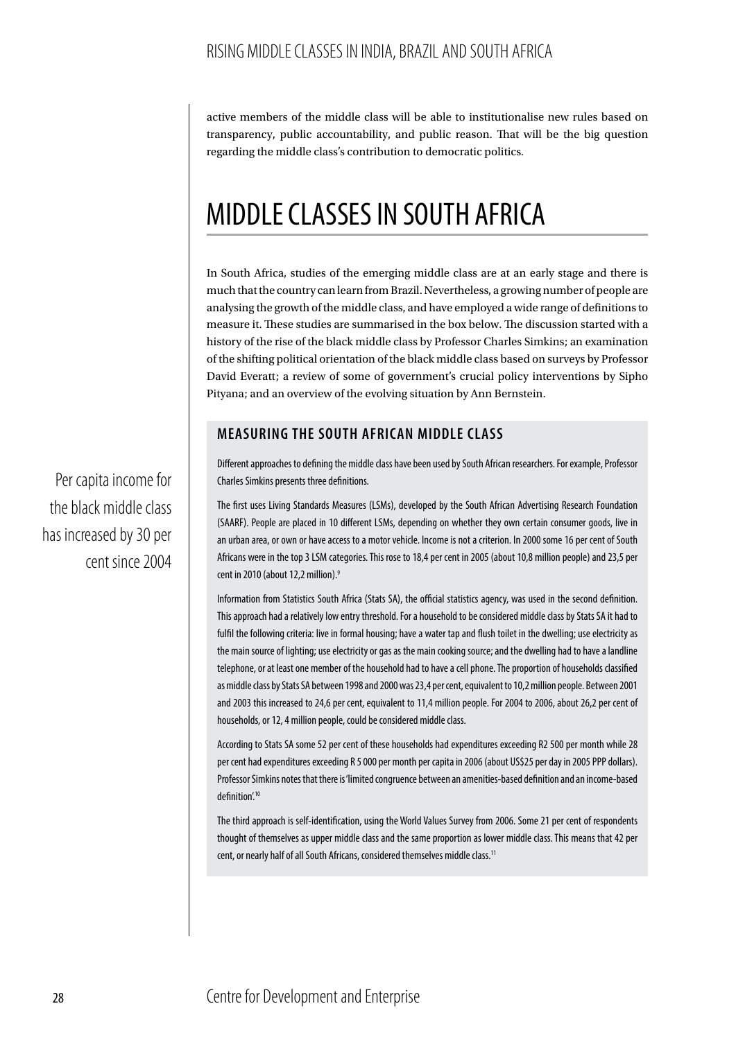active members of the middle class will be able to institutionalise new rules based on transparency, public accountability, and public reason. That will be the big question regarding the middle class's contribution to democratic politics.

# MIDDLE CLASSES IN SOUTH AFRICA

In South Africa, studies of the emerging middle class are at an early stage and there is much that the country can learn from Brazil. Nevertheless, a growing number of people are analysing the growth of the middle class, and have employed a wide range of definitions to measure it. These studies are summarised in the box below. The discussion started with a history of the rise of the black middle class by Professor Charles Simkins; an examination of the shifting political orientation of the black middle class based on surveys by Professor David Everatt; a review of some of government's crucial policy interventions by Sipho Pityana; and an overview of the evolving situation by Ann Bernstein.

Per capita income for the black middle class has increased by 30 per cent since 2004

## MEASURING THE SOUTH AFRICAN MIDDLE CLASS

Different approaches to defining the middle class have been used by South African researchers. For example, Professor Charles Simkins presents three definitions.

The first uses Living Standards Measures (LSMs), developed by the South African Advertising Research Foundation (SAARF). People are placed in 10 different LSMs, depending on whether they own certain consumer goods, live in an urban area, or own or have access to a motor vehicle. Income is not a criterion. In 2000 some 16 per cent of South Africans were in the top 3 LSM categories. This rose to 18,4 per cent in 2005 (about 10,8 million people) and 23,5 per cent in 2010 (about 12,2 million).[9]

Information from Statistics South Africa (Stats SA), the official statistics agency, was used in the second definition. This approach had a relatively low entry threshold. For a household to be considered middle class by Stats SA it had to fulfil the following criteria: live in formal housing; have a water tap and flush toilet in the dwelling; use electricity as the main source of lighting; use electricity or gas as the main cooking source; and the dwelling had to have a landline telephone, or at least one member of the household had to have a cell phone. The proportion of households classified as middle class by Stats SA between 1998 and 2000 was 23,4 per cent, equivalent to 10,2 million people. Between 2001 and 2003 this increased to 24,6 per cent, equivalent to 11,4 million people. For 2004 to 2006, about 26,2 per cent of households, or 12, 4 million people, could be considered middle class.

According to Stats SA some 52 per cent of these households had expenditures exceeding R2 500 per month while 28 per cent had expenditures exceeding R 5 000 per month per capita in 2006 (about US$25 per day in 2005 PPP dollars). Professor Simkins notes that there is 'limited congruence between an amenities-based definition and an income-based definition'.[10]

The third approach is self-identification, using the World Values Survey from 2006. Some 21 per cent of respondents thought of themselves as upper middle class and the same proportion as lower middle class. This means that 42 per cent, or nearly half of all South Africans, considered themselves middle class.[11]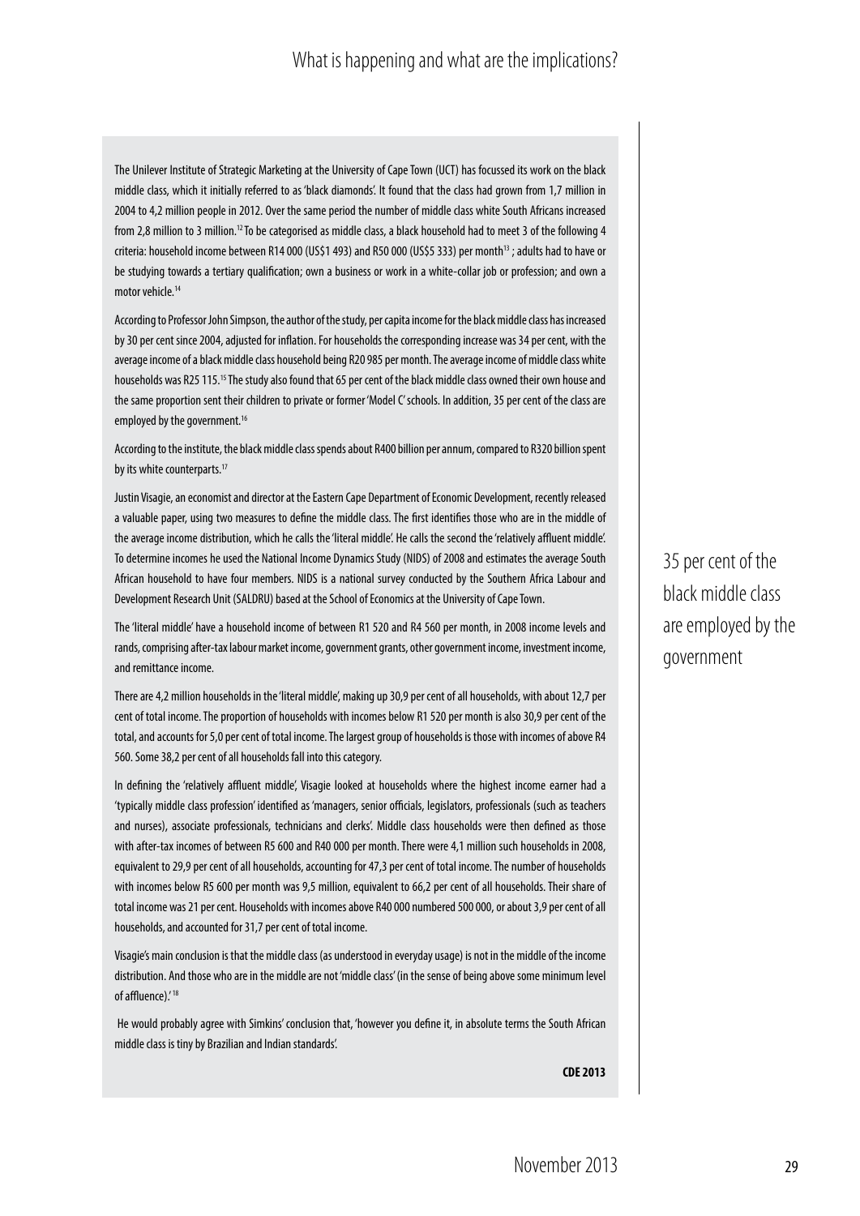The Unilever Institute of Strategic Marketing at the University of Cape Town (UCT) has focussed its work on the black middle class, which it initially referred to as 'black diamonds'. It found that the class had grown from 1,7 million in 2004 to 4,2 million people in 2012. Over the same period the number of middle class white South Africans increased from 2,8 million to 3 million.[12] To be categorised as middle class, a black household had to meet 3 of the following 4 criteria: household income between R14 000 (US$1 493) and R50 000 (US$5 333) per month[13] ; adults had to have or be studying towards a tertiary qualification; own a business or work in a white-collar job or profession; and own a motor vehicle.[14]

According to Professor John Simpson, the author of the study, per capita income for the black middle class has increased by 30 per cent since 2004, adjusted for inflation. For households the corresponding increase was 34 per cent, with the average income of a black middle class household being R20 985 per month. The average income of middle class white households was R25 115.[15] The study also found that 65 per cent of the black middle class owned their own house and the same proportion sent their children to private or former 'Model C' schools. In addition, 35 per cent of the class are employed by the government.[16]

According to the institute, the black middle class spends about R400 billion per annum, compared to R320 billion spent by its white counterparts.[17]

Justin Visagie, an economist and director at the Eastern Cape Department of Economic Development, recently released a valuable paper, using two measures to define the middle class. The first identifies those who are in the middle of the average income distribution, which he calls the 'literal middle'. He calls the second the 'relatively affluent middle'. To determine incomes he used the National Income Dynamics Study (NIDS) of 2008 and estimates the average South African household to have four members. NIDS is a national survey conducted by the Southern Africa Labour and Development Research Unit (SALDRU) based at the School of Economics at the University of Cape Town.

The 'literal middle' have a household income of between R1 520 and R4 560 per month, in 2008 income levels and rands, comprising after-tax labour market income, government grants, other government income, investment income, and remittance income.

There are 4,2 million households in the 'literal middle', making up 30,9 per cent of all households, with about 12,7 per cent of total income. The proportion of households with incomes below R1 520 per month is also 30,9 per cent of the total, and accounts for 5,0 per cent of total income. The largest group of households is those with incomes of above R4 560. Some 38,2 per cent of all households fall into this category.

In defining the 'relatively affluent middle', Visagie looked at households where the highest income earner had a 'typically middle class profession' identified as 'managers, senior officials, legislators, professionals (such as teachers and nurses), associate professionals, technicians and clerks'. Middle class households were then defined as those with after-tax incomes of between R5 600 and R40 000 per month. There were 4,1 million such households in 2008, equivalent to 29,9 per cent of all households, accounting for 47,3 per cent of total income. The number of households with incomes below R5 600 per month was 9,5 million, equivalent to 66,2 per cent of all households. Their share of total income was 21 per cent. Households with incomes above R40 000 numbered 500 000, or about 3,9 per cent of all households, and accounted for 31,7 per cent of total income.

Visagie's main conclusion is that the middle class (as understood in everyday usage) is not in the middle of the income distribution. And those who are in the middle are not 'middle class' (in the sense of being above some minimum level of affluence).'[18]

He would probably agree with Simkins' conclusion that, 'however you define it, in absolute terms the South African middle class is tiny by Brazilian and Indian standards'.

**CDE 2013**

35 per cent of the black middle class are employed by the government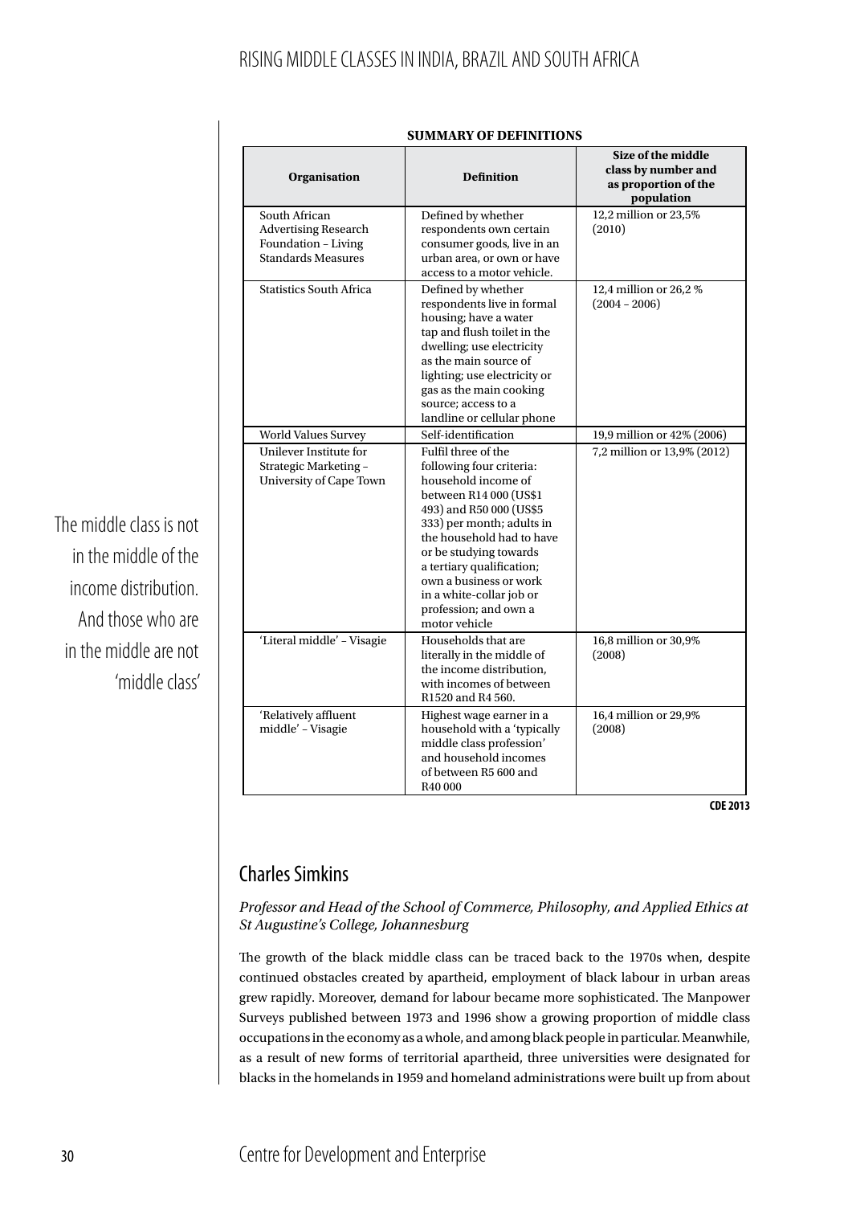**SUMMARY OF DEFINITIONS**

| Organisation | Definition | Size of the middle class by number and as proportion of the population |
|---|---|---|
| South African Advertising Research Foundation – Living Standards Measures | Defined by whether respondents own certain consumer goods, live in an urban area, or own or have access to a motor vehicle. | 12,2 million or 23,5% (2010) |
| Statistics South Africa | Defined by whether respondents live in formal housing; have a water tap and flush toilet in the dwelling; use electricity as the main source of lighting; use electricity or gas as the main cooking source; access to a landline or cellular phone | 12,4 million or 26,2 % (2004 – 2006) |
| World Values Survey | Self-identification | 19,9 million or 42% (2006) |
| Unilever Institute for Strategic Marketing – University of Cape Town | Fulfil three of the following four criteria: household income of between R14 000 (US$1 493) and R50 000 (US$5 333) per month; adults in the household had to have or be studying towards a tertiary qualification; own a business or work in a white-collar job or profession; and own a motor vehicle | 7,2 million or 13,9% (2012) |
| 'Literal middle' – Visagie | Households that are literally in the middle of the income distribution, with incomes of between R1520 and R4 560. | 16,8 million or 30,9% (2008) |
| 'Relatively affluent middle' – Visagie | Highest wage earner in a household with a 'typically middle class profession' and household incomes of between R5 600 and R40 000 | 16,4 million or 29,9% (2008) |

CDE 2013

The middle class is not in the middle of the income distribution. And those who are in the middle are not 'middle class'

## Charles Simkins

*Professor and Head of the School of Commerce, Philosophy, and Applied Ethics at St Augustine's College, Johannesburg*

The growth of the black middle class can be traced back to the 1970s when, despite continued obstacles created by apartheid, employment of black labour in urban areas grew rapidly. Moreover, demand for labour became more sophisticated. The Manpower Surveys published between 1973 and 1996 show a growing proportion of middle class occupations in the economy as a whole, and among black people in particular. Meanwhile, as a result of new forms of territorial apartheid, three universities were designated for blacks in the homelands in 1959 and homeland administrations were built up from about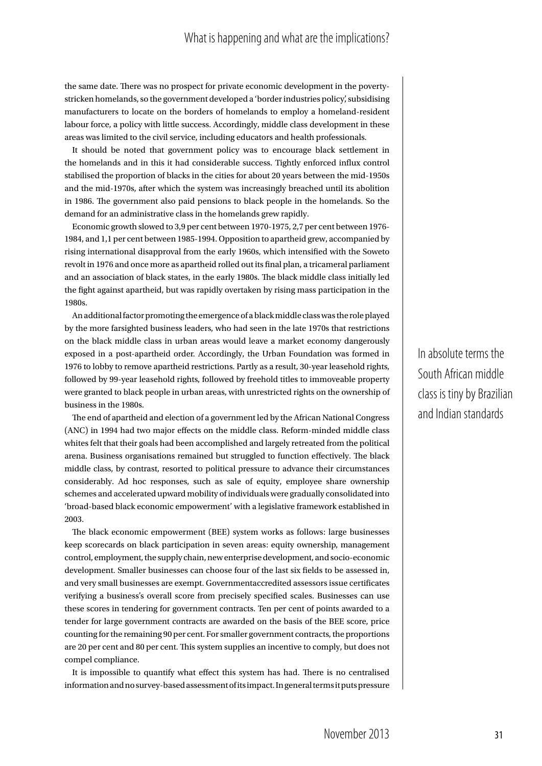the same date. There was no prospect for private economic development in the poverty-stricken homelands, so the government developed a 'border industries policy', subsidising manufacturers to locate on the borders of homelands to employ a homeland-resident labour force, a policy with little success. Accordingly, middle class development in these areas was limited to the civil service, including educators and health professionals.

It should be noted that government policy was to encourage black settlement in the homelands and in this it had considerable success. Tightly enforced influx control stabilised the proportion of blacks in the cities for about 20 years between the mid-1950s and the mid-1970s, after which the system was increasingly breached until its abolition in 1986. The government also paid pensions to black people in the homelands. So the demand for an administrative class in the homelands grew rapidly.

Economic growth slowed to 3,9 per cent between 1970-1975, 2,7 per cent between 1976-1984, and 1,1 per cent between 1985-1994. Opposition to apartheid grew, accompanied by rising international disapproval from the early 1960s, which intensified with the Soweto revolt in 1976 and once more as apartheid rolled out its final plan, a tricameral parliament and an association of black states, in the early 1980s. The black middle class initially led the fight against apartheid, but was rapidly overtaken by rising mass participation in the 1980s.

An additional factor promoting the emergence of a black middle class was the role played by the more farsighted business leaders, who had seen in the late 1970s that restrictions on the black middle class in urban areas would leave a market economy dangerously exposed in a post-apartheid order. Accordingly, the Urban Foundation was formed in 1976 to lobby to remove apartheid restrictions. Partly as a result, 30-year leasehold rights, followed by 99-year leasehold rights, followed by freehold titles to immoveable property were granted to black people in urban areas, with unrestricted rights on the ownership of business in the 1980s.

> In absolute terms the South African middle class is tiny by Brazilian and Indian standards

The end of apartheid and election of a government led by the African National Congress (ANC) in 1994 had two major effects on the middle class. Reform-minded middle class whites felt that their goals had been accomplished and largely retreated from the political arena. Business organisations remained but struggled to function effectively. The black middle class, by contrast, resorted to political pressure to advance their circumstances considerably. Ad hoc responses, such as sale of equity, employee share ownership schemes and accelerated upward mobility of individuals were gradually consolidated into 'broad-based black economic empowerment' with a legislative framework established in 2003.

The black economic empowerment (BEE) system works as follows: large businesses keep scorecards on black participation in seven areas: equity ownership, management control, employment, the supply chain, new enterprise development, and socio-economic development. Smaller businesses can choose four of the last six fields to be assessed in, and very small businesses are exempt. Governmentaccredited assessors issue certificates verifying a business's overall score from precisely specified scales. Businesses can use these scores in tendering for government contracts. Ten per cent of points awarded to a tender for large government contracts are awarded on the basis of the BEE score, price counting for the remaining 90 per cent. For smaller government contracts, the proportions are 20 per cent and 80 per cent. This system supplies an incentive to comply, but does not compel compliance.

It is impossible to quantify what effect this system has had. There is no centralised information and no survey-based assessment of its impact. In general terms it puts pressure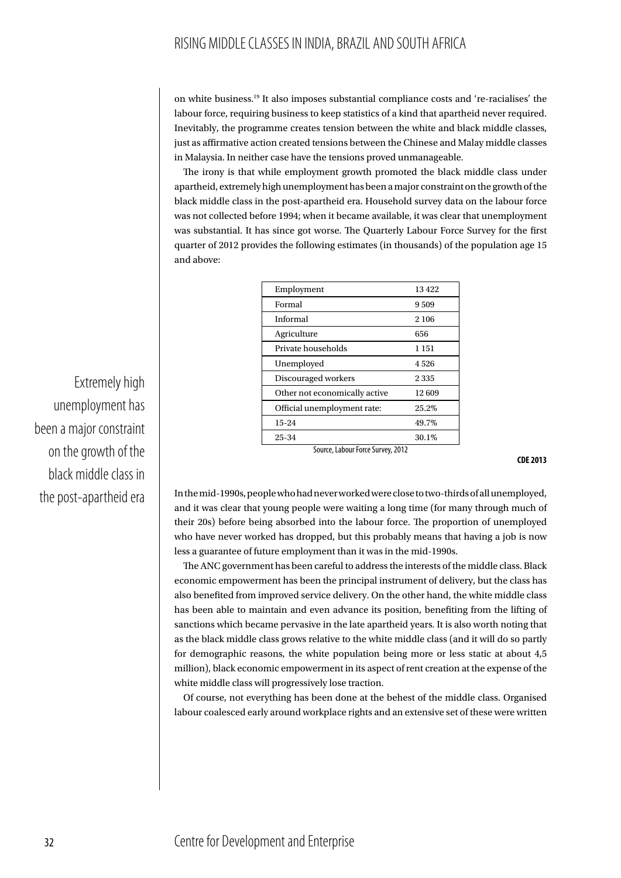on white business.[19] It also imposes substantial compliance costs and 're-racialises' the labour force, requiring business to keep statistics of a kind that apartheid never required. Inevitably, the programme creates tension between the white and black middle classes, just as affirmative action created tensions between the Chinese and Malay middle classes in Malaysia. In neither case have the tensions proved unmanageable.

The irony is that while employment growth promoted the black middle class under apartheid, extremely high unemployment has been a major constraint on the growth of the black middle class in the post-apartheid era. Household survey data on the labour force was not collected before 1994; when it became available, it was clear that unemployment was substantial. It has since got worse. The Quarterly Labour Force Survey for the first quarter of 2012 provides the following estimates (in thousands) of the population age 15 and above:

Extremely high unemployment has been a major constraint on the growth of the black middle class in the post-apartheid era

| | |
|---|---|
| Employment | 13 422 |
| Formal | 9 509 |
| Informal | 2 106 |
| Agriculture | 656 |
| Private households | 1 151 |
| Unemployed | 4 526 |
| Discouraged workers | 2 335 |
| Other not economically active | 12 609 |
| Official unemployment rate: | 25.2% |
| 15-24 | 49.7% |
| 25-34 | 30.1% |

Source, Labour Force Survey, 2012

CDE 2013

In the mid-1990s, people who had never worked were close to two-thirds of all unemployed, and it was clear that young people were waiting a long time (for many through much of their 20s) before being absorbed into the labour force. The proportion of unemployed who have never worked has dropped, but this probably means that having a job is now less a guarantee of future employment than it was in the mid-1990s.

The ANC government has been careful to address the interests of the middle class. Black economic empowerment has been the principal instrument of delivery, but the class has also benefited from improved service delivery. On the other hand, the white middle class has been able to maintain and even advance its position, benefiting from the lifting of sanctions which became pervasive in the late apartheid years. It is also worth noting that as the black middle class grows relative to the white middle class (and it will do so partly for demographic reasons, the white population being more or less static at about 4,5 million), black economic empowerment in its aspect of rent creation at the expense of the white middle class will progressively lose traction.

Of course, not everything has been done at the behest of the middle class. Organised labour coalesced early around workplace rights and an extensive set of these were written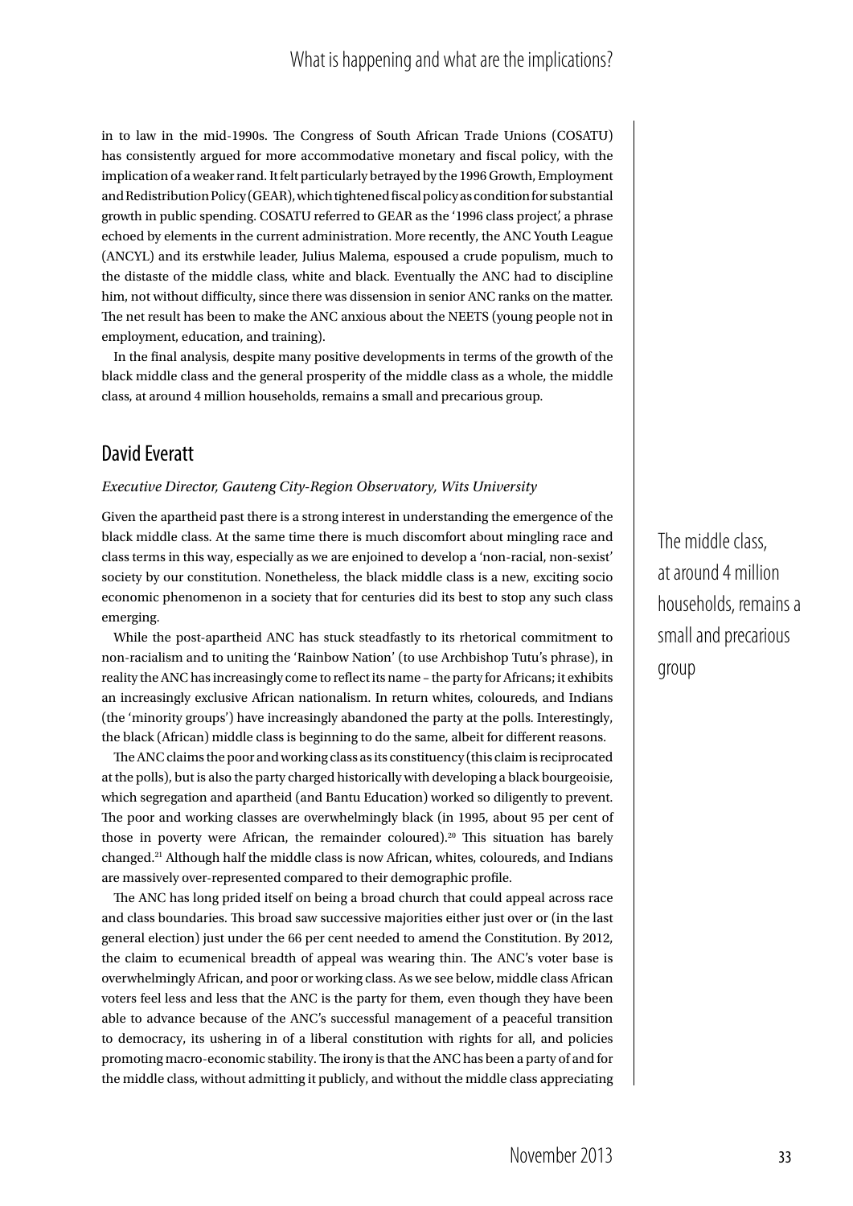in to law in the mid-1990s. The Congress of South African Trade Unions (COSATU) has consistently argued for more accommodative monetary and fiscal policy, with the implication of a weaker rand. It felt particularly betrayed by the 1996 Growth, Employment and Redistribution Policy (GEAR), which tightened fiscal policy as condition for substantial growth in public spending. COSATU referred to GEAR as the '1996 class project', a phrase echoed by elements in the current administration. More recently, the ANC Youth League (ANCYL) and its erstwhile leader, Julius Malema, espoused a crude populism, much to the distaste of the middle class, white and black. Eventually the ANC had to discipline him, not without difficulty, since there was dissension in senior ANC ranks on the matter. The net result has been to make the ANC anxious about the NEETS (young people not in employment, education, and training).

In the final analysis, despite many positive developments in terms of the growth of the black middle class and the general prosperity of the middle class as a whole, the middle class, at around 4 million households, remains a small and precarious group.

> The middle class, at around 4 million households, remains a small and precarious group

## David Everatt

*Executive Director, Gauteng City-Region Observatory, Wits University*

Given the apartheid past there is a strong interest in understanding the emergence of the black middle class. At the same time there is much discomfort about mingling race and class terms in this way, especially as we are enjoined to develop a 'non-racial, non-sexist' society by our constitution. Nonetheless, the black middle class is a new, exciting socio economic phenomenon in a society that for centuries did its best to stop any such class emerging.

While the post-apartheid ANC has stuck steadfastly to its rhetorical commitment to non-racialism and to uniting the 'Rainbow Nation' (to use Archbishop Tutu's phrase), in reality the ANC has increasingly come to reflect its name – the party for Africans; it exhibits an increasingly exclusive African nationalism. In return whites, coloureds, and Indians (the 'minority groups') have increasingly abandoned the party at the polls. Interestingly, the black (African) middle class is beginning to do the same, albeit for different reasons.

The ANC claims the poor and working class as its constituency (this claim is reciprocated at the polls), but is also the party charged historically with developing a black bourgeoisie, which segregation and apartheid (and Bantu Education) worked so diligently to prevent. The poor and working classes are overwhelmingly black (in 1995, about 95 per cent of those in poverty were African, the remainder coloured).[20] This situation has barely changed.[21] Although half the middle class is now African, whites, coloureds, and Indians are massively over-represented compared to their demographic profile.

The ANC has long prided itself on being a broad church that could appeal across race and class boundaries. This broad saw successive majorities either just over or (in the last general election) just under the 66 per cent needed to amend the Constitution. By 2012, the claim to ecumenical breadth of appeal was wearing thin. The ANC's voter base is overwhelmingly African, and poor or working class. As we see below, middle class African voters feel less and less that the ANC is the party for them, even though they have been able to advance because of the ANC's successful management of a peaceful transition to democracy, its ushering in of a liberal constitution with rights for all, and policies promoting macro-economic stability. The irony is that the ANC has been a party of and for the middle class, without admitting it publicly, and without the middle class appreciating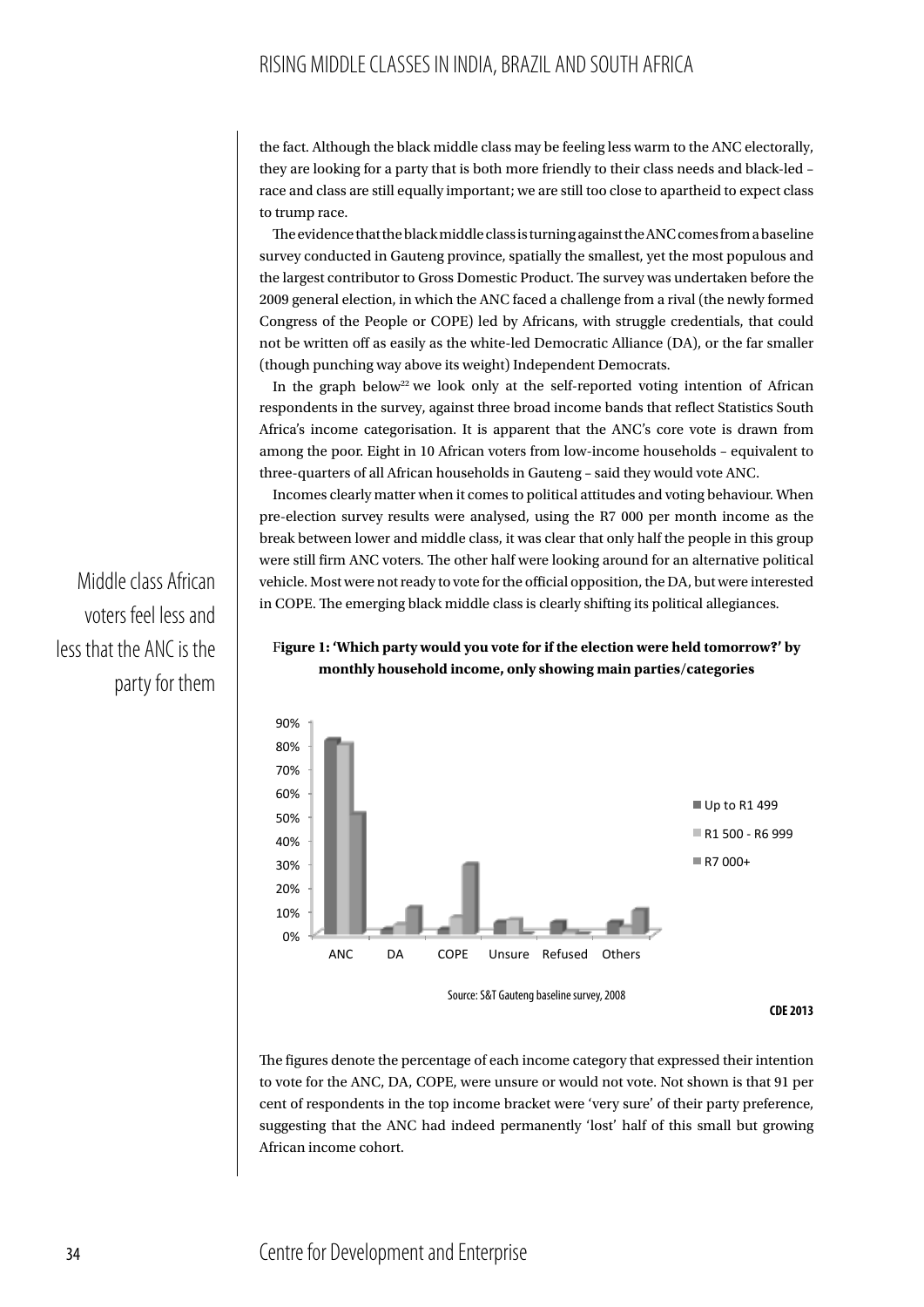the fact. Although the black middle class may be feeling less warm to the ANC electorally, they are looking for a party that is both more friendly to their class needs and black-led – race and class are still equally important; we are still too close to apartheid to expect class to trump race.

The evidence that the black middle class is turning against the ANC comes from a baseline survey conducted in Gauteng province, spatially the smallest, yet the most populous and the largest contributor to Gross Domestic Product. The survey was undertaken before the 2009 general election, in which the ANC faced a challenge from a rival (the newly formed Congress of the People or COPE) led by Africans, with struggle credentials, that could not be written off as easily as the white-led Democratic Alliance (DA), or the far smaller (though punching way above its weight) Independent Democrats.

In the graph below[22] we look only at the self-reported voting intention of African respondents in the survey, against three broad income bands that reflect Statistics South Africa's income categorisation. It is apparent that the ANC's core vote is drawn from among the poor. Eight in 10 African voters from low-income households – equivalent to three-quarters of all African households in Gauteng – said they would vote ANC.

Incomes clearly matter when it comes to political attitudes and voting behaviour. When pre-election survey results were analysed, using the R7 000 per month income as the break between lower and middle class, it was clear that only half the people in this group were still firm ANC voters. The other half were looking around for an alternative political vehicle. Most were not ready to vote for the official opposition, the DA, but were interested in COPE. The emerging black middle class is clearly shifting its political allegiances.

Middle class African voters feel less and less that the ANC is the party for them

**Figure 1: 'Which party would you vote for if the election were held tomorrow?' by monthly household income, only showing main parties/categories**

Source: S&T Gauteng baseline survey, 2008

CDE 2013

The figures denote the percentage of each income category that expressed their intention to vote for the ANC, DA, COPE, were unsure or would not vote. Not shown is that 91 per cent of respondents in the top income bracket were 'very sure' of their party preference, suggesting that the ANC had indeed permanently 'lost' half of this small but growing African income cohort.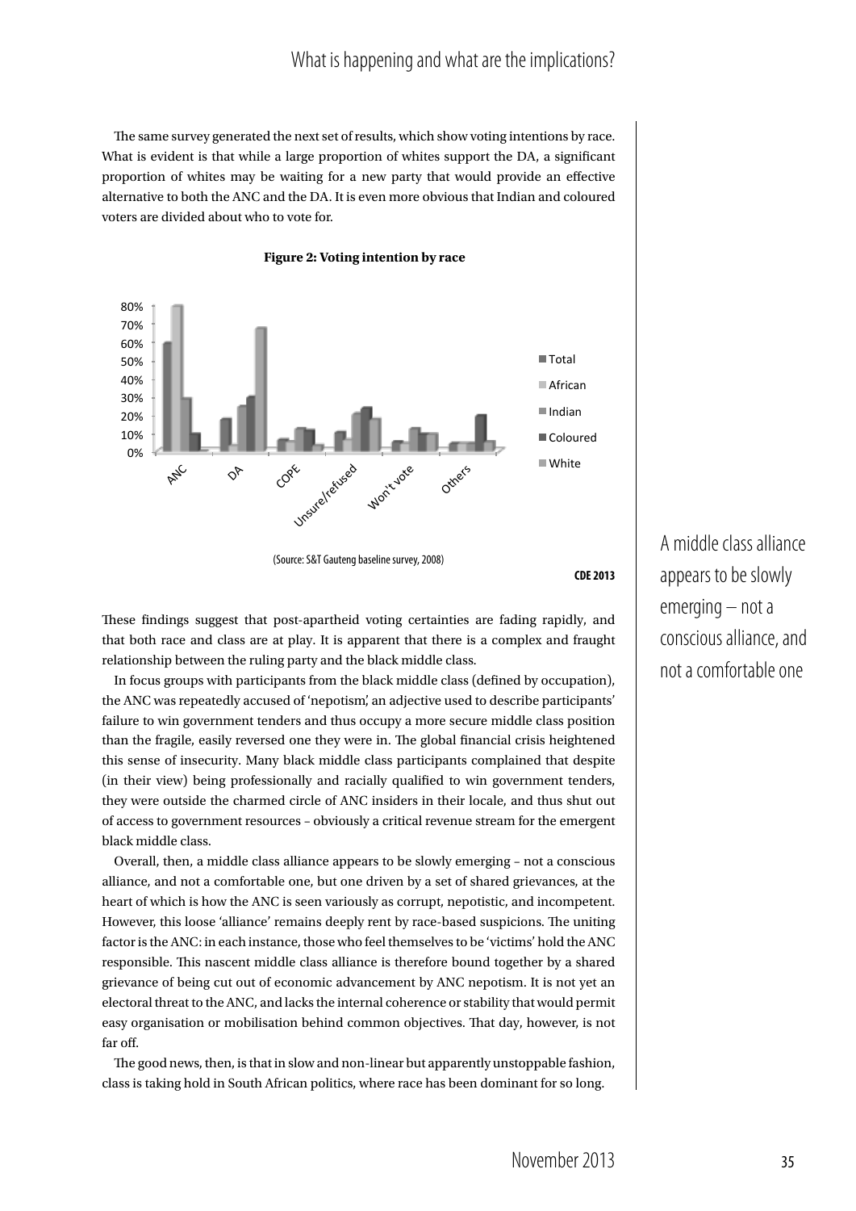The same survey generated the next set of results, which show voting intentions by race. What is evident is that while a large proportion of whites support the DA, a significant proportion of whites may be waiting for a new party that would provide an effective alternative to both the ANC and the DA. It is even more obvious that Indian and coloured voters are divided about who to vote for.

**Figure 2: Voting intention by race**

(Source: S&T Gauteng baseline survey, 2008)

CDE 2013

These findings suggest that post-apartheid voting certainties are fading rapidly, and that both race and class are at play. It is apparent that there is a complex and fraught relationship between the ruling party and the black middle class.

In focus groups with participants from the black middle class (defined by occupation), the ANC was repeatedly accused of 'nepotism', an adjective used to describe participants' failure to win government tenders and thus occupy a more secure middle class position than the fragile, easily reversed one they were in. The global financial crisis heightened this sense of insecurity. Many black middle class participants complained that despite (in their view) being professionally and racially qualified to win government tenders, they were outside the charmed circle of ANC insiders in their locale, and thus shut out of access to government resources – obviously a critical revenue stream for the emergent black middle class.

Overall, then, a middle class alliance appears to be slowly emerging – not a conscious alliance, and not a comfortable one, but one driven by a set of shared grievances, at the heart of which is how the ANC is seen variously as corrupt, nepotistic, and incompetent. However, this loose 'alliance' remains deeply rent by race-based suspicions. The uniting factor is the ANC: in each instance, those who feel themselves to be 'victims' hold the ANC responsible. This nascent middle class alliance is therefore bound together by a shared grievance of being cut out of economic advancement by ANC nepotism. It is not yet an electoral threat to the ANC, and lacks the internal coherence or stability that would permit easy organisation or mobilisation behind common objectives. That day, however, is not far off.

The good news, then, is that in slow and non-linear but apparently unstoppable fashion, class is taking hold in South African politics, where race has been dominant for so long.

A middle class alliance appears to be slowly emerging – not a conscious alliance, and not a comfortable one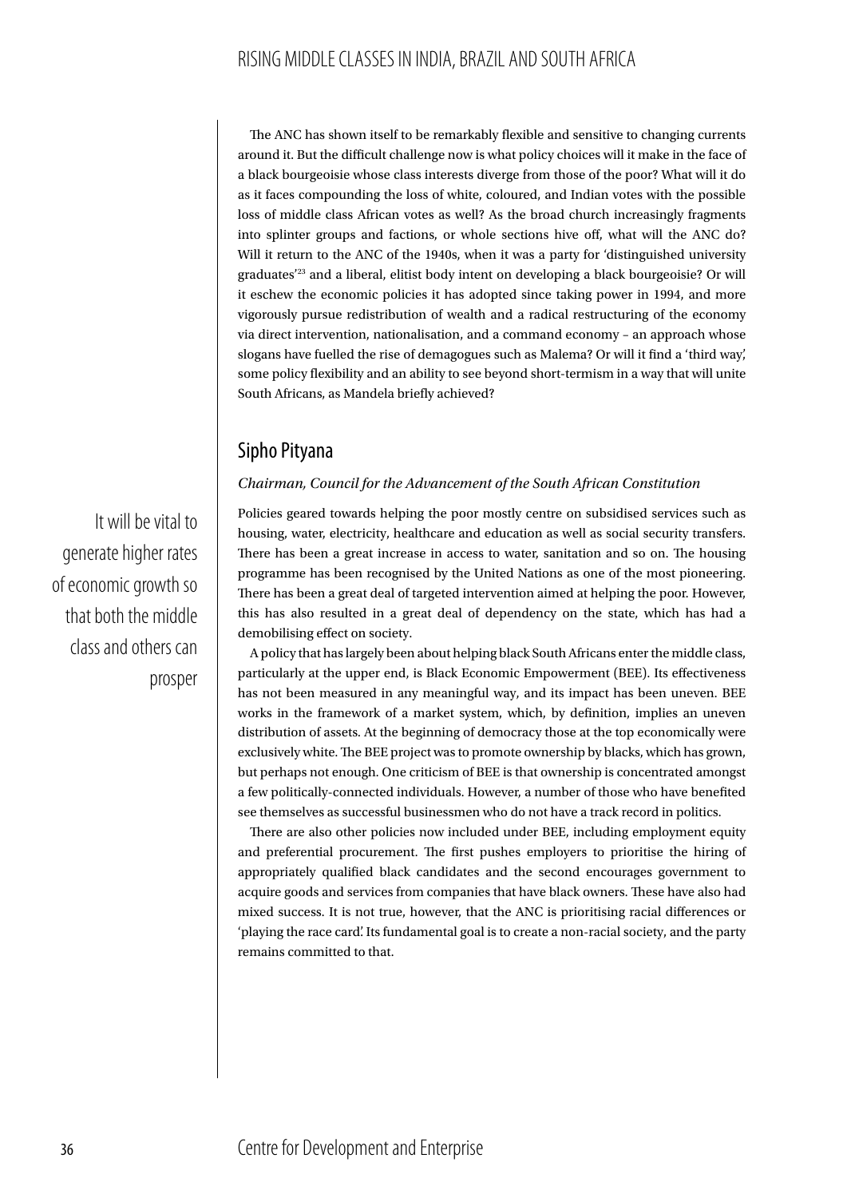The ANC has shown itself to be remarkably flexible and sensitive to changing currents around it. But the difficult challenge now is what policy choices will it make in the face of a black bourgeoisie whose class interests diverge from those of the poor? What will it do as it faces compounding the loss of white, coloured, and Indian votes with the possible loss of middle class African votes as well? As the broad church increasingly fragments into splinter groups and factions, or whole sections hive off, what will the ANC do? Will it return to the ANC of the 1940s, when it was a party for 'distinguished university graduates'[23] and a liberal, elitist body intent on developing a black bourgeoisie? Or will it eschew the economic policies it has adopted since taking power in 1994, and more vigorously pursue redistribution of wealth and a radical restructuring of the economy via direct intervention, nationalisation, and a command economy – an approach whose slogans have fuelled the rise of demagogues such as Malema? Or will it find a 'third way', some policy flexibility and an ability to see beyond short-termism in a way that will unite South Africans, as Mandela briefly achieved?

## Sipho Pityana

*Chairman, Council for the Advancement of the South African Constitution*

> It will be vital to generate higher rates of economic growth so that both the middle class and others can prosper

Policies geared towards helping the poor mostly centre on subsidised services such as housing, water, electricity, healthcare and education as well as social security transfers. There has been a great increase in access to water, sanitation and so on. The housing programme has been recognised by the United Nations as one of the most pioneering. There has been a great deal of targeted intervention aimed at helping the poor. However, this has also resulted in a great deal of dependency on the state, which has had a demobilising effect on society.

A policy that has largely been about helping black South Africans enter the middle class, particularly at the upper end, is Black Economic Empowerment (BEE). Its effectiveness has not been measured in any meaningful way, and its impact has been uneven. BEE works in the framework of a market system, which, by definition, implies an uneven distribution of assets. At the beginning of democracy those at the top economically were exclusively white. The BEE project was to promote ownership by blacks, which has grown, but perhaps not enough. One criticism of BEE is that ownership is concentrated amongst a few politically-connected individuals. However, a number of those who have benefited see themselves as successful businessmen who do not have a track record in politics.

There are also other policies now included under BEE, including employment equity and preferential procurement. The first pushes employers to prioritise the hiring of appropriately qualified black candidates and the second encourages government to acquire goods and services from companies that have black owners. These have also had mixed success. It is not true, however, that the ANC is prioritising racial differences or 'playing the race card'. Its fundamental goal is to create a non-racial society, and the party remains committed to that.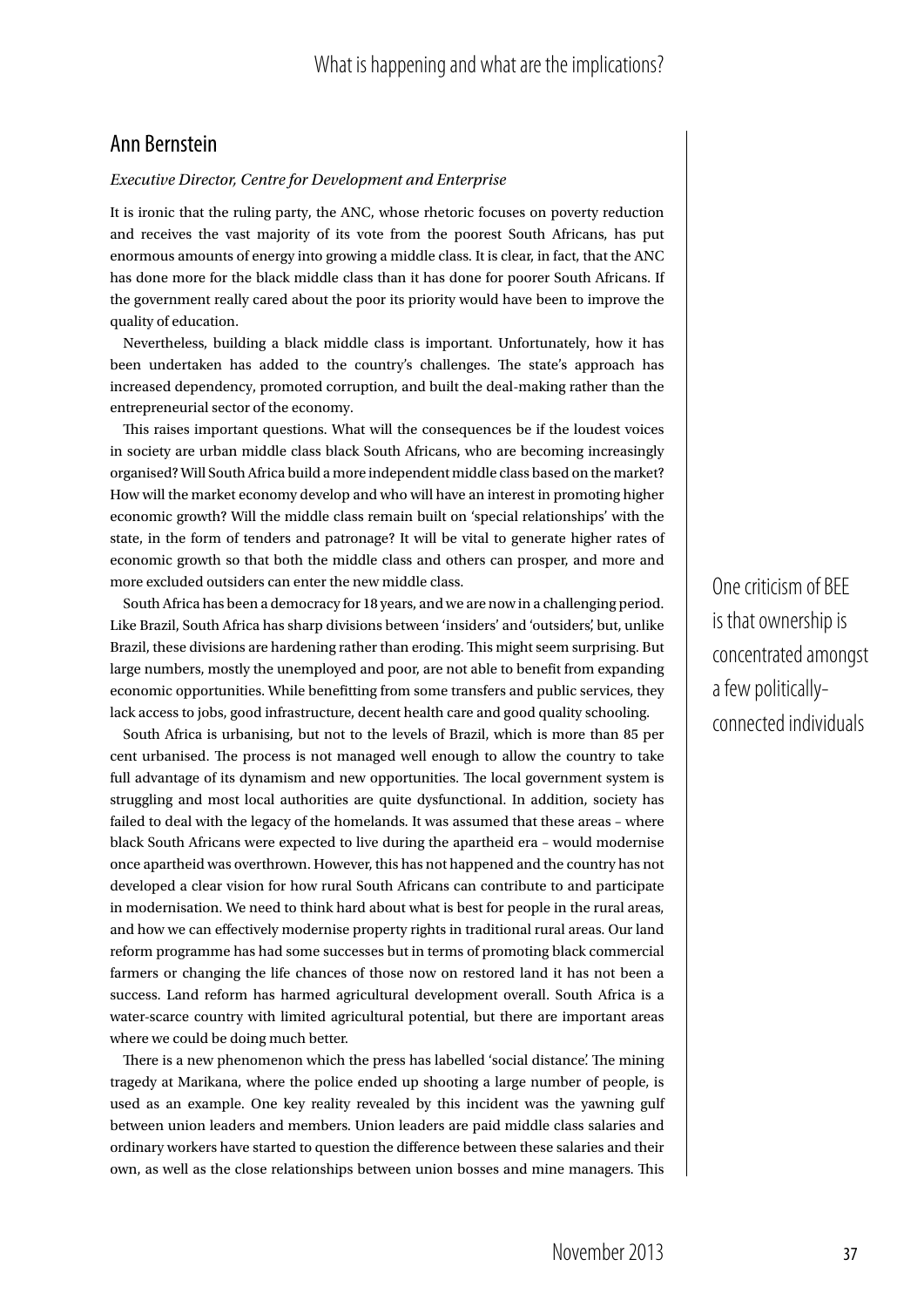## Ann Bernstein

*Executive Director, Centre for Development and Enterprise*

It is ironic that the ruling party, the ANC, whose rhetoric focuses on poverty reduction and receives the vast majority of its vote from the poorest South Africans, has put enormous amounts of energy into growing a middle class. It is clear, in fact, that the ANC has done more for the black middle class than it has done for poorer South Africans. If the government really cared about the poor its priority would have been to improve the quality of education.

Nevertheless, building a black middle class is important. Unfortunately, how it has been undertaken has added to the country's challenges. The state's approach has increased dependency, promoted corruption, and built the deal-making rather than the entrepreneurial sector of the economy.

This raises important questions. What will the consequences be if the loudest voices in society are urban middle class black South Africans, who are becoming increasingly organised? Will South Africa build a more independent middle class based on the market? How will the market economy develop and who will have an interest in promoting higher economic growth? Will the middle class remain built on 'special relationships' with the state, in the form of tenders and patronage? It will be vital to generate higher rates of economic growth so that both the middle class and others can prosper, and more and more excluded outsiders can enter the new middle class.

South Africa has been a democracy for 18 years, and we are now in a challenging period. Like Brazil, South Africa has sharp divisions between 'insiders' and 'outsiders', but, unlike Brazil, these divisions are hardening rather than eroding. This might seem surprising. But large numbers, mostly the unemployed and poor, are not able to benefit from expanding economic opportunities. While benefitting from some transfers and public services, they lack access to jobs, good infrastructure, decent health care and good quality schooling.

> One criticism of BEE is that ownership is concentrated amongst a few politically-connected individuals

South Africa is urbanising, but not to the levels of Brazil, which is more than 85 per cent urbanised. The process is not managed well enough to allow the country to take full advantage of its dynamism and new opportunities. The local government system is struggling and most local authorities are quite dysfunctional. In addition, society has failed to deal with the legacy of the homelands. It was assumed that these areas – where black South Africans were expected to live during the apartheid era – would modernise once apartheid was overthrown. However, this has not happened and the country has not developed a clear vision for how rural South Africans can contribute to and participate in modernisation. We need to think hard about what is best for people in the rural areas, and how we can effectively modernise property rights in traditional rural areas. Our land reform programme has had some successes but in terms of promoting black commercial farmers or changing the life chances of those now on restored land it has not been a success. Land reform has harmed agricultural development overall. South Africa is a water-scarce country with limited agricultural potential, but there are important areas where we could be doing much better.

There is a new phenomenon which the press has labelled 'social distance'. The mining tragedy at Marikana, where the police ended up shooting a large number of people, is used as an example. One key reality revealed by this incident was the yawning gulf between union leaders and members. Union leaders are paid middle class salaries and ordinary workers have started to question the difference between these salaries and their own, as well as the close relationships between union bosses and mine managers. This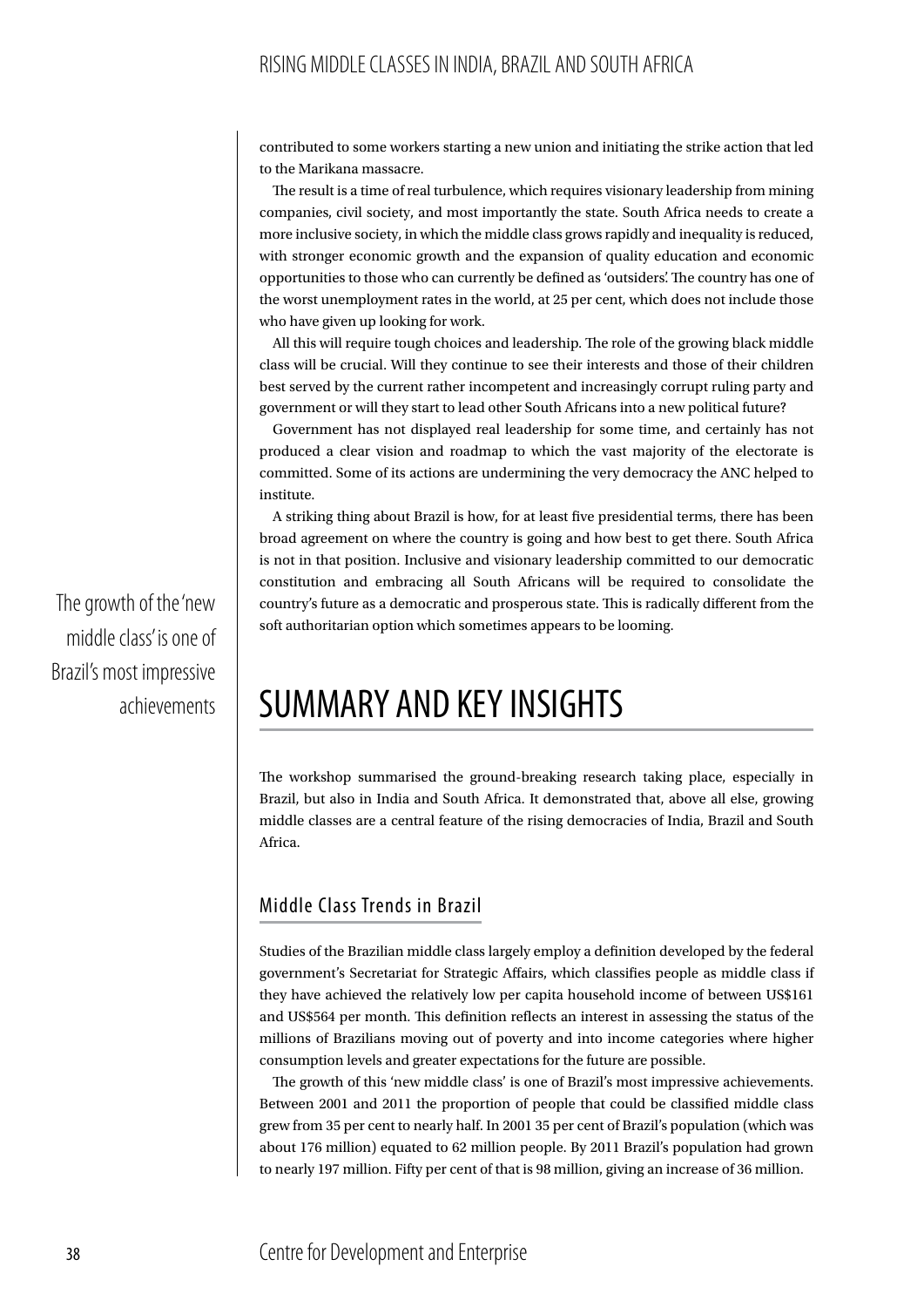contributed to some workers starting a new union and initiating the strike action that led to the Marikana massacre.

The result is a time of real turbulence, which requires visionary leadership from mining companies, civil society, and most importantly the state. South Africa needs to create a more inclusive society, in which the middle class grows rapidly and inequality is reduced, with stronger economic growth and the expansion of quality education and economic opportunities to those who can currently be defined as 'outsiders'. The country has one of the worst unemployment rates in the world, at 25 per cent, which does not include those who have given up looking for work.

All this will require tough choices and leadership. The role of the growing black middle class will be crucial. Will they continue to see their interests and those of their children best served by the current rather incompetent and increasingly corrupt ruling party and government or will they start to lead other South Africans into a new political future?

Government has not displayed real leadership for some time, and certainly has not produced a clear vision and roadmap to which the vast majority of the electorate is committed. Some of its actions are undermining the very democracy the ANC helped to institute.

A striking thing about Brazil is how, for at least five presidential terms, there has been broad agreement on where the country is going and how best to get there. South Africa is not in that position. Inclusive and visionary leadership committed to our democratic constitution and embracing all South Africans will be required to consolidate the country's future as a democratic and prosperous state. This is radically different from the soft authoritarian option which sometimes appears to be looming.

> The growth of the 'new middle class' is one of Brazil's most impressive achievements

# SUMMARY AND KEY INSIGHTS

The workshop summarised the ground-breaking research taking place, especially in Brazil, but also in India and South Africa. It demonstrated that, above all else, growing middle classes are a central feature of the rising democracies of India, Brazil and South Africa.

## Middle Class Trends in Brazil

Studies of the Brazilian middle class largely employ a definition developed by the federal government's Secretariat for Strategic Affairs, which classifies people as middle class if they have achieved the relatively low per capita household income of between US$161 and US$564 per month. This definition reflects an interest in assessing the status of the millions of Brazilians moving out of poverty and into income categories where higher consumption levels and greater expectations for the future are possible.

The growth of this 'new middle class' is one of Brazil's most impressive achievements. Between 2001 and 2011 the proportion of people that could be classified middle class grew from 35 per cent to nearly half. In 2001 35 per cent of Brazil's population (which was about 176 million) equated to 62 million people. By 2011 Brazil's population had grown to nearly 197 million. Fifty per cent of that is 98 million, giving an increase of 36 million.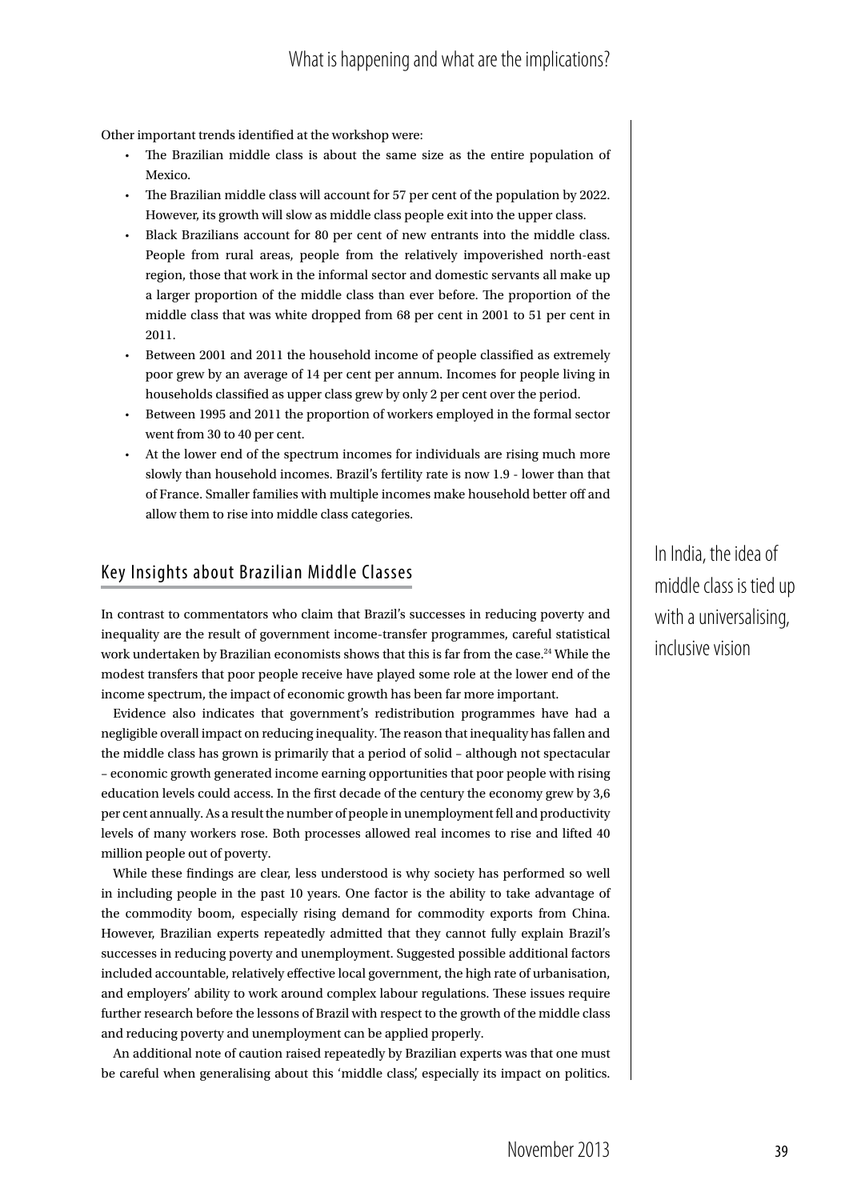Other important trends identified at the workshop were:

- The Brazilian middle class is about the same size as the entire population of Mexico.
- The Brazilian middle class will account for 57 per cent of the population by 2022. However, its growth will slow as middle class people exit into the upper class.
- Black Brazilians account for 80 per cent of new entrants into the middle class. People from rural areas, people from the relatively impoverished north-east region, those that work in the informal sector and domestic servants all make up a larger proportion of the middle class than ever before. The proportion of the middle class that was white dropped from 68 per cent in 2001 to 51 per cent in 2011.
- Between 2001 and 2011 the household income of people classified as extremely poor grew by an average of 14 per cent per annum. Incomes for people living in households classified as upper class grew by only 2 per cent over the period.
- Between 1995 and 2011 the proportion of workers employed in the formal sector went from 30 to 40 per cent.
- At the lower end of the spectrum incomes for individuals are rising much more slowly than household incomes. Brazil's fertility rate is now 1.9 - lower than that of France. Smaller families with multiple incomes make household better off and allow them to rise into middle class categories.

## Key Insights about Brazilian Middle Classes

In contrast to commentators who claim that Brazil's successes in reducing poverty and inequality are the result of government income-transfer programmes, careful statistical work undertaken by Brazilian economists shows that this is far from the case.[24] While the modest transfers that poor people receive have played some role at the lower end of the income spectrum, the impact of economic growth has been far more important.

Evidence also indicates that government's redistribution programmes have had a negligible overall impact on reducing inequality. The reason that inequality has fallen and the middle class has grown is primarily that a period of solid – although not spectacular – economic growth generated income earning opportunities that poor people with rising education levels could access. In the first decade of the century the economy grew by 3,6 per cent annually. As a result the number of people in unemployment fell and productivity levels of many workers rose. Both processes allowed real incomes to rise and lifted 40 million people out of poverty.

While these findings are clear, less understood is why society has performed so well in including people in the past 10 years. One factor is the ability to take advantage of the commodity boom, especially rising demand for commodity exports from China. However, Brazilian experts repeatedly admitted that they cannot fully explain Brazil's successes in reducing poverty and unemployment. Suggested possible additional factors included accountable, relatively effective local government, the high rate of urbanisation, and employers' ability to work around complex labour regulations. These issues require further research before the lessons of Brazil with respect to the growth of the middle class and reducing poverty and unemployment can be applied properly.

An additional note of caution raised repeatedly by Brazilian experts was that one must be careful when generalising about this 'middle class', especially its impact on politics.

In India, the idea of middle class is tied up with a universalising, inclusive vision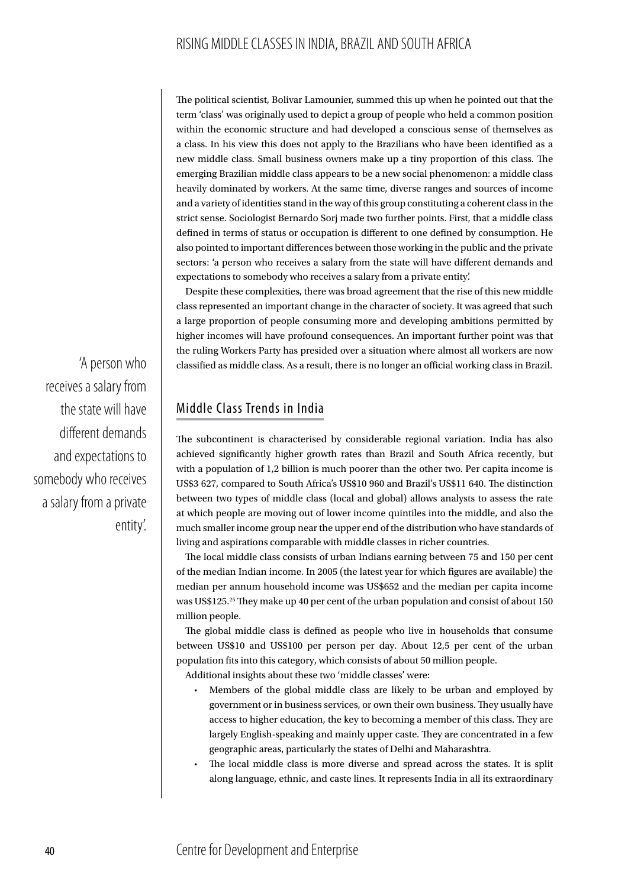The political scientist, Bolivar Lamounier, summed this up when he pointed out that the term 'class' was originally used to depict a group of people who held a common position within the economic structure and had developed a conscious sense of themselves as a class. In his view this does not apply to the Brazilians who have been identified as a new middle class. Small business owners make up a tiny proportion of this class. The emerging Brazilian middle class appears to be a new social phenomenon: a middle class heavily dominated by workers. At the same time, diverse ranges and sources of income and a variety of identities stand in the way of this group constituting a coherent class in the strict sense. Sociologist Bernardo Sorj made two further points. First, that a middle class defined in terms of status or occupation is different to one defined by consumption. He also pointed to important differences between those working in the public and the private sectors: 'a person who receives a salary from the state will have different demands and expectations to somebody who receives a salary from a private entity'.

Despite these complexities, there was broad agreement that the rise of this new middle class represented an important change in the character of society. It was agreed that such a large proportion of people consuming more and developing ambitions permitted by higher incomes will have profound consequences. An important further point was that the ruling Workers Party has presided over a situation where almost all workers are now classified as middle class. As a result, there is no longer an official working class in Brazil.

> 'A person who receives a salary from the state will have different demands and expectations to somebody who receives a salary from a private entity'.

## Middle Class Trends in India

The subcontinent is characterised by considerable regional variation. India has also achieved significantly higher growth rates than Brazil and South Africa recently, but with a population of 1,2 billion is much poorer than the other two. Per capita income is US$3 627, compared to South Africa's US$10 960 and Brazil's US$11 640. The distinction between two types of middle class (local and global) allows analysts to assess the rate at which people are moving out of lower income quintiles into the middle, and also the much smaller income group near the upper end of the distribution who have standards of living and aspirations comparable with middle classes in richer countries.

The local middle class consists of urban Indians earning between 75 and 150 per cent of the median Indian income. In 2005 (the latest year for which figures are available) the median per annum household income was US$652 and the median per capita income was US$125.[25] They make up 40 per cent of the urban population and consist of about 150 million people.

The global middle class is defined as people who live in households that consume between US$10 and US$100 per person per day. About 12,5 per cent of the urban population fits into this category, which consists of about 50 million people.

Additional insights about these two 'middle classes' were:

- Members of the global middle class are likely to be urban and employed by government or in business services, or own their own business. They usually have access to higher education, the key to becoming a member of this class. They are largely English-speaking and mainly upper caste. They are concentrated in a few geographic areas, particularly the states of Delhi and Maharashtra.
- The local middle class is more diverse and spread across the states. It is split along language, ethnic, and caste lines. It represents India in all its extraordinary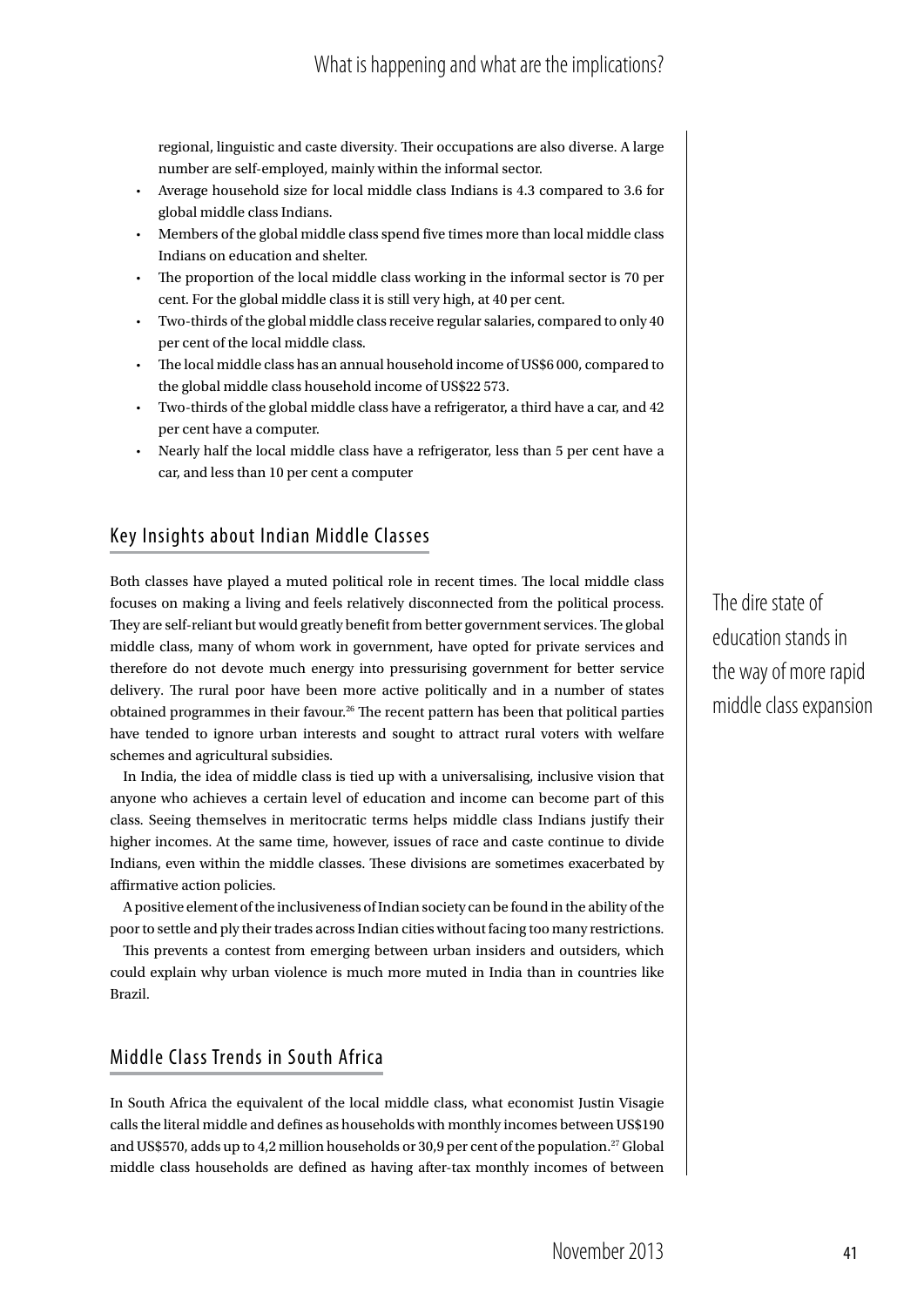regional, linguistic and caste diversity. Their occupations are also diverse. A large number are self-employed, mainly within the informal sector.

- Average household size for local middle class Indians is 4.3 compared to 3.6 for global middle class Indians.
- Members of the global middle class spend five times more than local middle class Indians on education and shelter.
- The proportion of the local middle class working in the informal sector is 70 per cent. For the global middle class it is still very high, at 40 per cent.
- Two-thirds of the global middle class receive regular salaries, compared to only 40 per cent of the local middle class.
- The local middle class has an annual household income of US$6 000, compared to the global middle class household income of US$22 573.
- Two-thirds of the global middle class have a refrigerator, a third have a car, and 42 per cent have a computer.
- Nearly half the local middle class have a refrigerator, less than 5 per cent have a car, and less than 10 per cent a computer

## Key Insights about Indian Middle Classes

Both classes have played a muted political role in recent times. The local middle class focuses on making a living and feels relatively disconnected from the political process. They are self-reliant but would greatly benefit from better government services. The global middle class, many of whom work in government, have opted for private services and therefore do not devote much energy into pressurising government for better service delivery. The rural poor have been more active politically and in a number of states obtained programmes in their favour.[26] The recent pattern has been that political parties have tended to ignore urban interests and sought to attract rural voters with welfare schemes and agricultural subsidies.

In India, the idea of middle class is tied up with a universalising, inclusive vision that anyone who achieves a certain level of education and income can become part of this class. Seeing themselves in meritocratic terms helps middle class Indians justify their higher incomes. At the same time, however, issues of race and caste continue to divide Indians, even within the middle classes. These divisions are sometimes exacerbated by affirmative action policies.

A positive element of the inclusiveness of Indian society can be found in the ability of the poor to settle and ply their trades across Indian cities without facing too many restrictions.

This prevents a contest from emerging between urban insiders and outsiders, which could explain why urban violence is much more muted in India than in countries like Brazil.

> The dire state of education stands in the way of more rapid middle class expansion

## Middle Class Trends in South Africa

In South Africa the equivalent of the local middle class, what economist Justin Visagie calls the literal middle and defines as households with monthly incomes between US$190 and US$570, adds up to 4,2 million households or 30,9 per cent of the population.[27] Global middle class households are defined as having after-tax monthly incomes of between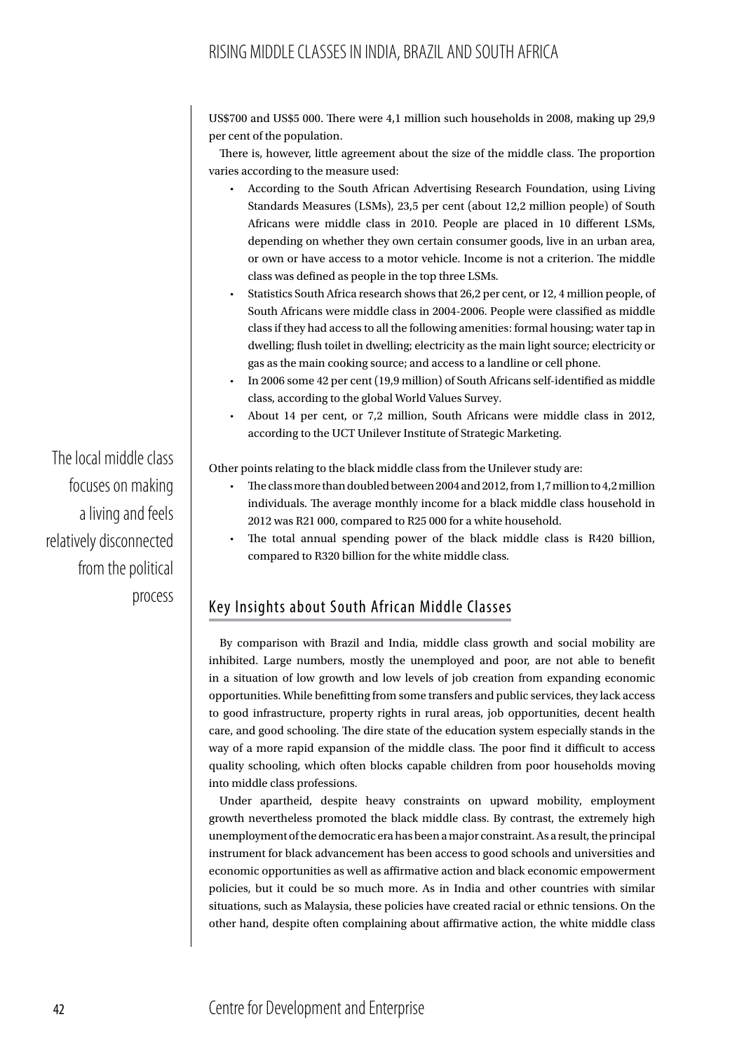US$700 and US$5 000. There were 4,1 million such households in 2008, making up 29,9 per cent of the population.

There is, however, little agreement about the size of the middle class. The proportion varies according to the measure used:

- According to the South African Advertising Research Foundation, using Living Standards Measures (LSMs), 23,5 per cent (about 12,2 million people) of South Africans were middle class in 2010. People are placed in 10 different LSMs, depending on whether they own certain consumer goods, live in an urban area, or own or have access to a motor vehicle. Income is not a criterion. The middle class was defined as people in the top three LSMs.
- Statistics South Africa research shows that 26,2 per cent, or 12, 4 million people, of South Africans were middle class in 2004-2006. People were classified as middle class if they had access to all the following amenities: formal housing; water tap in dwelling; flush toilet in dwelling; electricity as the main light source; electricity or gas as the main cooking source; and access to a landline or cell phone.
- In 2006 some 42 per cent (19,9 million) of South Africans self-identified as middle class, according to the global World Values Survey.
- About 14 per cent, or 7,2 million, South Africans were middle class in 2012, according to the UCT Unilever Institute of Strategic Marketing.

> The local middle class focuses on making a living and feels relatively disconnected from the political process

Other points relating to the black middle class from the Unilever study are:

- The class more than doubled between 2004 and 2012, from 1,7 million to 4,2 million individuals. The average monthly income for a black middle class household in 2012 was R21 000, compared to R25 000 for a white household.
- The total annual spending power of the black middle class is R420 billion, compared to R320 billion for the white middle class.

## Key Insights about South African Middle Classes

By comparison with Brazil and India, middle class growth and social mobility are inhibited. Large numbers, mostly the unemployed and poor, are not able to benefit in a situation of low growth and low levels of job creation from expanding economic opportunities. While benefitting from some transfers and public services, they lack access to good infrastructure, property rights in rural areas, job opportunities, decent health care, and good schooling. The dire state of the education system especially stands in the way of a more rapid expansion of the middle class. The poor find it difficult to access quality schooling, which often blocks capable children from poor households moving into middle class professions.

Under apartheid, despite heavy constraints on upward mobility, employment growth nevertheless promoted the black middle class. By contrast, the extremely high unemployment of the democratic era has been a major constraint. As a result, the principal instrument for black advancement has been access to good schools and universities and economic opportunities as well as affirmative action and black economic empowerment policies, but it could be so much more. As in India and other countries with similar situations, such as Malaysia, these policies have created racial or ethnic tensions. On the other hand, despite often complaining about affirmative action, the white middle class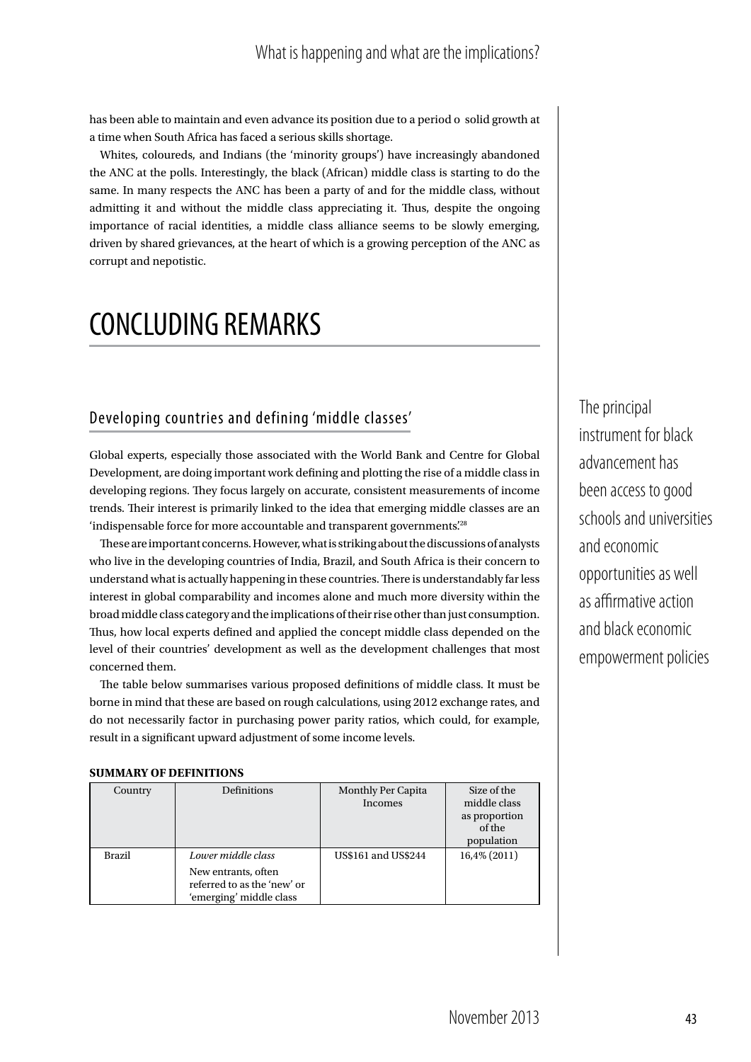has been able to maintain and even advance its position due to a period o solid growth at a time when South Africa has faced a serious skills shortage.

Whites, coloureds, and Indians (the 'minority groups') have increasingly abandoned the ANC at the polls. Interestingly, the black (African) middle class is starting to do the same. In many respects the ANC has been a party of and for the middle class, without admitting it and without the middle class appreciating it. Thus, despite the ongoing importance of racial identities, a middle class alliance seems to be slowly emerging, driven by shared grievances, at the heart of which is a growing perception of the ANC as corrupt and nepotistic.

# CONCLUDING REMARKS

## Developing countries and defining 'middle classes'

Global experts, especially those associated with the World Bank and Centre for Global Development, are doing important work defining and plotting the rise of a middle class in developing regions. They focus largely on accurate, consistent measurements of income trends. Their interest is primarily linked to the idea that emerging middle classes are an 'indispensable force for more accountable and transparent governments.'[28]

These are important concerns. However, what is striking about the discussions of analysts who live in the developing countries of India, Brazil, and South Africa is their concern to understand what is actually happening in these countries. There is understandably far less interest in global comparability and incomes alone and much more diversity within the broad middle class category and the implications of their rise other than just consumption. Thus, how local experts defined and applied the concept middle class depended on the level of their countries' development as well as the development challenges that most concerned them.

The table below summarises various proposed definitions of middle class. It must be borne in mind that these are based on rough calculations, using 2012 exchange rates, and do not necessarily factor in purchasing power parity ratios, which could, for example, result in a significant upward adjustment of some income levels.

The principal instrument for black advancement has been access to good schools and universities and economic opportunities as well as affirmative action and black economic empowerment policies

**SUMMARY OF DEFINITIONS**

| Country | Definitions | Monthly Per Capita Incomes | Size of the middle class as proportion of the population |
|---|---|---|---|
| Brazil | *Lower middle class* New entrants, often referred to as the 'new' or 'emerging' middle class | US$161 and US$244 | 16,4% (2011) |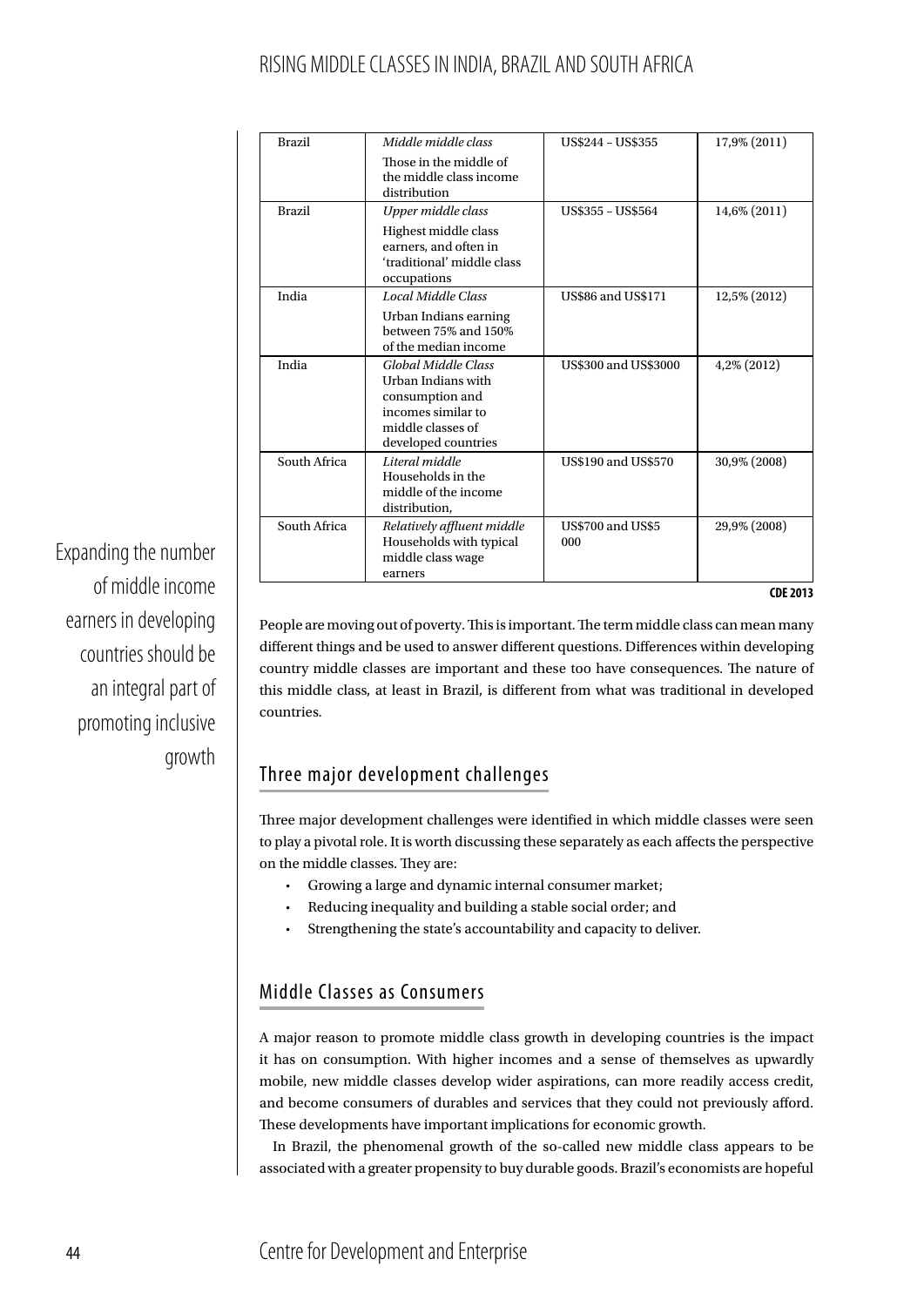| Brazil | *Middle middle class* Those in the middle of the middle class income distribution | US$244 – US$355 | 17,9% (2011) |
|---|---|---|---|
| Brazil | *Upper middle class* Highest middle class earners, and often in 'traditional' middle class occupations | US$355 – US$564 | 14,6% (2011) |
| India | *Local Middle Class* Urban Indians earning between 75% and 150% of the median income | US$86 and US$171 | 12,5% (2012) |
| India | *Global Middle Class* Urban Indians with consumption and incomes similar to middle classes of developed countries | US$300 and US$3000 | 4,2% (2012) |
| South Africa | *Literal middle* Households in the middle of the income distribution, | US$190 and US$570 | 30,9% (2008) |
| South Africa | *Relatively affluent middle* Households with typical middle class wage earners | US$700 and US$5 000 | 29,9% (2008) |

**CDE 2013**

Expanding the number of middle income earners in developing countries should be an integral part of promoting inclusive growth

People are moving out of poverty. This is important. The term middle class can mean many different things and be used to answer different questions. Differences within developing country middle classes are important and these too have consequences. The nature of this middle class, at least in Brazil, is different from what was traditional in developed countries.

## Three major development challenges

Three major development challenges were identified in which middle classes were seen to play a pivotal role. It is worth discussing these separately as each affects the perspective on the middle classes. They are:

- Growing a large and dynamic internal consumer market;
- Reducing inequality and building a stable social order; and
- Strengthening the state's accountability and capacity to deliver.

## Middle Classes as Consumers

A major reason to promote middle class growth in developing countries is the impact it has on consumption. With higher incomes and a sense of themselves as upwardly mobile, new middle classes develop wider aspirations, can more readily access credit, and become consumers of durables and services that they could not previously afford. These developments have important implications for economic growth.

In Brazil, the phenomenal growth of the so-called new middle class appears to be associated with a greater propensity to buy durable goods. Brazil's economists are hopeful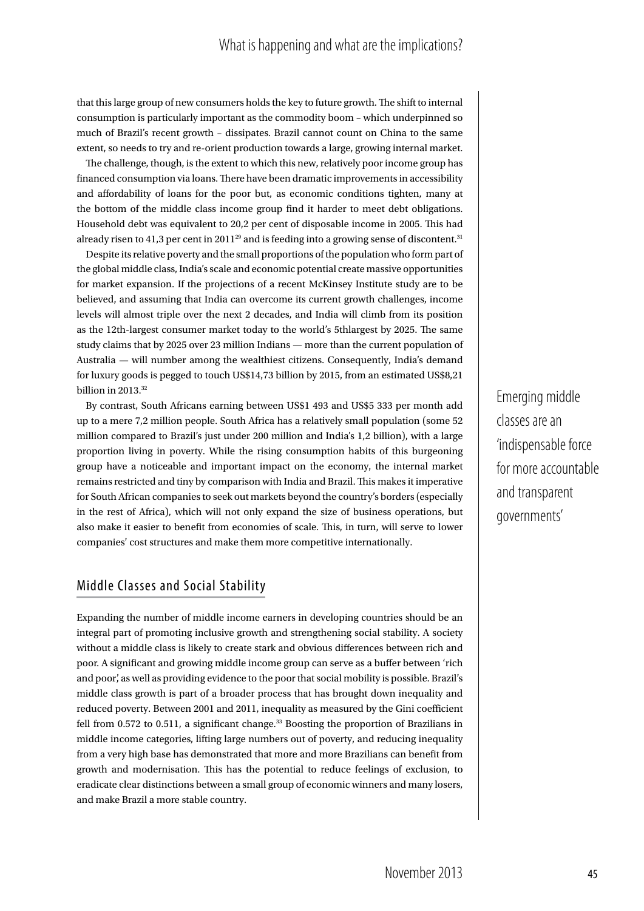that this large group of new consumers holds the key to future growth. The shift to internal consumption is particularly important as the commodity boom – which underpinned so much of Brazil's recent growth – dissipates. Brazil cannot count on China to the same extent, so needs to try and re-orient production towards a large, growing internal market.

The challenge, though, is the extent to which this new, relatively poor income group has financed consumption via loans. There have been dramatic improvements in accessibility and affordability of loans for the poor but, as economic conditions tighten, many at the bottom of the middle class income group find it harder to meet debt obligations. Household debt was equivalent to 20,2 per cent of disposable income in 2005. This had already risen to 41,3 per cent in 2011[29] and is feeding into a growing sense of discontent.[31]

Despite its relative poverty and the small proportions of the population who form part of the global middle class, India's scale and economic potential create massive opportunities for market expansion. If the projections of a recent McKinsey Institute study are to be believed, and assuming that India can overcome its current growth challenges, income levels will almost triple over the next 2 decades, and India will climb from its position as the 12th-largest consumer market today to the world's 5thlargest by 2025. The same study claims that by 2025 over 23 million Indians — more than the current population of Australia — will number among the wealthiest citizens. Consequently, India's demand for luxury goods is pegged to touch US$14,73 billion by 2015, from an estimated US$8,21 billion in 2013.[32]

By contrast, South Africans earning between US$1 493 and US$5 333 per month add up to a mere 7,2 million people. South Africa has a relatively small population (some 52 million compared to Brazil's just under 200 million and India's 1,2 billion), with a large proportion living in poverty. While the rising consumption habits of this burgeoning group have a noticeable and important impact on the economy, the internal market remains restricted and tiny by comparison with India and Brazil. This makes it imperative for South African companies to seek out markets beyond the country's borders (especially in the rest of Africa), which will not only expand the size of business operations, but also make it easier to benefit from economies of scale. This, in turn, will serve to lower companies' cost structures and make them more competitive internationally.

> Emerging middle classes are an 'indispensable force for more accountable and transparent governments'

## Middle Classes and Social Stability

Expanding the number of middle income earners in developing countries should be an integral part of promoting inclusive growth and strengthening social stability. A society without a middle class is likely to create stark and obvious differences between rich and poor. A significant and growing middle income group can serve as a buffer between 'rich and poor', as well as providing evidence to the poor that social mobility is possible. Brazil's middle class growth is part of a broader process that has brought down inequality and reduced poverty. Between 2001 and 2011, inequality as measured by the Gini coefficient fell from 0.572 to 0.511, a significant change.[33] Boosting the proportion of Brazilians in middle income categories, lifting large numbers out of poverty, and reducing inequality from a very high base has demonstrated that more and more Brazilians can benefit from growth and modernisation. This has the potential to reduce feelings of exclusion, to eradicate clear distinctions between a small group of economic winners and many losers, and make Brazil a more stable country.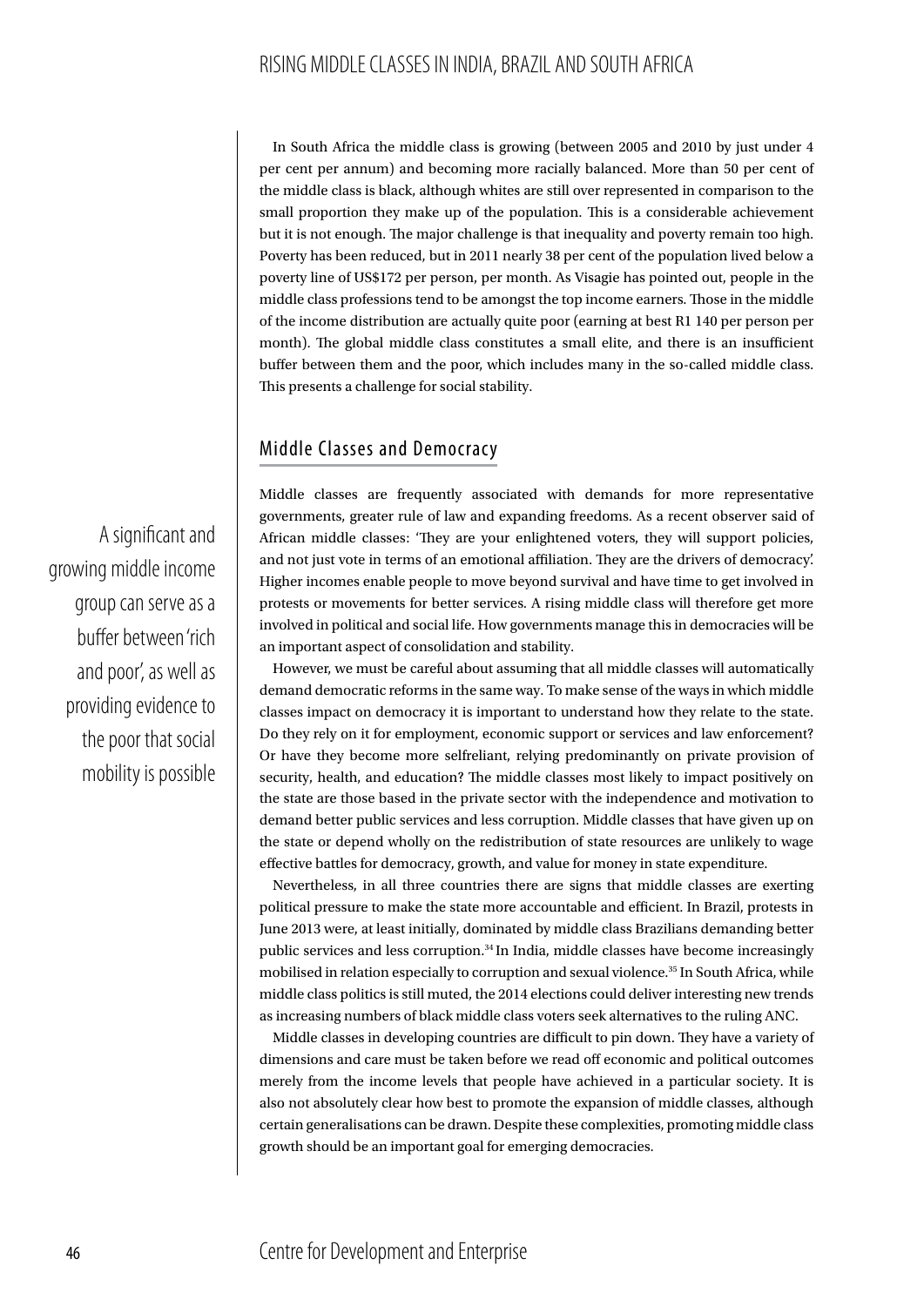In South Africa the middle class is growing (between 2005 and 2010 by just under 4 per cent per annum) and becoming more racially balanced. More than 50 per cent of the middle class is black, although whites are still over represented in comparison to the small proportion they make up of the population. This is a considerable achievement but it is not enough. The major challenge is that inequality and poverty remain too high. Poverty has been reduced, but in 2011 nearly 38 per cent of the population lived below a poverty line of US$172 per person, per month. As Visagie has pointed out, people in the middle class professions tend to be amongst the top income earners. Those in the middle of the income distribution are actually quite poor (earning at best R1 140 per person per month). The global middle class constitutes a small elite, and there is an insufficient buffer between them and the poor, which includes many in the so-called middle class. This presents a challenge for social stability.

## Middle Classes and Democracy

> A significant and growing middle income group can serve as a buffer between 'rich and poor', as well as providing evidence to the poor that social mobility is possible

Middle classes are frequently associated with demands for more representative governments, greater rule of law and expanding freedoms. As a recent observer said of African middle classes: 'They are your enlightened voters, they will support policies, and not just vote in terms of an emotional affiliation. They are the drivers of democracy'. Higher incomes enable people to move beyond survival and have time to get involved in protests or movements for better services. A rising middle class will therefore get more involved in political and social life. How governments manage this in democracies will be an important aspect of consolidation and stability.

However, we must be careful about assuming that all middle classes will automatically demand democratic reforms in the same way. To make sense of the ways in which middle classes impact on democracy it is important to understand how they relate to the state. Do they rely on it for employment, economic support or services and law enforcement? Or have they become more selfreliant, relying predominantly on private provision of security, health, and education? The middle classes most likely to impact positively on the state are those based in the private sector with the independence and motivation to demand better public services and less corruption. Middle classes that have given up on the state or depend wholly on the redistribution of state resources are unlikely to wage effective battles for democracy, growth, and value for money in state expenditure.

Nevertheless, in all three countries there are signs that middle classes are exerting political pressure to make the state more accountable and efficient. In Brazil, protests in June 2013 were, at least initially, dominated by middle class Brazilians demanding better public services and less corruption.[34] In India, middle classes have become increasingly mobilised in relation especially to corruption and sexual violence.[35] In South Africa, while middle class politics is still muted, the 2014 elections could deliver interesting new trends as increasing numbers of black middle class voters seek alternatives to the ruling ANC.

Middle classes in developing countries are difficult to pin down. They have a variety of dimensions and care must be taken before we read off economic and political outcomes merely from the income levels that people have achieved in a particular society. It is also not absolutely clear how best to promote the expansion of middle classes, although certain generalisations can be drawn. Despite these complexities, promoting middle class growth should be an important goal for emerging democracies.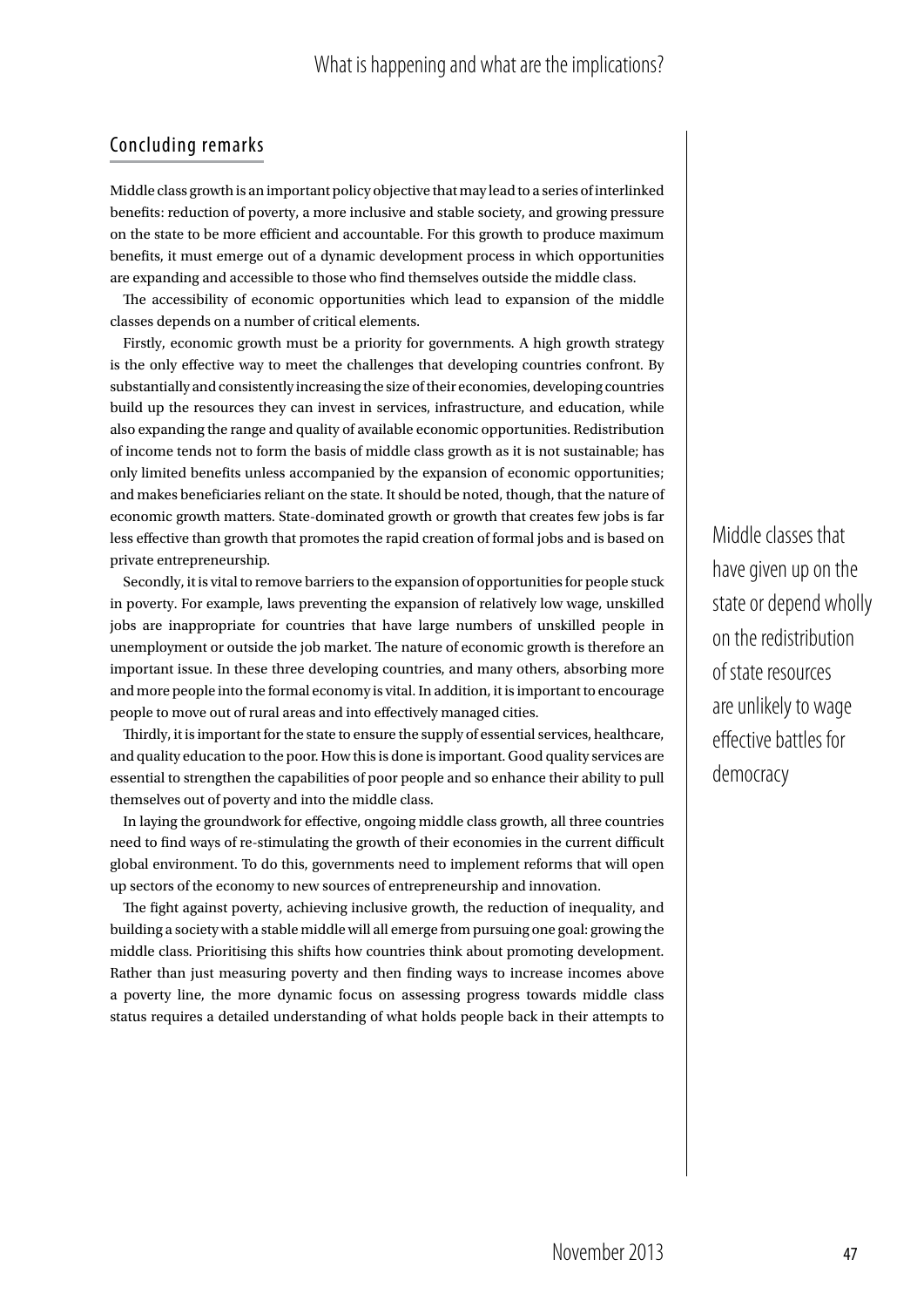## Concluding remarks

Middle class growth is an important policy objective that may lead to a series of interlinked benefits: reduction of poverty, a more inclusive and stable society, and growing pressure on the state to be more efficient and accountable. For this growth to produce maximum benefits, it must emerge out of a dynamic development process in which opportunities are expanding and accessible to those who find themselves outside the middle class.

The accessibility of economic opportunities which lead to expansion of the middle classes depends on a number of critical elements.

Firstly, economic growth must be a priority for governments. A high growth strategy is the only effective way to meet the challenges that developing countries confront. By substantially and consistently increasing the size of their economies, developing countries build up the resources they can invest in services, infrastructure, and education, while also expanding the range and quality of available economic opportunities. Redistribution of income tends not to form the basis of middle class growth as it is not sustainable; has only limited benefits unless accompanied by the expansion of economic opportunities; and makes beneficiaries reliant on the state. It should be noted, though, that the nature of economic growth matters. State-dominated growth or growth that creates few jobs is far less effective than growth that promotes the rapid creation of formal jobs and is based on private entrepreneurship.

> Middle classes that have given up on the state or depend wholly on the redistribution of state resources are unlikely to wage effective battles for democracy

Secondly, it is vital to remove barriers to the expansion of opportunities for people stuck in poverty. For example, laws preventing the expansion of relatively low wage, unskilled jobs are inappropriate for countries that have large numbers of unskilled people in unemployment or outside the job market. The nature of economic growth is therefore an important issue. In these three developing countries, and many others, absorbing more and more people into the formal economy is vital. In addition, it is important to encourage people to move out of rural areas and into effectively managed cities.

Thirdly, it is important for the state to ensure the supply of essential services, healthcare, and quality education to the poor. How this is done is important. Good quality services are essential to strengthen the capabilities of poor people and so enhance their ability to pull themselves out of poverty and into the middle class.

In laying the groundwork for effective, ongoing middle class growth, all three countries need to find ways of re-stimulating the growth of their economies in the current difficult global environment. To do this, governments need to implement reforms that will open up sectors of the economy to new sources of entrepreneurship and innovation.

The fight against poverty, achieving inclusive growth, the reduction of inequality, and building a society with a stable middle will all emerge from pursuing one goal: growing the middle class. Prioritising this shifts how countries think about promoting development. Rather than just measuring poverty and then finding ways to increase incomes above a poverty line, the more dynamic focus on assessing progress towards middle class status requires a detailed understanding of what holds people back in their attempts to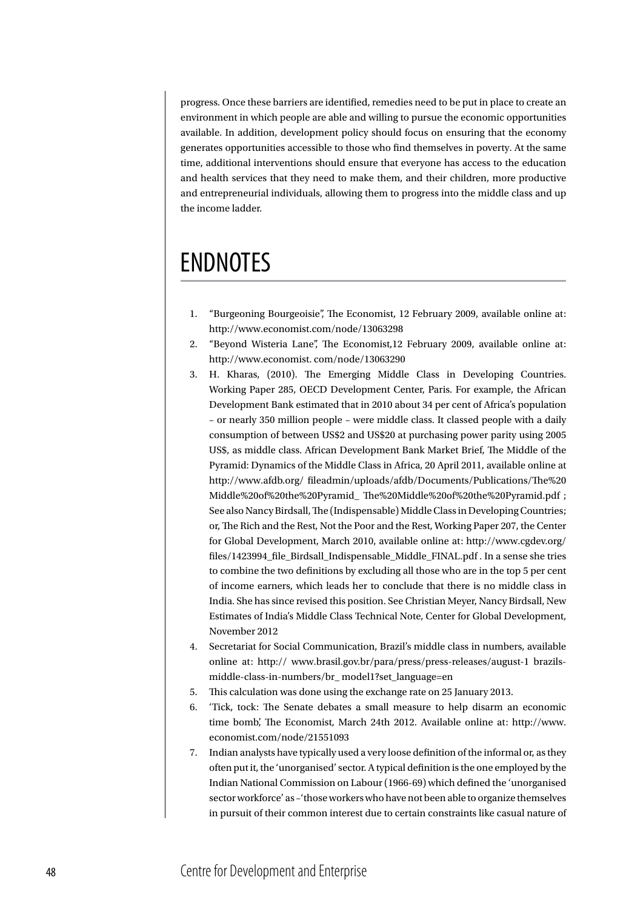progress. Once these barriers are identified, remedies need to be put in place to create an environment in which people are able and willing to pursue the economic opportunities available. In addition, development policy should focus on ensuring that the economy generates opportunities accessible to those who find themselves in poverty. At the same time, additional interventions should ensure that everyone has access to the education and health services that they need to make them, and their children, more productive and entrepreneurial individuals, allowing them to progress into the middle class and up the income ladder.

# ENDNOTES

1. "Burgeoning Bourgeoisie", The Economist, 12 February 2009, available online at: http://www.economist.com/node/13063298
2. "Beyond Wisteria Lane", The Economist,12 February 2009, available online at: http://www.economist. com/node/13063290
3. H. Kharas, (2010). The Emerging Middle Class in Developing Countries. Working Paper 285, OECD Development Center, Paris. For example, the African Development Bank estimated that in 2010 about 34 per cent of Africa's population – or nearly 350 million people – were middle class. It classed people with a daily consumption of between US$2 and US$20 at purchasing power parity using 2005 US$, as middle class. African Development Bank Market Brief, The Middle of the Pyramid: Dynamics of the Middle Class in Africa, 20 April 2011, available online at http://www.afdb.org/ fileadmin/uploads/afdb/Documents/Publications/The%20 Middle%20of%20the%20Pyramid_ The%20Middle%20of%20the%20Pyramid.pdf ; See also Nancy Birdsall, The (Indispensable) Middle Class in Developing Countries; or, The Rich and the Rest, Not the Poor and the Rest, Working Paper 207, the Center for Global Development, March 2010, available online at: http://www.cgdev.org/ files/1423994_file_Birdsall_Indispensable_Middle_FINAL.pdf . In a sense she tries to combine the two definitions by excluding all those who are in the top 5 per cent of income earners, which leads her to conclude that there is no middle class in India. She has since revised this position. See Christian Meyer, Nancy Birdsall, New Estimates of India's Middle Class Technical Note, Center for Global Development, November 2012
4. Secretariat for Social Communication, Brazil's middle class in numbers, available online at: http:// www.brasil.gov.br/para/press/press-releases/august-1 brazils-middle-class-in-numbers/br_ model1?set_language=en
5. This calculation was done using the exchange rate on 25 January 2013.
6. 'Tick, tock: The Senate debates a small measure to help disarm an economic time bomb', The Economist, March 24th 2012. Available online at: http://www. economist.com/node/21551093
7. Indian analysts have typically used a very loose definition of the informal or, as they often put it, the 'unorganised' sector. A typical definition is the one employed by the Indian National Commission on Labour (1966-69) which defined the 'unorganised sector workforce' as –'those workers who have not been able to organize themselves in pursuit of their common interest due to certain constraints like casual nature of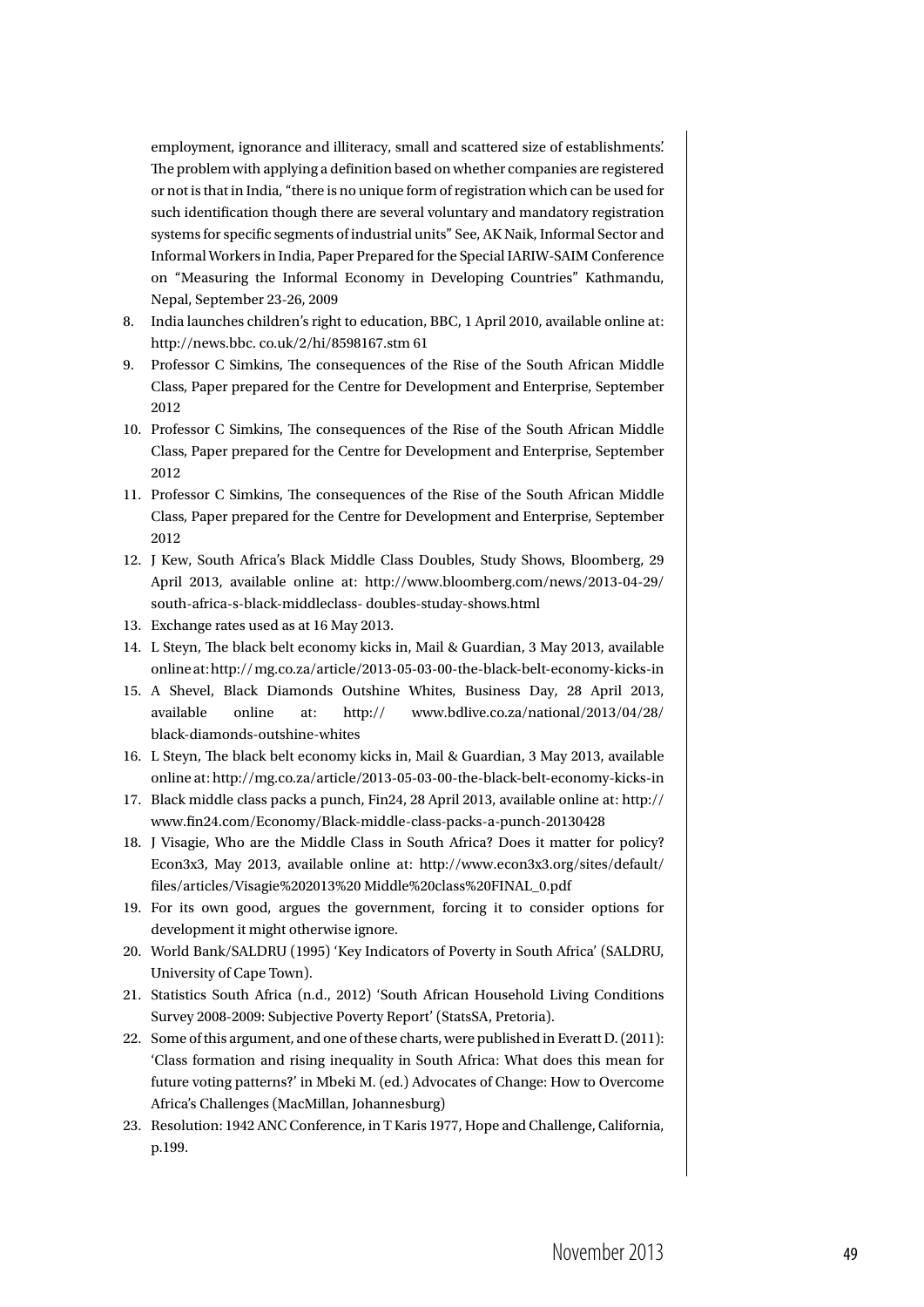employment, ignorance and illiteracy, small and scattered size of establishments'. The problem with applying a definition based on whether companies are registered or not is that in India, "there is no unique form of registration which can be used for such identification though there are several voluntary and mandatory registration systems for specific segments of industrial units" See, AK Naik, Informal Sector and Informal Workers in India, Paper Prepared for the Special IARIW-SAIM Conference on "Measuring the Informal Economy in Developing Countries" Kathmandu, Nepal, September 23-26, 2009

8. India launches children's right to education, BBC, 1 April 2010, available online at: http://news.bbc. co.uk/2/hi/8598167.stm 61
9. Professor C Simkins, The consequences of the Rise of the South African Middle Class, Paper prepared for the Centre for Development and Enterprise, September 2012
10. Professor C Simkins, The consequences of the Rise of the South African Middle Class, Paper prepared for the Centre for Development and Enterprise, September 2012
11. Professor C Simkins, The consequences of the Rise of the South African Middle Class, Paper prepared for the Centre for Development and Enterprise, September 2012
12. J Kew, South Africa's Black Middle Class Doubles, Study Shows, Bloomberg, 29 April 2013, available online at: http://www.bloomberg.com/news/2013-04-29/south-africa-s-black-middleclass- doubles-studay-shows.html
13. Exchange rates used as at 16 May 2013.
14. L Steyn, The black belt economy kicks in, Mail & Guardian, 3 May 2013, available online at: http://mg.co.za/article/2013-05-03-00-the-black-belt-economy-kicks-in
15. A Shevel, Black Diamonds Outshine Whites, Business Day, 28 April 2013, available online at: http:// www.bdlive.co.za/national/2013/04/28/black-diamonds-outshine-whites
16. L Steyn, The black belt economy kicks in, Mail & Guardian, 3 May 2013, available online at: http://mg.co.za/article/2013-05-03-00-the-black-belt-economy-kicks-in
17. Black middle class packs a punch, Fin24, 28 April 2013, available online at: http://www.fin24.com/Economy/Black-middle-class-packs-a-punch-20130428
18. J Visagie, Who are the Middle Class in South Africa? Does it matter for policy? Econ3x3, May 2013, available online at: http://www.econ3x3.org/sites/default/files/articles/Visagie%202013%20 Middle%20class%20FINAL_0.pdf
19. For its own good, argues the government, forcing it to consider options for development it might otherwise ignore.
20. World Bank/SALDRU (1995) 'Key Indicators of Poverty in South Africa' (SALDRU, University of Cape Town).
21. Statistics South Africa (n.d., 2012) 'South African Household Living Conditions Survey 2008-2009: Subjective Poverty Report' (StatsSA, Pretoria).
22. Some of this argument, and one of these charts, were published in Everatt D. (2011): 'Class formation and rising inequality in South Africa: What does this mean for future voting patterns?' in Mbeki M. (ed.) Advocates of Change: How to Overcome Africa's Challenges (MacMillan, Johannesburg)
23. Resolution: 1942 ANC Conference, in T Karis 1977, Hope and Challenge, California, p.199.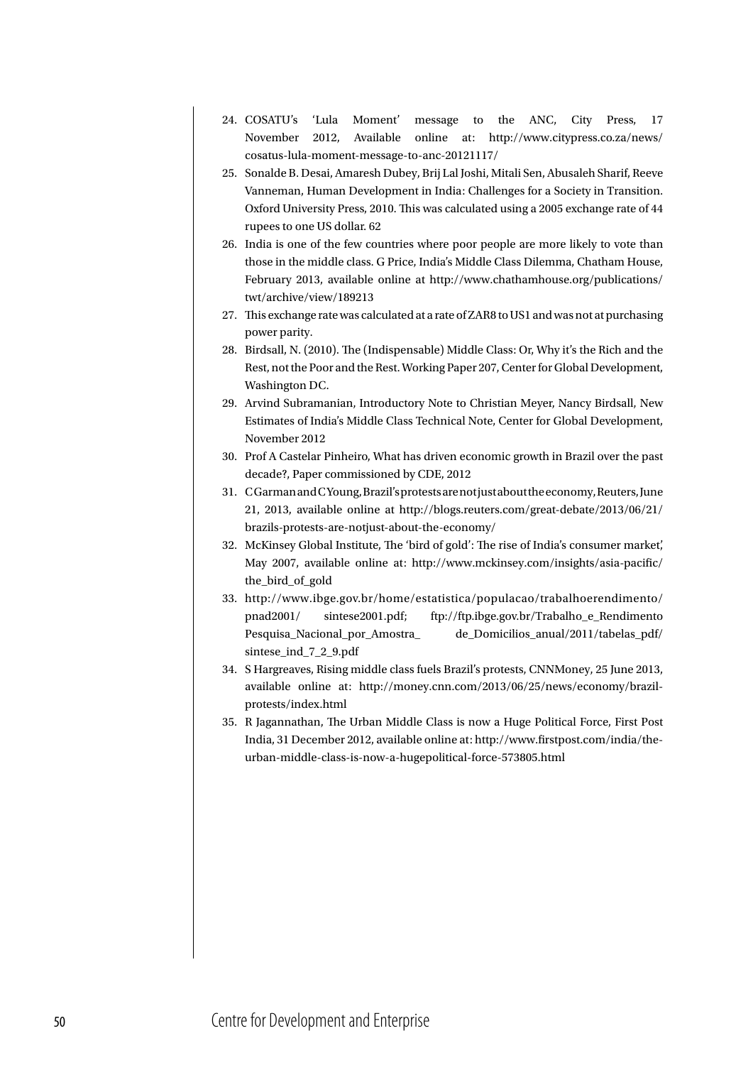24. COSATU's 'Lula Moment' message to the ANC, City Press, 17 November 2012, Available online at: http://www.citypress.co.za/news/cosatus-lula-moment-message-to-anc-20121117/
25. Sonalde B. Desai, Amaresh Dubey, Brij Lal Joshi, Mitali Sen, Abusaleh Sharif, Reeve Vanneman, Human Development in India: Challenges for a Society in Transition. Oxford University Press, 2010. This was calculated using a 2005 exchange rate of 44 rupees to one US dollar. 62
26. India is one of the few countries where poor people are more likely to vote than those in the middle class. G Price, India's Middle Class Dilemma, Chatham House, February 2013, available online at http://www.chathamhouse.org/publications/twt/archive/view/189213
27. This exchange rate was calculated at a rate of ZAR8 to US1 and was not at purchasing power parity.
28. Birdsall, N. (2010). The (Indispensable) Middle Class: Or, Why it's the Rich and the Rest, not the Poor and the Rest. Working Paper 207, Center for Global Development, Washington DC.
29. Arvind Subramanian, Introductory Note to Christian Meyer, Nancy Birdsall, New Estimates of India's Middle Class Technical Note, Center for Global Development, November 2012
30. Prof A Castelar Pinheiro, What has driven economic growth in Brazil over the past decade?, Paper commissioned by CDE, 2012
31. C Garman and C Young, Brazil's protests are not just about the economy, Reuters, June 21, 2013, available online at http://blogs.reuters.com/great-debate/2013/06/21/brazils-protests-are-notjust-about-the-economy/
32. McKinsey Global Institute, The 'bird of gold': The rise of India's consumer market', May 2007, available online at: http://www.mckinsey.com/insights/asia-pacific/the_bird_of_gold
33. http://www.ibge.gov.br/home/estatistica/populacao/trabalhoerendimento/pnad2001/ sintese2001.pdf; ftp://ftp.ibge.gov.br/Trabalho_e_Rendimento Pesquisa_Nacional_por_Amostra_ de_Domicilios_anual/2011/tabelas_pdf/sintese_ind_7_2_9.pdf
34. S Hargreaves, Rising middle class fuels Brazil's protests, CNNMoney, 25 June 2013, available online at: http://money.cnn.com/2013/06/25/news/economy/brazil-protests/index.html
35. R Jagannathan, The Urban Middle Class is now a Huge Political Force, First Post India, 31 December 2012, available online at: http://www.firstpost.com/india/the-urban-middle-class-is-now-a-hugepolitical-force-573805.html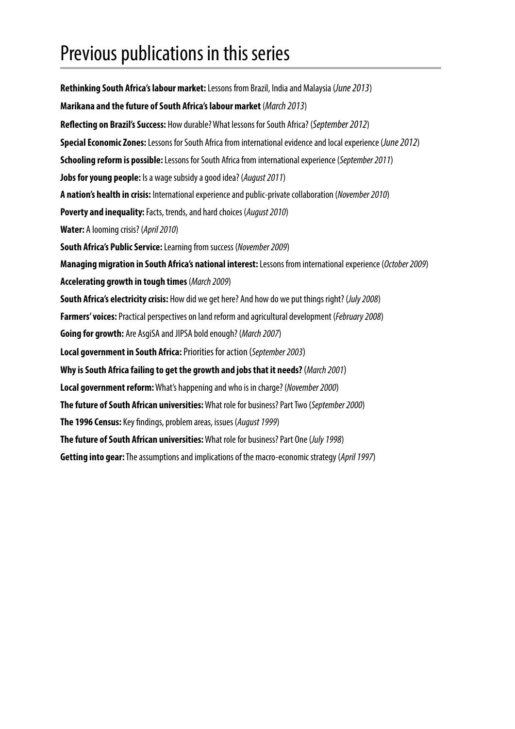# Previous publications in this series

**Rethinking South Africa's labour market:** Lessons from Brazil, India and Malaysia (*June 2013*)

**Marikana and the future of South Africa's labour market** (*March 2013*)

**Reflecting on Brazil's Success:** How durable? What lessons for South Africa? (*September 2012*)

**Special Economic Zones:** Lessons for South Africa from international evidence and local experience (*June 2012*)

**Schooling reform is possible:** Lessons for South Africa from international experience (*September 2011*)

**Jobs for young people:** Is a wage subsidy a good idea? (*August 2011*)

**A nation's health in crisis:** International experience and public-private collaboration (*November 2010*)

**Poverty and inequality:** Facts, trends, and hard choices (*August 2010*)

**Water:** A looming crisis? (*April 2010*)

**South Africa's Public Service:** Learning from success (*November 2009*)

**Managing migration in South Africa's national interest:** Lessons from international experience (*October 2009*)

**Accelerating growth in tough times** (*March 2009*)

**South Africa's electricity crisis:** How did we get here? And how do we put things right? (*July 2008*)

**Farmers' voices:** Practical perspectives on land reform and agricultural development (*February 2008*)

**Going for growth:** Are AsgiSA and JIPSA bold enough? (*March 2007*)

**Local government in South Africa:** Priorities for action (*September 2003*)

**Why is South Africa failing to get the growth and jobs that it needs?** (*March 2001*)

**Local government reform:** What's happening and who is in charge? (*November 2000*)

**The future of South African universities:** What role for business? Part Two (*September 2000*)

**The 1996 Census:** Key findings, problem areas, issues (*August 1999*)

**The future of South African universities:** What role for business? Part One (*July 1998*)

**Getting into gear:** The assumptions and implications of the macro-economic strategy (*April 1997*)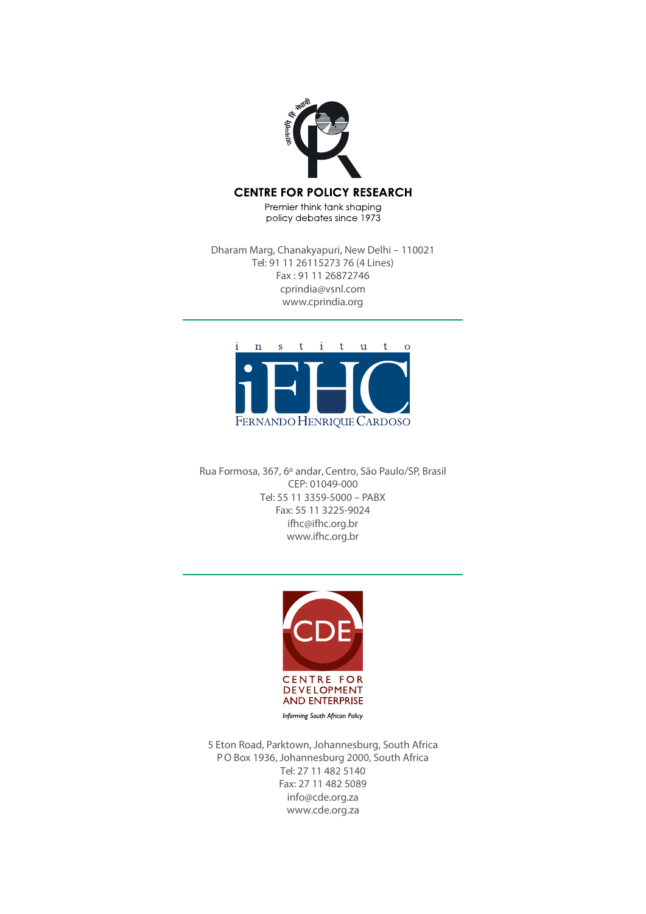**CENTRE FOR POLICY RESEARCH**

Premier think tank shaping
policy debates since 1973

Dharam Marg, Chanakyapuri, New Delhi – 110021
Tel: 91 11 26115273 76 (4 Lines)
Fax : 91 11 26872746
cprindia@vsnl.com
www.cprindia.org

---

instituto
iFHC
FERNANDO HENRIQUE CARDOSO

Rua Formosa, 367, 6º andar, Centro, São Paulo/SP, Brasil
CEP: 01049-000
Tel: 55 11 3359-5000 – PABX
Fax: 55 11 3225-9024
ifhc@ifhc.org.br
www.ifhc.org.br

---

CDE
CENTRE FOR
DEVELOPMENT
AND ENTERPRISE

*Informing South African Policy*

5 Eton Road, Parktown, Johannesburg, South Africa
P O Box 1936, Johannesburg 2000, South Africa
Tel: 27 11 482 5140
Fax: 27 11 482 5089
info@cde.org.za
www.cde.org.za